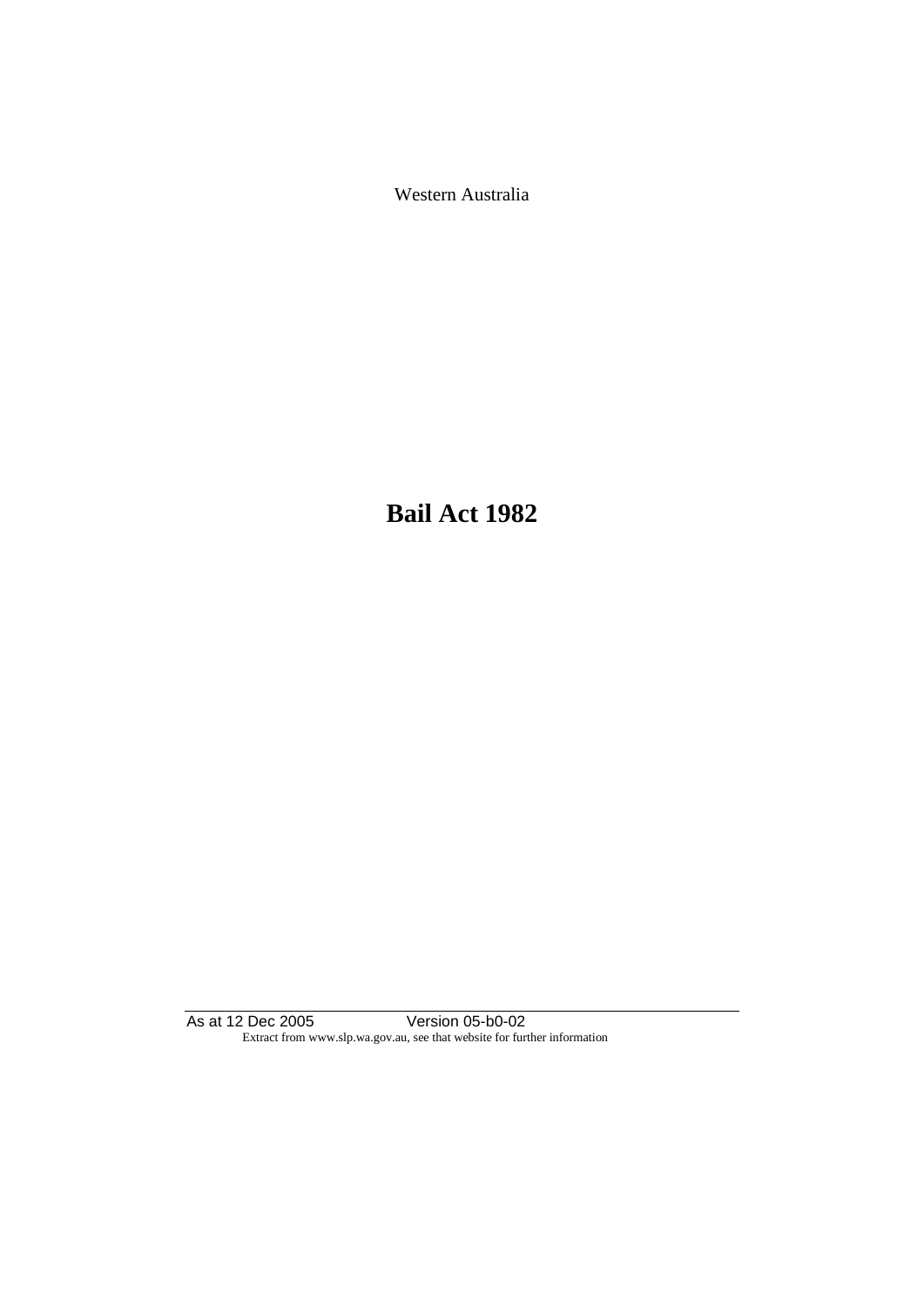Western Australia

# Bail Act 1982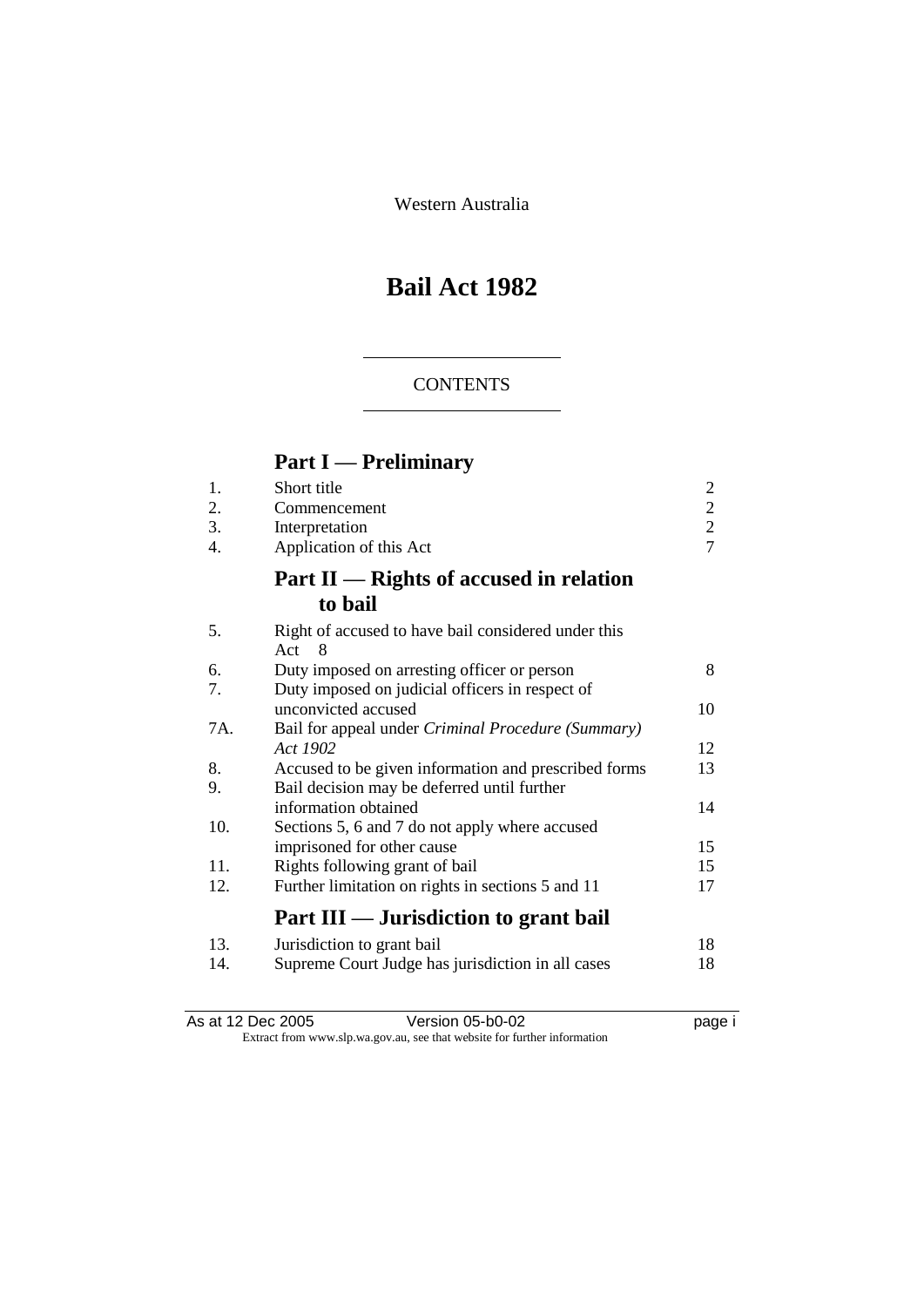Western Australia

# Bail Act 1982

## CONTENTS

## Part I — Preliminary

| | | |
|---|---|---|
| 1. | Short title | 2 |
| 2. | Commencement | 2 |
| 3. | Interpretation | 2 |
| 4. | Application of this Act | 7 |

## Part II — Rights of accused in relation to bail

| | | |
|---|---|---|
| 5. | Right of accused to have bail considered under this Act | 8 |
| 6. | Duty imposed on arresting officer or person | 8 |
| 7. | Duty imposed on judicial officers in respect of unconvicted accused | 10 |
| 7A. | Bail for appeal under *Criminal Procedure (Summary) Act 1902* | 12 |
| 8. | Accused to be given information and prescribed forms | 13 |
| 9. | Bail decision may be deferred until further information obtained | 14 |
| 10. | Sections 5, 6 and 7 do not apply where accused imprisoned for other cause | 15 |
| 11. | Rights following grant of bail | 15 |
| 12. | Further limitation on rights in sections 5 and 11 | 17 |

## Part III — Jurisdiction to grant bail

| | | |
|---|---|---|
| 13. | Jurisdiction to grant bail | 18 |
| 14. | Supreme Court Judge has jurisdiction in all cases | 18 |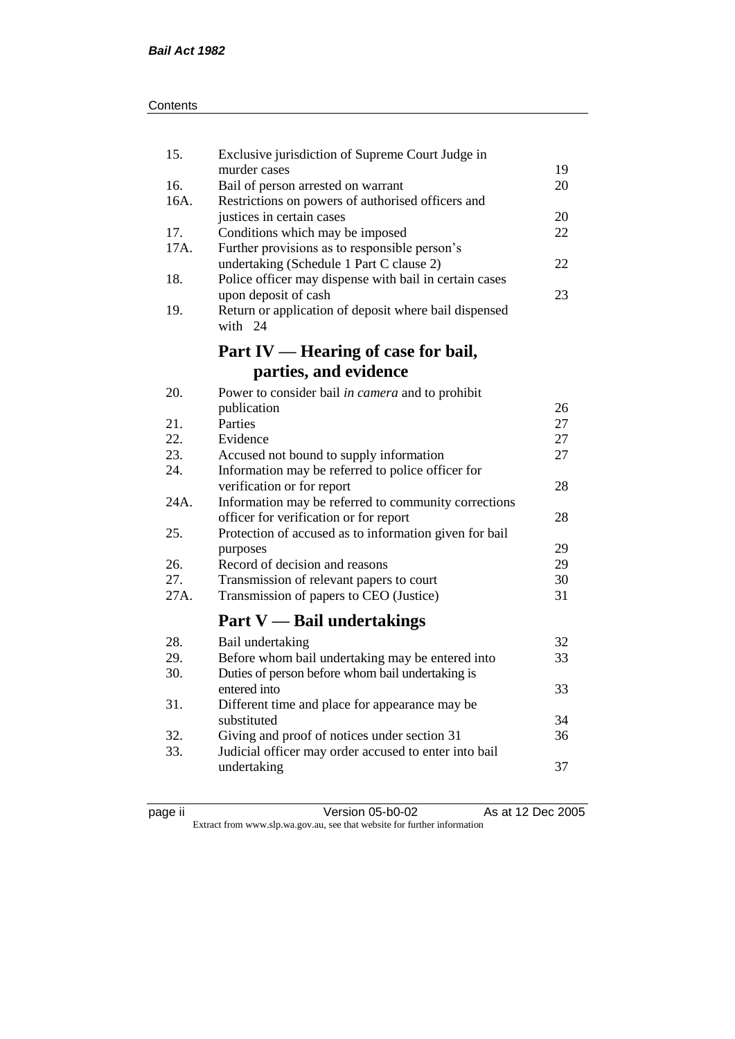| | | |
|---|---|---|
| 15. | Exclusive jurisdiction of Supreme Court Judge in murder cases | 19 |
| 16. | Bail of person arrested on warrant | 20 |
| 16A. | Restrictions on powers of authorised officers and justices in certain cases | 20 |
| 17. | Conditions which may be imposed | 22 |
| 17A. | Further provisions as to responsible person's undertaking (Schedule 1 Part C clause 2) | 22 |
| 18. | Police officer may dispense with bail in certain cases upon deposit of cash | 23 |
| 19. | Return or application of deposit where bail dispensed with 24 | |

## Part IV — Hearing of case for bail, parties, and evidence

| | | |
|---|---|---|
| 20. | Power to consider bail *in camera* and to prohibit publication | 26 |
| 21. | Parties | 27 |
| 22. | Evidence | 27 |
| 23. | Accused not bound to supply information | 27 |
| 24. | Information may be referred to police officer for verification or for report | 28 |
| 24A. | Information may be referred to community corrections officer for verification or for report | 28 |
| 25. | Protection of accused as to information given for bail purposes | 29 |
| 26. | Record of decision and reasons | 29 |
| 27. | Transmission of relevant papers to court | 30 |
| 27A. | Transmission of papers to CEO (Justice) | 31 |

## Part V — Bail undertakings

| | | |
|---|---|---|
| 28. | Bail undertaking | 32 |
| 29. | Before whom bail undertaking may be entered into | 33 |
| 30. | Duties of person before whom bail undertaking is entered into | 33 |
| 31. | Different time and place for appearance may be substituted | 34 |
| 32. | Giving and proof of notices under section 31 | 36 |
| 33. | Judicial officer may order accused to enter into bail undertaking | 37 |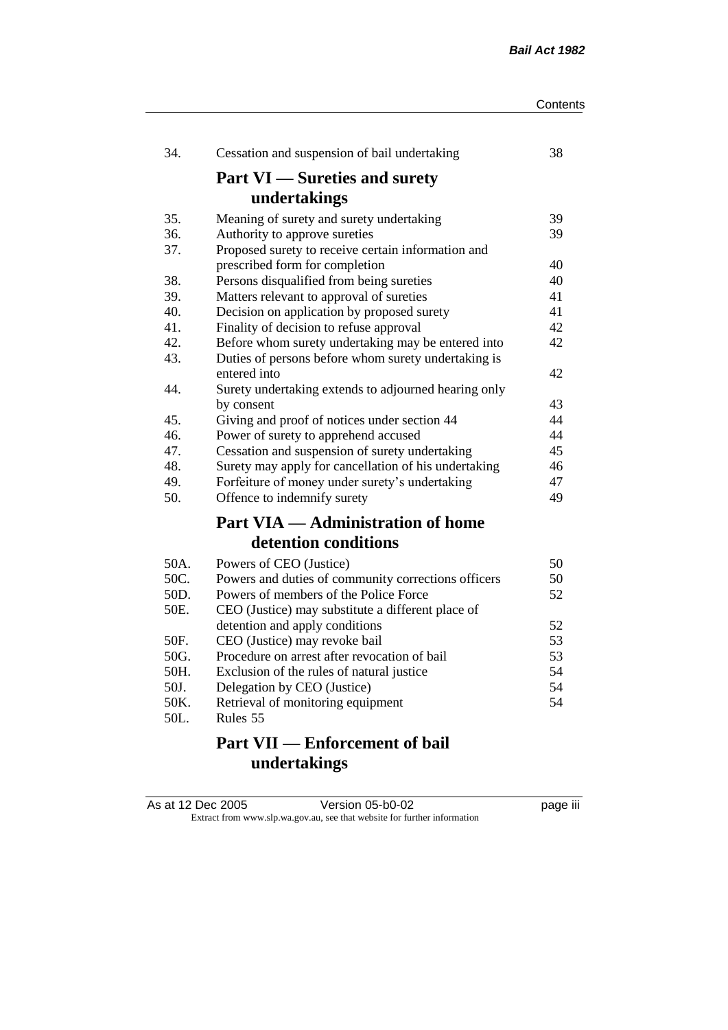| | | |
|---|---|---|
| 34. | Cessation and suspension of bail undertaking | 38 |

## Part VI — Sureties and surety undertakings

| | | |
|---|---|---|
| 35. | Meaning of surety and surety undertaking | 39 |
| 36. | Authority to approve sureties | 39 |
| 37. | Proposed surety to receive certain information and prescribed form for completion | 40 |
| 38. | Persons disqualified from being sureties | 40 |
| 39. | Matters relevant to approval of sureties | 41 |
| 40. | Decision on application by proposed surety | 41 |
| 41. | Finality of decision to refuse approval | 42 |
| 42. | Before whom surety undertaking may be entered into | 42 |
| 43. | Duties of persons before whom surety undertaking is entered into | 42 |
| 44. | Surety undertaking extends to adjourned hearing only by consent | 43 |
| 45. | Giving and proof of notices under section 44 | 44 |
| 46. | Power of surety to apprehend accused | 44 |
| 47. | Cessation and suspension of surety undertaking | 45 |
| 48. | Surety may apply for cancellation of his undertaking | 46 |
| 49. | Forfeiture of money under surety's undertaking | 47 |
| 50. | Offence to indemnify surety | 49 |

## Part VIA — Administration of home detention conditions

| | | |
|---|---|---|
| 50A. | Powers of CEO (Justice) | 50 |
| 50C. | Powers and duties of community corrections officers | 50 |
| 50D. | Powers of members of the Police Force | 52 |
| 50E. | CEO (Justice) may substitute a different place of detention and apply conditions | 52 |
| 50F. | CEO (Justice) may revoke bail | 53 |
| 50G. | Procedure on arrest after revocation of bail | 53 |
| 50H. | Exclusion of the rules of natural justice | 54 |
| 50J. | Delegation by CEO (Justice) | 54 |
| 50K. | Retrieval of monitoring equipment | 54 |
| 50L. | Rules | 55 |

## Part VII — Enforcement of bail undertakings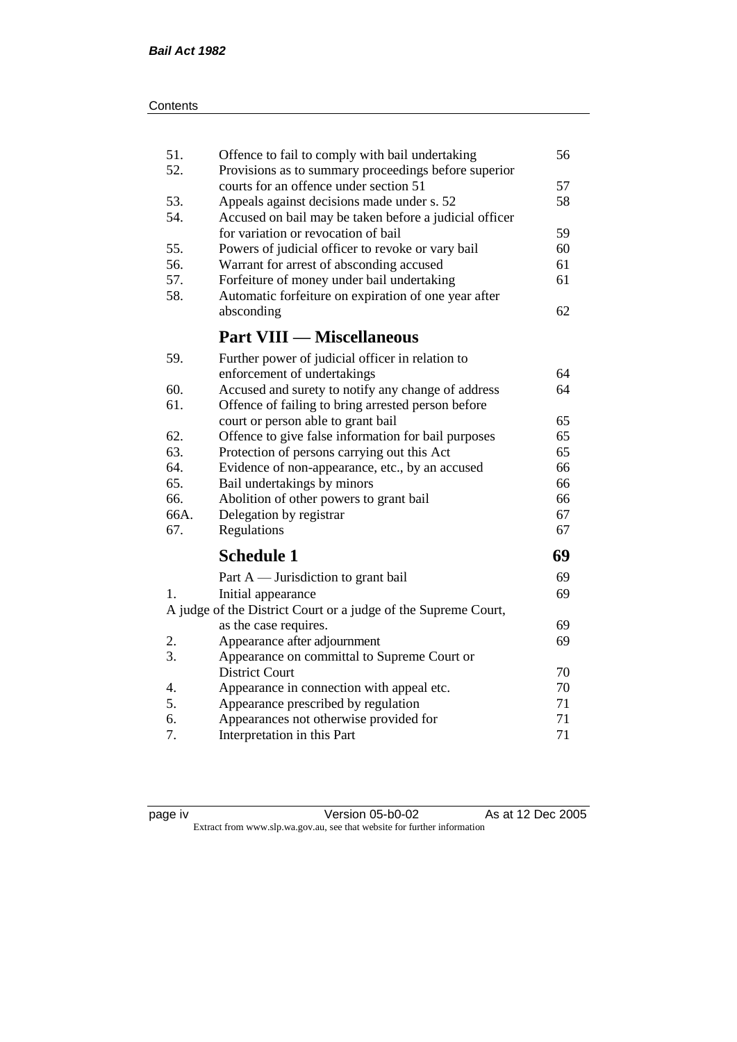| | | |
|---|---|---|
| 51. | Offence to fail to comply with bail undertaking | 56 |
| 52. | Provisions as to summary proceedings before superior courts for an offence under section 51 | 57 |
| 53. | Appeals against decisions made under s. 52 | 58 |
| 54. | Accused on bail may be taken before a judicial officer for variation or revocation of bail | 59 |
| 55. | Powers of judicial officer to revoke or vary bail | 60 |
| 56. | Warrant for arrest of absconding accused | 61 |
| 57. | Forfeiture of money under bail undertaking | 61 |
| 58. | Automatic forfeiture on expiration of one year after absconding | 62 |

## Part VIII — Miscellaneous

| | | |
|---|---|---|
| 59. | Further power of judicial officer in relation to enforcement of undertakings | 64 |
| 60. | Accused and surety to notify any change of address | 64 |
| 61. | Offence of failing to bring arrested person before court or person able to grant bail | 65 |
| 62. | Offence to give false information for bail purposes | 65 |
| 63. | Protection of persons carrying out this Act | 65 |
| 64. | Evidence of non-appearance, etc., by an accused | 66 |
| 65. | Bail undertakings by minors | 66 |
| 66. | Abolition of other powers to grant bail | 66 |
| 66A. | Delegation by registrar | 67 |
| 67. | Regulations | 67 |

## Schedule 1 — 69

| | | |
|---|---|---|
| | Part A — Jurisdiction to grant bail | 69 |
| 1. | Initial appearance | 69 |
| | A judge of the District Court or a judge of the Supreme Court, as the case requires. | 69 |
| 2. | Appearance after adjournment | 69 |
| 3. | Appearance on committal to Supreme Court or District Court | 70 |
| 4. | Appearance in connection with appeal etc. | 70 |
| 5. | Appearance prescribed by regulation | 71 |
| 6. | Appearances not otherwise provided for | 71 |
| 7. | Interpretation in this Part | 71 |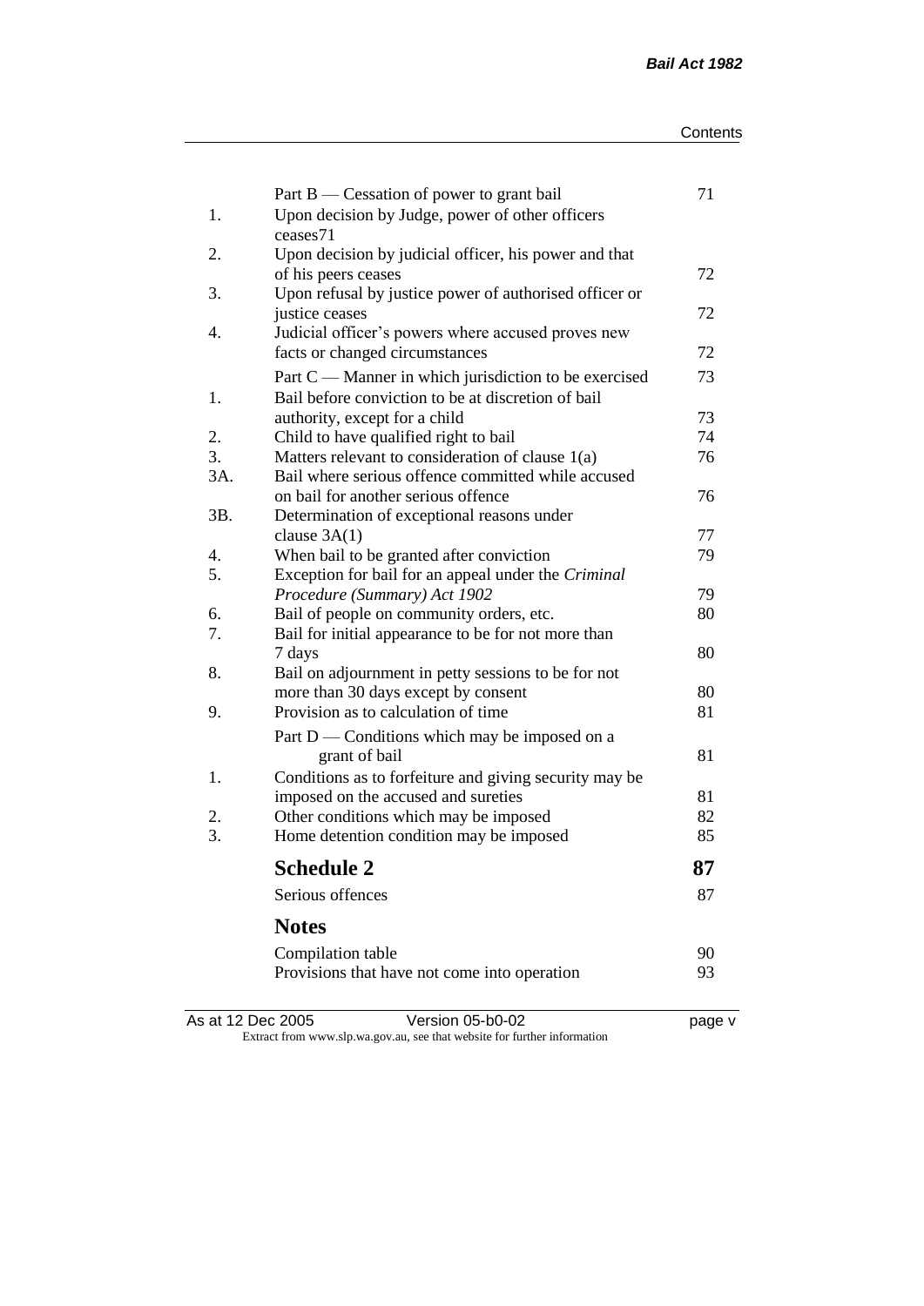| | | |
|---|---|---|
| | Part B — Cessation of power to grant bail | 71 |
| 1. | Upon decision by Judge, power of other officers ceases | 71 |
| 2. | Upon decision by judicial officer, his power and that of his peers ceases | 72 |
| 3. | Upon refusal by justice power of authorised officer or justice ceases | 72 |
| 4. | Judicial officer's powers where accused proves new facts or changed circumstances | 72 |
| | Part C — Manner in which jurisdiction to be exercised | 73 |
| 1. | Bail before conviction to be at discretion of bail authority, except for a child | 73 |
| 2. | Child to have qualified right to bail | 74 |
| 3. | Matters relevant to consideration of clause 1(a) | 76 |
| 3A. | Bail where serious offence committed while accused on bail for another serious offence | 76 |
| 3B. | Determination of exceptional reasons under clause 3A(1) | 77 |
| 4. | When bail to be granted after conviction | 79 |
| 5. | Exception for bail for an appeal under the *Criminal Procedure (Summary) Act 1902* | 79 |
| 6. | Bail of people on community orders, etc. | 80 |
| 7. | Bail for initial appearance to be for not more than 7 days | 80 |
| 8. | Bail on adjournment in petty sessions to be for not more than 30 days except by consent | 80 |
| 9. | Provision as to calculation of time | 81 |
| | Part D — Conditions which may be imposed on a grant of bail | 81 |
| 1. | Conditions as to forfeiture and giving security may be imposed on the accused and sureties | 81 |
| 2. | Other conditions which may be imposed | 82 |
| 3. | Home detention condition may be imposed | 85 |
| | **Schedule 2** | **87** |
| | Serious offences | 87 |
| | **Notes** | |
| | Compilation table | 90 |
| | Provisions that have not come into operation | 93 |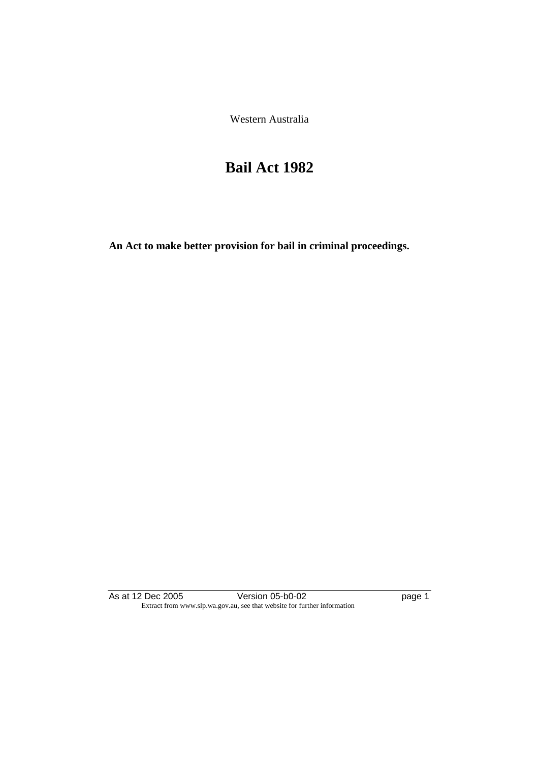Western Australia

# Bail Act 1982

**An Act to make better provision for bail in criminal proceedings.**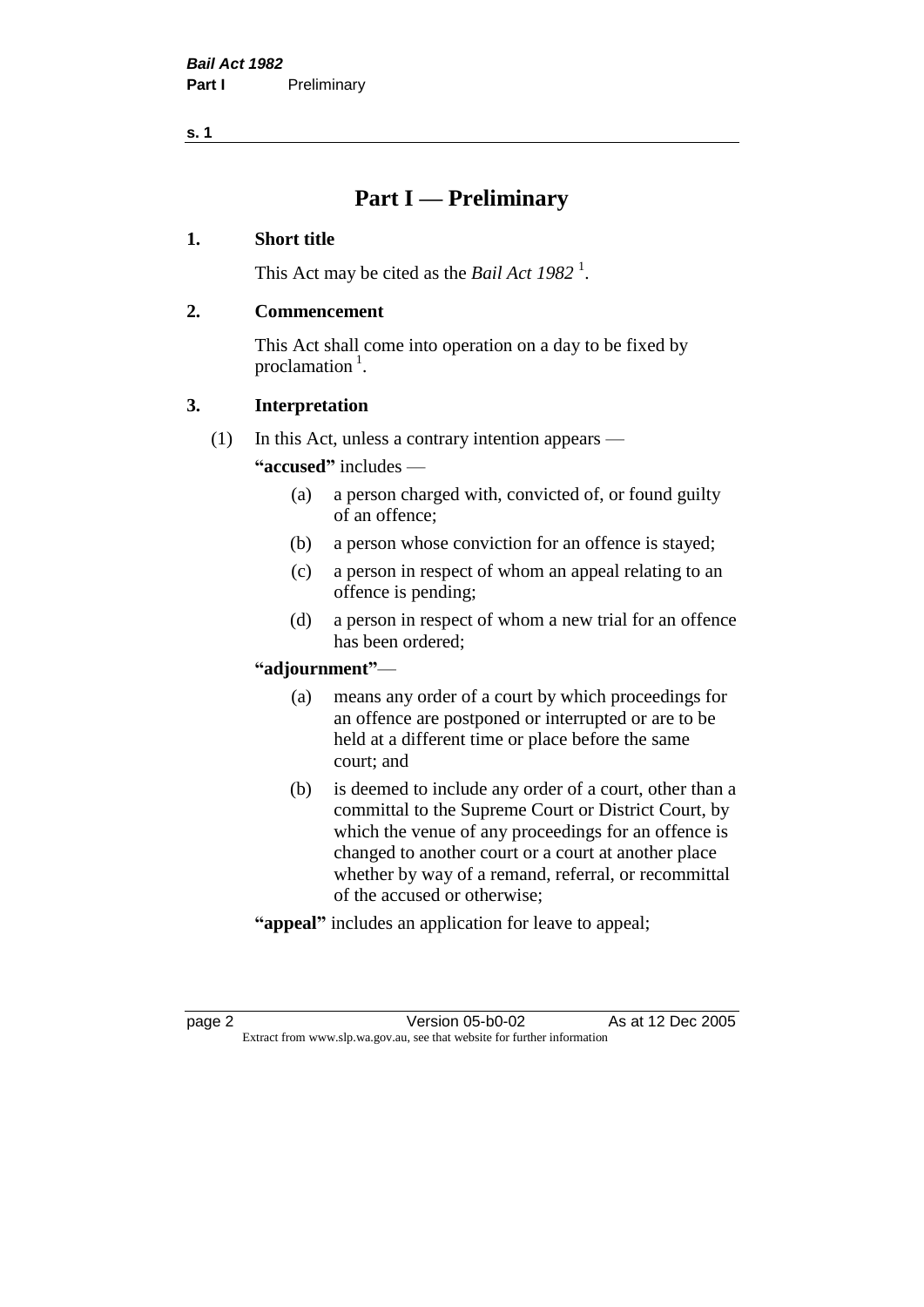# Part I — Preliminary

## 1. Short title

This Act may be cited as the *Bail Act 1982* [1].

## 2. Commencement

This Act shall come into operation on a day to be fixed by proclamation [1].

## 3. Interpretation

(1) In this Act, unless a contrary intention appears —

**"accused"** includes —

- (a) a person charged with, convicted of, or found guilty of an offence;
- (b) a person whose conviction for an offence is stayed;
- (c) a person in respect of whom an appeal relating to an offence is pending;
- (d) a person in respect of whom a new trial for an offence has been ordered;

**"adjournment"**—

- (a) means any order of a court by which proceedings for an offence are postponed or interrupted or are to be held at a different time or place before the same court; and
- (b) is deemed to include any order of a court, other than a committal to the Supreme Court or District Court, by which the venue of any proceedings for an offence is changed to another court or a court at another place whether by way of a remand, referral, or recommittal of the accused or otherwise;

**"appeal"** includes an application for leave to appeal;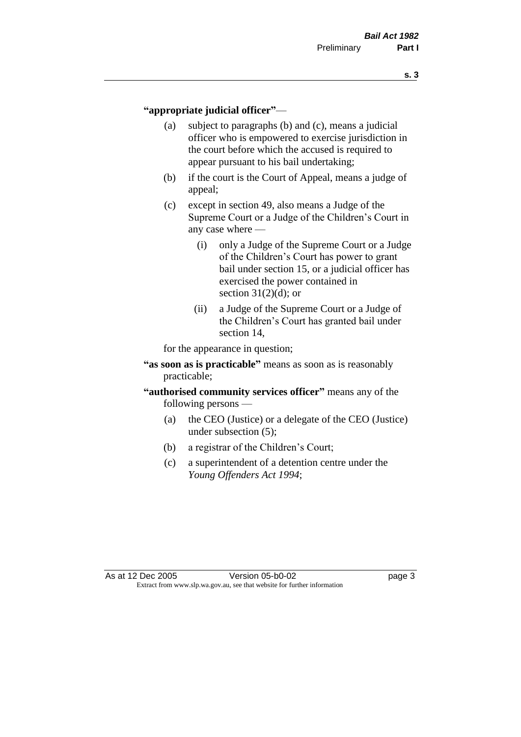**"appropriate judicial officer"**—

(a) subject to paragraphs (b) and (c), means a judicial officer who is empowered to exercise jurisdiction in the court before which the accused is required to appear pursuant to his bail undertaking;

(b) if the court is the Court of Appeal, means a judge of appeal;

(c) except in section 49, also means a Judge of the Supreme Court or a Judge of the Children's Court in any case where —

  (i) only a Judge of the Supreme Court or a Judge of the Children's Court has power to grant bail under section 15, or a judicial officer has exercised the power contained in section 31(2)(d); or

  (ii) a Judge of the Supreme Court or a Judge of the Children's Court has granted bail under section 14,

for the appearance in question;

**"as soon as is practicable"** means as soon as is reasonably practicable;

**"authorised community services officer"** means any of the following persons —

(a) the CEO (Justice) or a delegate of the CEO (Justice) under subsection (5);

(b) a registrar of the Children's Court;

(c) a superintendent of a detention centre under the *Young Offenders Act 1994*;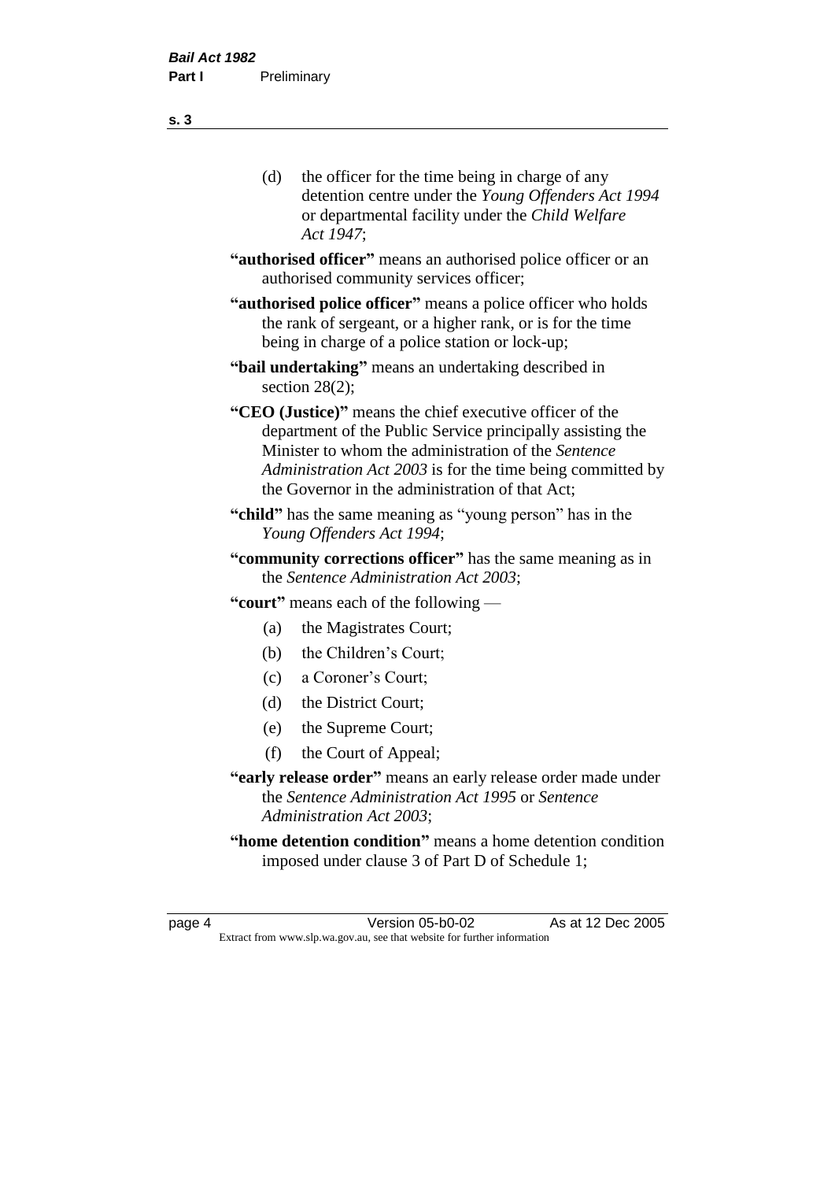(d) the officer for the time being in charge of any detention centre under the *Young Offenders Act 1994* or departmental facility under the *Child Welfare Act 1947*;

**"authorised officer"** means an authorised police officer or an authorised community services officer;

**"authorised police officer"** means a police officer who holds the rank of sergeant, or a higher rank, or is for the time being in charge of a police station or lock-up;

**"bail undertaking"** means an undertaking described in section 28(2);

**"CEO (Justice)"** means the chief executive officer of the department of the Public Service principally assisting the Minister to whom the administration of the *Sentence Administration Act 2003* is for the time being committed by the Governor in the administration of that Act;

**"child"** has the same meaning as "young person" has in the *Young Offenders Act 1994*;

**"community corrections officer"** has the same meaning as in the *Sentence Administration Act 2003*;

**"court"** means each of the following —

(a) the Magistrates Court;

(b) the Children's Court;

(c) a Coroner's Court;

(d) the District Court;

(e) the Supreme Court;

(f) the Court of Appeal;

**"early release order"** means an early release order made under the *Sentence Administration Act 1995* or *Sentence Administration Act 2003*;

**"home detention condition"** means a home detention condition imposed under clause 3 of Part D of Schedule 1;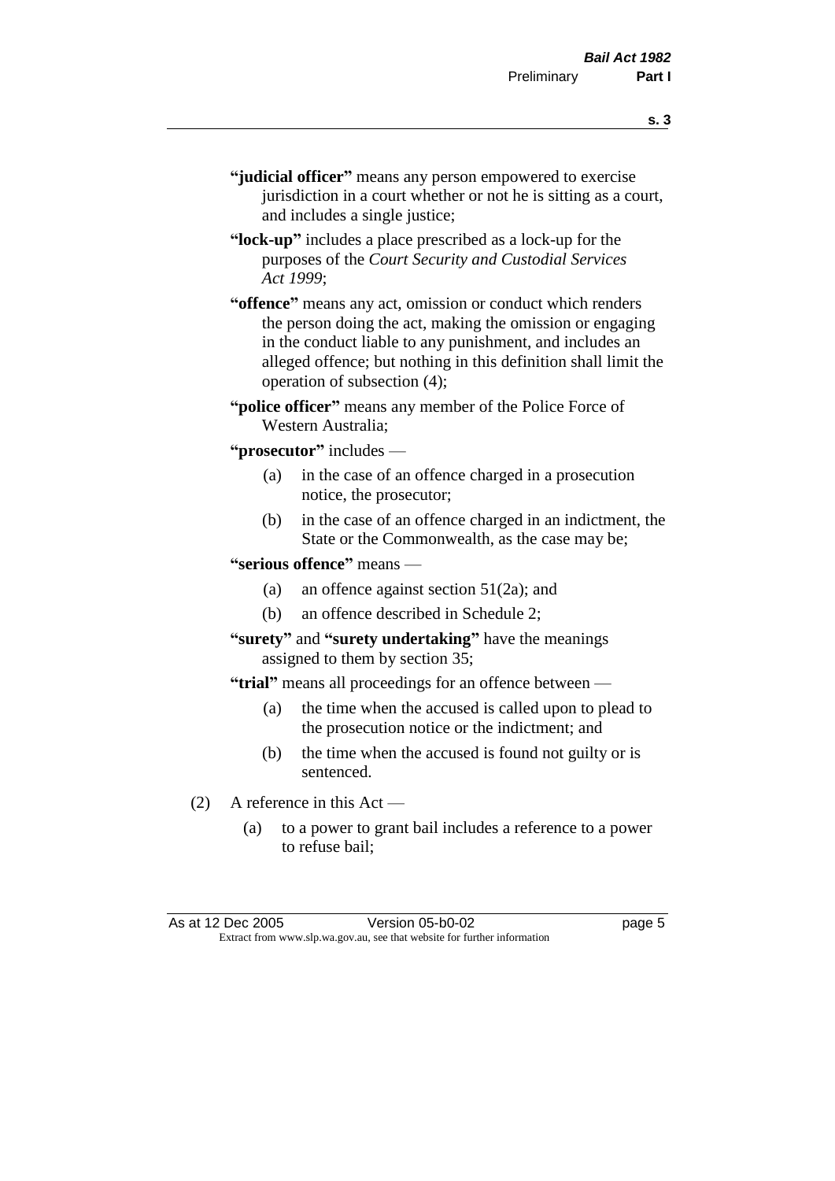"**judicial officer**" means any person empowered to exercise jurisdiction in a court whether or not he is sitting as a court, and includes a single justice;

"**lock-up**" includes a place prescribed as a lock-up for the purposes of the *Court Security and Custodial Services Act 1999*;

"**offence**" means any act, omission or conduct which renders the person doing the act, making the omission or engaging in the conduct liable to any punishment, and includes an alleged offence; but nothing in this definition shall limit the operation of subsection (4);

"**police officer**" means any member of the Police Force of Western Australia;

"**prosecutor**" includes —

(a) in the case of an offence charged in a prosecution notice, the prosecutor;

(b) in the case of an offence charged in an indictment, the State or the Commonwealth, as the case may be;

"**serious offence**" means —

(a) an offence against section 51(2a); and

(b) an offence described in Schedule 2;

"**surety**" and "**surety undertaking**" have the meanings assigned to them by section 35;

"**trial**" means all proceedings for an offence between —

(a) the time when the accused is called upon to plead to the prosecution notice or the indictment; and

(b) the time when the accused is found not guilty or is sentenced.

(2) A reference in this Act —

(a) to a power to grant bail includes a reference to a power to refuse bail;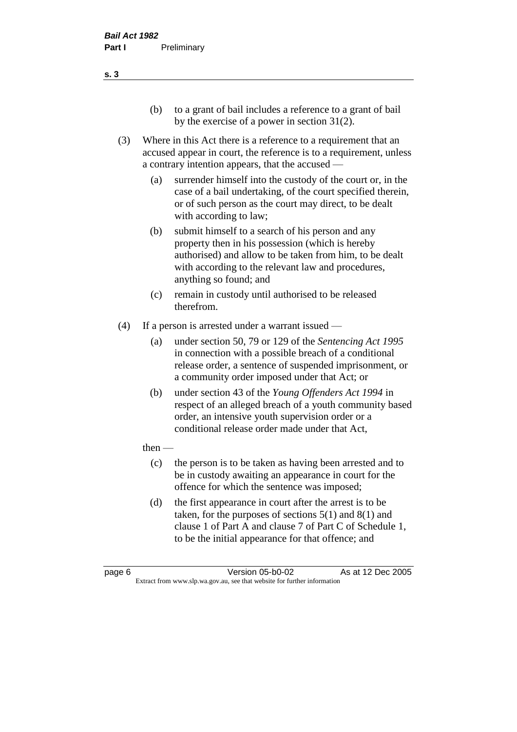(b) to a grant of bail includes a reference to a grant of bail by the exercise of a power in section 31(2).

(3) Where in this Act there is a reference to a requirement that an accused appear in court, the reference is to a requirement, unless a contrary intention appears, that the accused —

(a) surrender himself into the custody of the court or, in the case of a bail undertaking, of the court specified therein, or of such person as the court may direct, to be dealt with according to law;

(b) submit himself to a search of his person and any property then in his possession (which is hereby authorised) and allow to be taken from him, to be dealt with according to the relevant law and procedures, anything so found; and

(c) remain in custody until authorised to be released therefrom.

(4) If a person is arrested under a warrant issued —

(a) under section 50, 79 or 129 of the *Sentencing Act 1995* in connection with a possible breach of a conditional release order, a sentence of suspended imprisonment, or a community order imposed under that Act; or

(b) under section 43 of the *Young Offenders Act 1994* in respect of an alleged breach of a youth community based order, an intensive youth supervision order or a conditional release order made under that Act,

then —

(c) the person is to be taken as having been arrested and to be in custody awaiting an appearance in court for the offence for which the sentence was imposed;

(d) the first appearance in court after the arrest is to be taken, for the purposes of sections 5(1) and 8(1) and clause 1 of Part A and clause 7 of Part C of Schedule 1, to be the initial appearance for that offence; and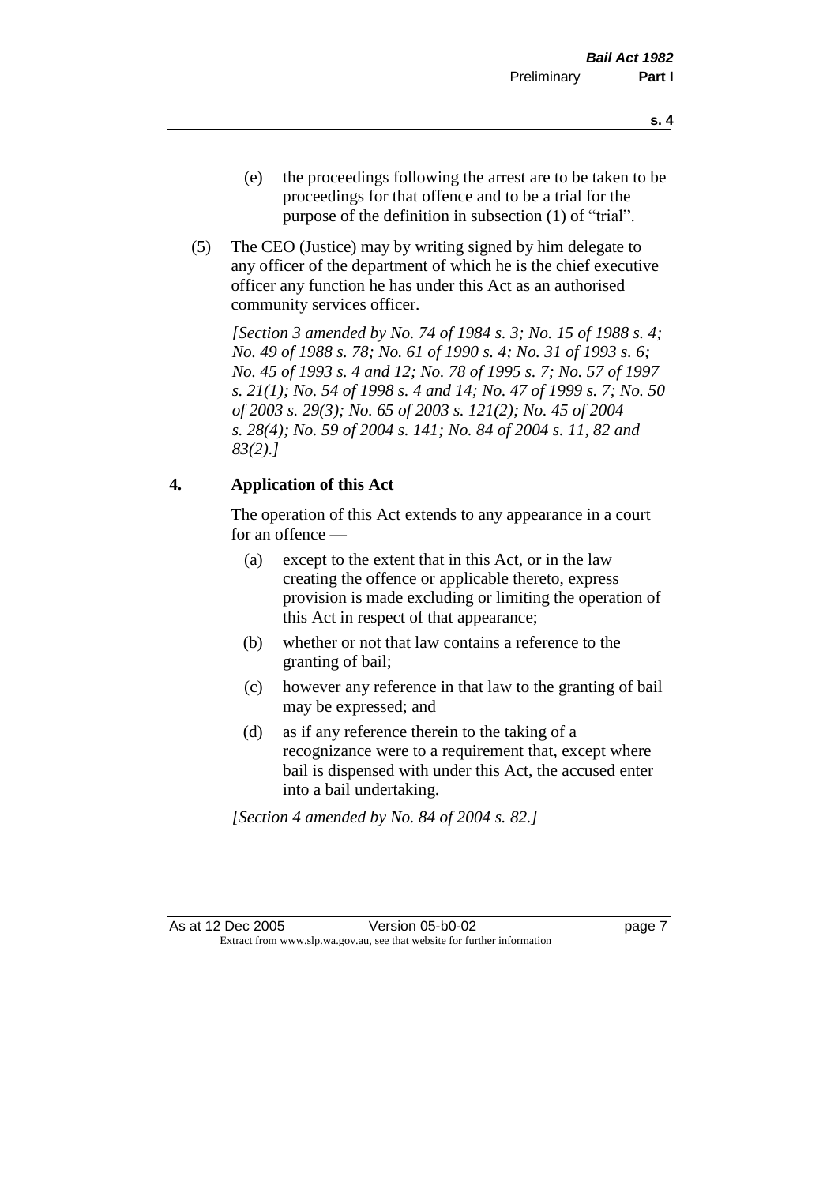(e) the proceedings following the arrest are to be taken to be proceedings for that offence and to be a trial for the purpose of the definition in subsection (1) of "trial".

(5) The CEO (Justice) may by writing signed by him delegate to any officer of the department of which he is the chief executive officer any function he has under this Act as an authorised community services officer.

*[Section 3 amended by No. 74 of 1984 s. 3; No. 15 of 1988 s. 4; No. 49 of 1988 s. 78; No. 61 of 1990 s. 4; No. 31 of 1993 s. 6; No. 45 of 1993 s. 4 and 12; No. 78 of 1995 s. 7; No. 57 of 1997 s. 21(1); No. 54 of 1998 s. 4 and 14; No. 47 of 1999 s. 7; No. 50 of 2003 s. 29(3); No. 65 of 2003 s. 121(2); No. 45 of 2004 s. 28(4); No. 59 of 2004 s. 141; No. 84 of 2004 s. 11, 82 and 83(2).]*

## 4. Application of this Act

The operation of this Act extends to any appearance in a court for an offence —

(a) except to the extent that in this Act, or in the law creating the offence or applicable thereto, express provision is made excluding or limiting the operation of this Act in respect of that appearance;

(b) whether or not that law contains a reference to the granting of bail;

(c) however any reference in that law to the granting of bail may be expressed; and

(d) as if any reference therein to the taking of a recognizance were to a requirement that, except where bail is dispensed with under this Act, the accused enter into a bail undertaking.

*[Section 4 amended by No. 84 of 2004 s. 82.]*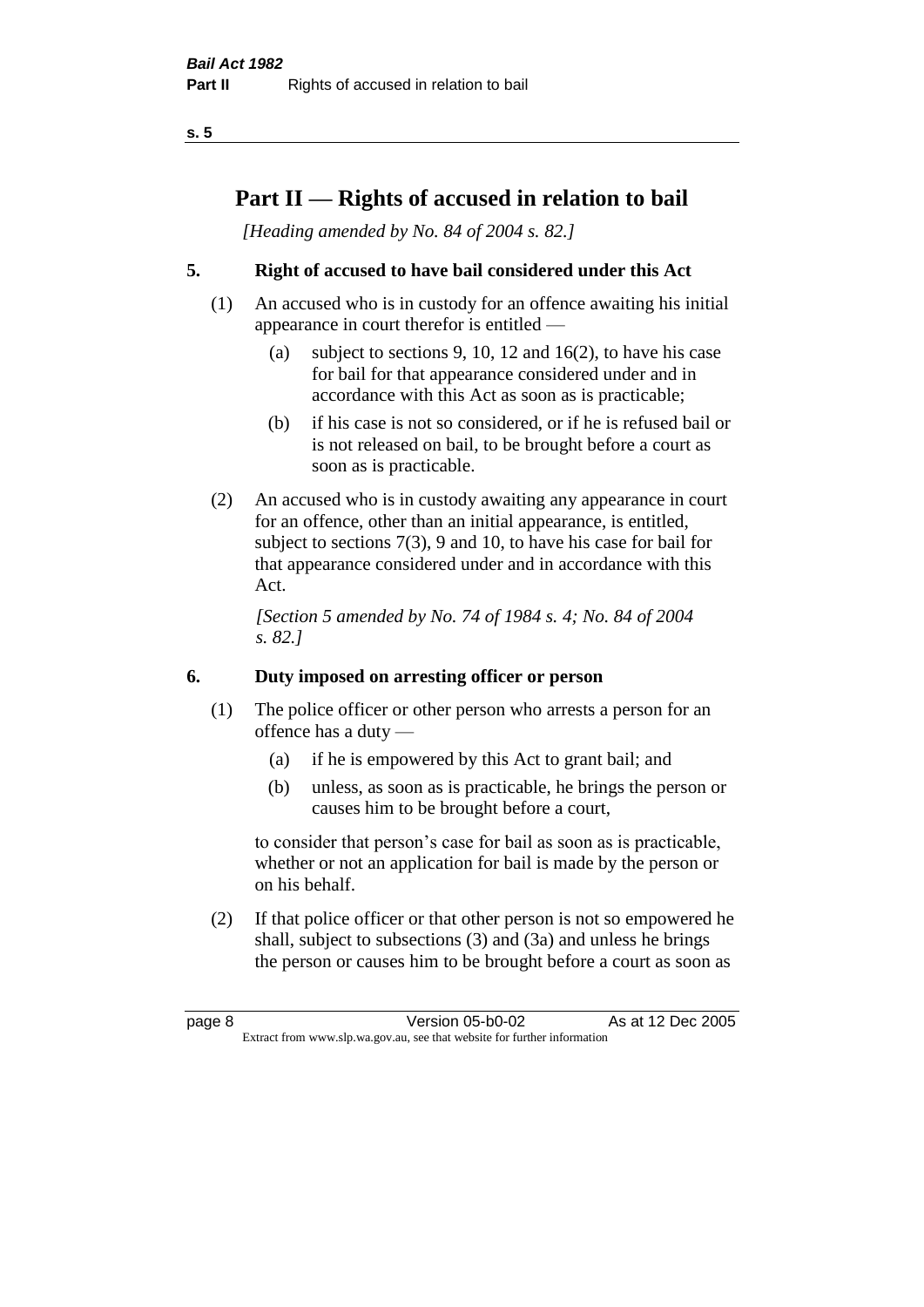# Part II — Rights of accused in relation to bail

*[Heading amended by No. 84 of 2004 s. 82.]*

## 5. Right of accused to have bail considered under this Act

(1) An accused who is in custody for an offence awaiting his initial appearance in court therefor is entitled —

- (a) subject to sections 9, 10, 12 and 16(2), to have his case for bail for that appearance considered under and in accordance with this Act as soon as is practicable;
- (b) if his case is not so considered, or if he is refused bail or is not released on bail, to be brought before a court as soon as is practicable.

(2) An accused who is in custody awaiting any appearance in court for an offence, other than an initial appearance, is entitled, subject to sections 7(3), 9 and 10, to have his case for bail for that appearance considered under and in accordance with this Act.

*[Section 5 amended by No. 74 of 1984 s. 4; No. 84 of 2004 s. 82.]*

## 6. Duty imposed on arresting officer or person

(1) The police officer or other person who arrests a person for an offence has a duty —

- (a) if he is empowered by this Act to grant bail; and
- (b) unless, as soon as is practicable, he brings the person or causes him to be brought before a court,

to consider that person's case for bail as soon as is practicable, whether or not an application for bail is made by the person or on his behalf.

(2) If that police officer or that other person is not so empowered he shall, subject to subsections (3) and (3a) and unless he brings the person or causes him to be brought before a court as soon as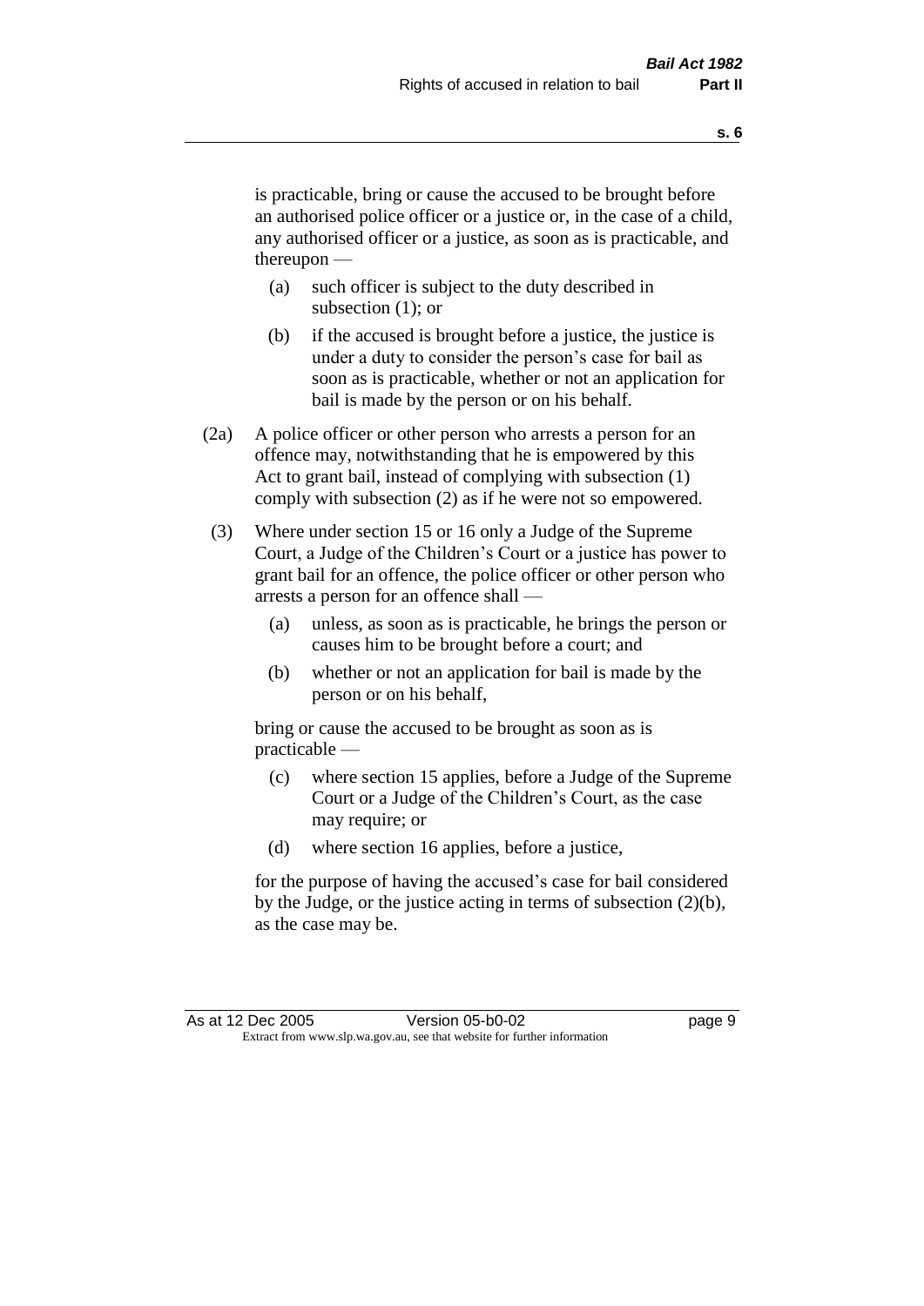is practicable, bring or cause the accused to be brought before an authorised police officer or a justice or, in the case of a child, any authorised officer or a justice, as soon as is practicable, and thereupon —

- (a) such officer is subject to the duty described in subsection (1); or
- (b) if the accused is brought before a justice, the justice is under a duty to consider the person's case for bail as soon as is practicable, whether or not an application for bail is made by the person or on his behalf.

(2a) A police officer or other person who arrests a person for an offence may, notwithstanding that he is empowered by this Act to grant bail, instead of complying with subsection (1) comply with subsection (2) as if he were not so empowered.

(3) Where under section 15 or 16 only a Judge of the Supreme Court, a Judge of the Children's Court or a justice has power to grant bail for an offence, the police officer or other person who arrests a person for an offence shall —

- (a) unless, as soon as is practicable, he brings the person or causes him to be brought before a court; and
- (b) whether or not an application for bail is made by the person or on his behalf,

bring or cause the accused to be brought as soon as is practicable —

- (c) where section 15 applies, before a Judge of the Supreme Court or a Judge of the Children's Court, as the case may require; or
- (d) where section 16 applies, before a justice,

for the purpose of having the accused's case for bail considered by the Judge, or the justice acting in terms of subsection (2)(b), as the case may be.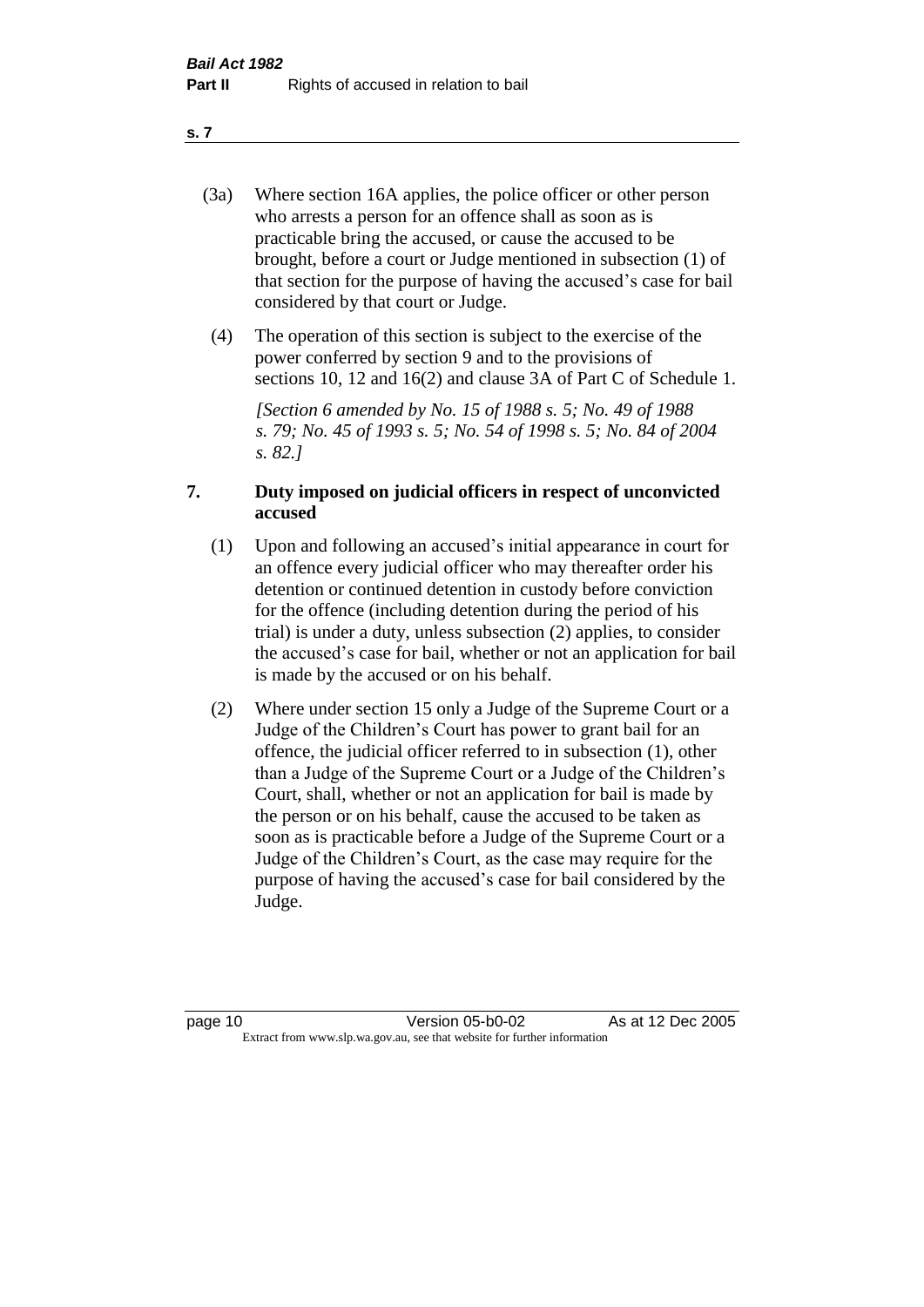(3a) Where section 16A applies, the police officer or other person who arrests a person for an offence shall as soon as is practicable bring the accused, or cause the accused to be brought, before a court or Judge mentioned in subsection (1) of that section for the purpose of having the accused's case for bail considered by that court or Judge.

(4) The operation of this section is subject to the exercise of the power conferred by section 9 and to the provisions of sections 10, 12 and 16(2) and clause 3A of Part C of Schedule 1.

*[Section 6 amended by No. 15 of 1988 s. 5; No. 49 of 1988 s. 79; No. 45 of 1993 s. 5; No. 54 of 1998 s. 5; No. 84 of 2004 s. 82.]*

## 7. Duty imposed on judicial officers in respect of unconvicted accused

(1) Upon and following an accused's initial appearance in court for an offence every judicial officer who may thereafter order his detention or continued detention in custody before conviction for the offence (including detention during the period of his trial) is under a duty, unless subsection (2) applies, to consider the accused's case for bail, whether or not an application for bail is made by the accused or on his behalf.

(2) Where under section 15 only a Judge of the Supreme Court or a Judge of the Children's Court has power to grant bail for an offence, the judicial officer referred to in subsection (1), other than a Judge of the Supreme Court or a Judge of the Children's Court, shall, whether or not an application for bail is made by the person or on his behalf, cause the accused to be taken as soon as is practicable before a Judge of the Supreme Court or a Judge of the Children's Court, as the case may require for the purpose of having the accused's case for bail considered by the Judge.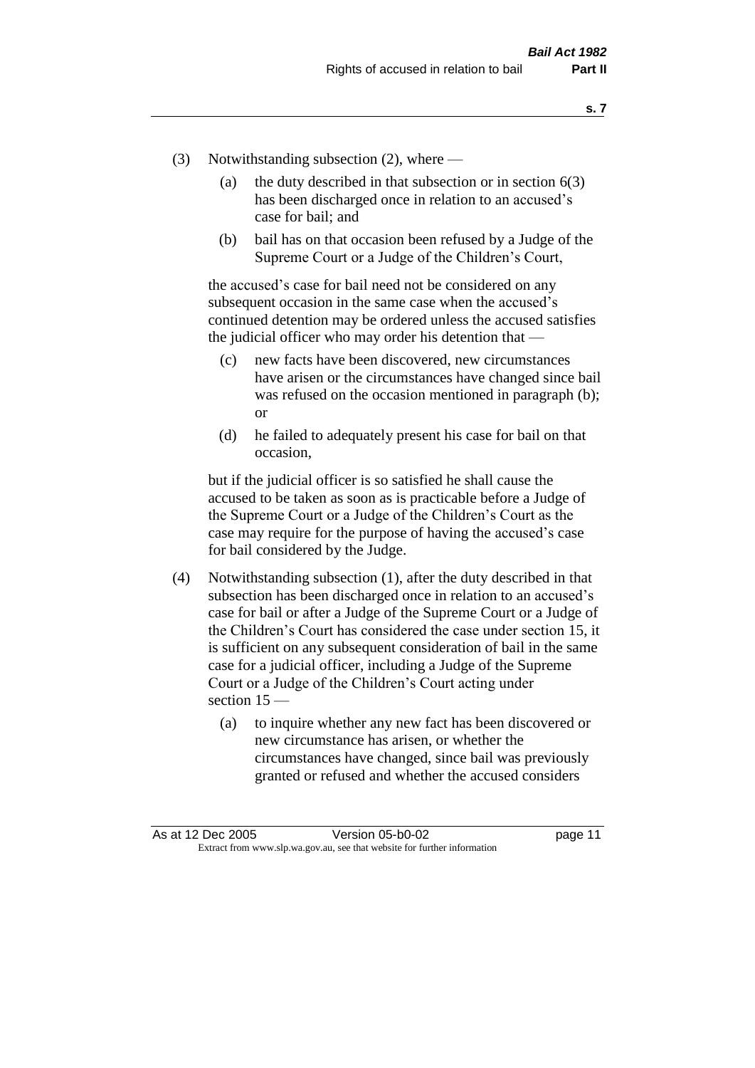(3) Notwithstanding subsection (2), where —

 (a) the duty described in that subsection or in section 6(3) has been discharged once in relation to an accused's case for bail; and

 (b) bail has on that occasion been refused by a Judge of the Supreme Court or a Judge of the Children's Court,

 the accused's case for bail need not be considered on any subsequent occasion in the same case when the accused's continued detention may be ordered unless the accused satisfies the judicial officer who may order his detention that —

 (c) new facts have been discovered, new circumstances have arisen or the circumstances have changed since bail was refused on the occasion mentioned in paragraph (b); or

 (d) he failed to adequately present his case for bail on that occasion,

 but if the judicial officer is so satisfied he shall cause the accused to be taken as soon as is practicable before a Judge of the Supreme Court or a Judge of the Children's Court as the case may require for the purpose of having the accused's case for bail considered by the Judge.

(4) Notwithstanding subsection (1), after the duty described in that subsection has been discharged once in relation to an accused's case for bail or after a Judge of the Supreme Court or a Judge of the Children's Court has considered the case under section 15, it is sufficient on any subsequent consideration of bail in the same case for a judicial officer, including a Judge of the Supreme Court or a Judge of the Children's Court acting under section 15 —

 (a) to inquire whether any new fact has been discovered or new circumstance has arisen, or whether the circumstances have changed, since bail was previously granted or refused and whether the accused considers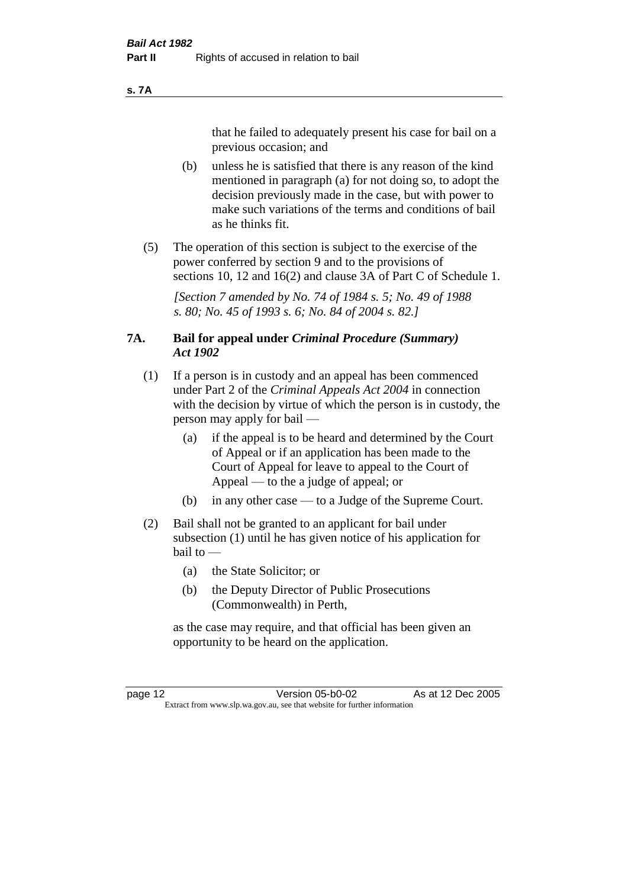that he failed to adequately present his case for bail on a previous occasion; and

(b) unless he is satisfied that there is any reason of the kind mentioned in paragraph (a) for not doing so, to adopt the decision previously made in the case, but with power to make such variations of the terms and conditions of bail as he thinks fit.

(5) The operation of this section is subject to the exercise of the power conferred by section 9 and to the provisions of sections 10, 12 and 16(2) and clause 3A of Part C of Schedule 1.

*[Section 7 amended by No. 74 of 1984 s. 5; No. 49 of 1988 s. 80; No. 45 of 1993 s. 6; No. 84 of 2004 s. 82.]*

### 7A. Bail for appeal under *Criminal Procedure (Summary) Act 1902*

(1) If a person is in custody and an appeal has been commenced under Part 2 of the *Criminal Appeals Act 2004* in connection with the decision by virtue of which the person is in custody, the person may apply for bail —

(a) if the appeal is to be heard and determined by the Court of Appeal or if an application has been made to the Court of Appeal for leave to appeal to the Court of Appeal — to the a judge of appeal; or

(b) in any other case — to a Judge of the Supreme Court.

(2) Bail shall not be granted to an applicant for bail under subsection (1) until he has given notice of his application for bail to —

(a) the State Solicitor; or

(b) the Deputy Director of Public Prosecutions (Commonwealth) in Perth,

as the case may require, and that official has been given an opportunity to be heard on the application.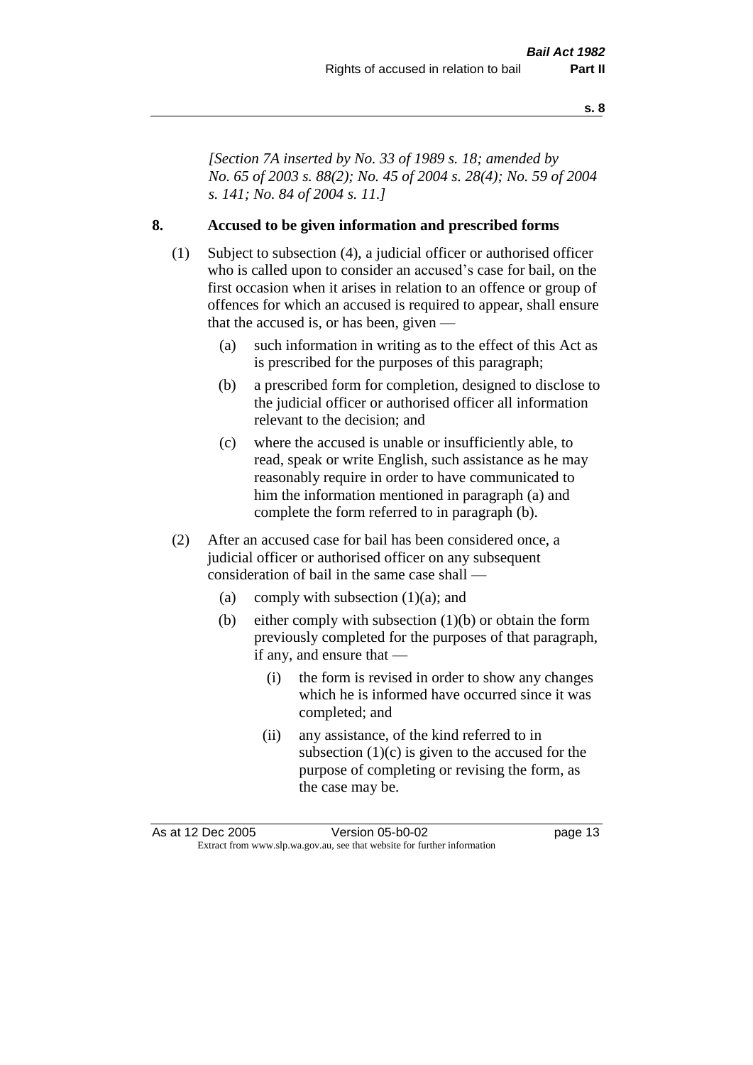*[Section 7A inserted by No. 33 of 1989 s. 18; amended by No. 65 of 2003 s. 88(2); No. 45 of 2004 s. 28(4); No. 59 of 2004 s. 141; No. 84 of 2004 s. 11.]*

## 8. Accused to be given information and prescribed forms

(1) Subject to subsection (4), a judicial officer or authorised officer who is called upon to consider an accused's case for bail, on the first occasion when it arises in relation to an offence or group of offences for which an accused is required to appear, shall ensure that the accused is, or has been, given —

- (a) such information in writing as to the effect of this Act as is prescribed for the purposes of this paragraph;
- (b) a prescribed form for completion, designed to disclose to the judicial officer or authorised officer all information relevant to the decision; and
- (c) where the accused is unable or insufficiently able, to read, speak or write English, such assistance as he may reasonably require in order to have communicated to him the information mentioned in paragraph (a) and complete the form referred to in paragraph (b).

(2) After an accused case for bail has been considered once, a judicial officer or authorised officer on any subsequent consideration of bail in the same case shall —

- (a) comply with subsection (1)(a); and
- (b) either comply with subsection (1)(b) or obtain the form previously completed for the purposes of that paragraph, if any, and ensure that —
  - (i) the form is revised in order to show any changes which he is informed have occurred since it was completed; and
  - (ii) any assistance, of the kind referred to in subsection (1)(c) is given to the accused for the purpose of completing or revising the form, as the case may be.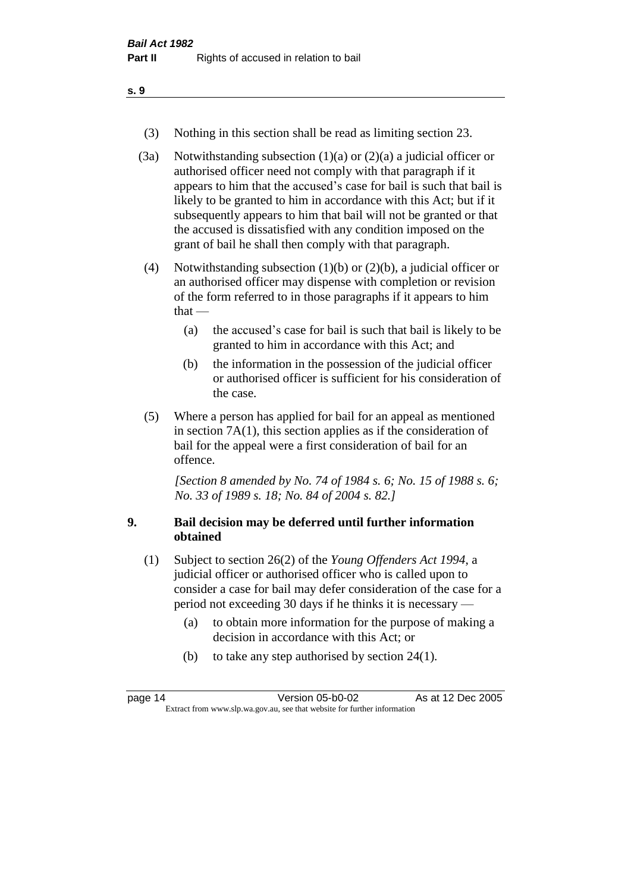(3) Nothing in this section shall be read as limiting section 23.

(3a) Notwithstanding subsection (1)(a) or (2)(a) a judicial officer or authorised officer need not comply with that paragraph if it appears to him that the accused's case for bail is such that bail is likely to be granted to him in accordance with this Act; but if it subsequently appears to him that bail will not be granted or that the accused is dissatisfied with any condition imposed on the grant of bail he shall then comply with that paragraph.

(4) Notwithstanding subsection (1)(b) or (2)(b), a judicial officer or an authorised officer may dispense with completion or revision of the form referred to in those paragraphs if it appears to him that —

- (a) the accused's case for bail is such that bail is likely to be granted to him in accordance with this Act; and
- (b) the information in the possession of the judicial officer or authorised officer is sufficient for his consideration of the case.

(5) Where a person has applied for bail for an appeal as mentioned in section 7A(1), this section applies as if the consideration of bail for the appeal were a first consideration of bail for an offence.

*[Section 8 amended by No. 74 of 1984 s. 6; No. 15 of 1988 s. 6; No. 33 of 1989 s. 18; No. 84 of 2004 s. 82.]*

## 9. Bail decision may be deferred until further information obtained

(1) Subject to section 26(2) of the *Young Offenders Act 1994*, a judicial officer or authorised officer who is called upon to consider a case for bail may defer consideration of the case for a period not exceeding 30 days if he thinks it is necessary —

- (a) to obtain more information for the purpose of making a decision in accordance with this Act; or
- (b) to take any step authorised by section 24(1).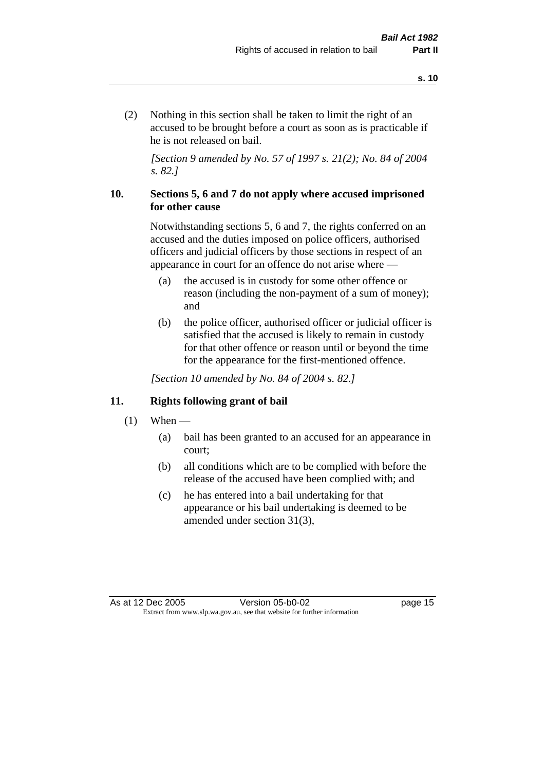(2) Nothing in this section shall be taken to limit the right of an accused to be brought before a court as soon as is practicable if he is not released on bail.

*[Section 9 amended by No. 57 of 1997 s. 21(2); No. 84 of 2004 s. 82.]*

### 10. Sections 5, 6 and 7 do not apply where accused imprisoned for other cause

Notwithstanding sections 5, 6 and 7, the rights conferred on an accused and the duties imposed on police officers, authorised officers and judicial officers by those sections in respect of an appearance in court for an offence do not arise where —

(a) the accused is in custody for some other offence or reason (including the non-payment of a sum of money); and

(b) the police officer, authorised officer or judicial officer is satisfied that the accused is likely to remain in custody for that other offence or reason until or beyond the time for the appearance for the first-mentioned offence.

*[Section 10 amended by No. 84 of 2004 s. 82.]*

### 11. Rights following grant of bail

(1) When —

(a) bail has been granted to an accused for an appearance in court;

(b) all conditions which are to be complied with before the release of the accused have been complied with; and

(c) he has entered into a bail undertaking for that appearance or his bail undertaking is deemed to be amended under section 31(3),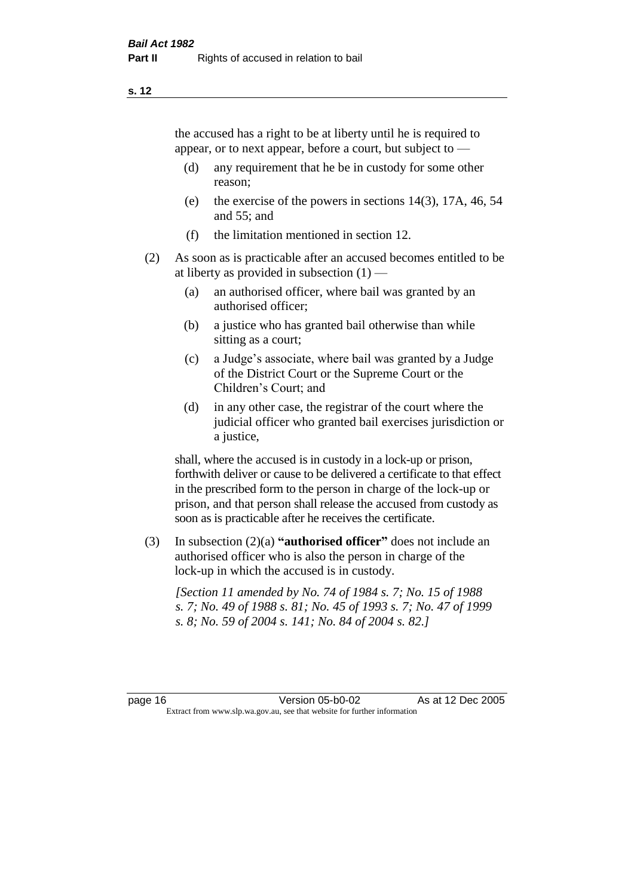the accused has a right to be at liberty until he is required to appear, or to next appear, before a court, but subject to —

- (d) any requirement that he be in custody for some other reason;
- (e) the exercise of the powers in sections 14(3), 17A, 46, 54 and 55; and
- (f) the limitation mentioned in section 12.

(2) As soon as is practicable after an accused becomes entitled to be at liberty as provided in subsection (1) —

- (a) an authorised officer, where bail was granted by an authorised officer;
- (b) a justice who has granted bail otherwise than while sitting as a court;
- (c) a Judge's associate, where bail was granted by a Judge of the District Court or the Supreme Court or the Children's Court; and
- (d) in any other case, the registrar of the court where the judicial officer who granted bail exercises jurisdiction or a justice,

shall, where the accused is in custody in a lock-up or prison, forthwith deliver or cause to be delivered a certificate to that effect in the prescribed form to the person in charge of the lock-up or prison, and that person shall release the accused from custody as soon as is practicable after he receives the certificate.

(3) In subsection (2)(a) **"authorised officer"** does not include an authorised officer who is also the person in charge of the lock-up in which the accused is in custody.

*[Section 11 amended by No. 74 of 1984 s. 7; No. 15 of 1988 s. 7; No. 49 of 1988 s. 81; No. 45 of 1993 s. 7; No. 47 of 1999 s. 8; No. 59 of 2004 s. 141; No. 84 of 2004 s. 82.]*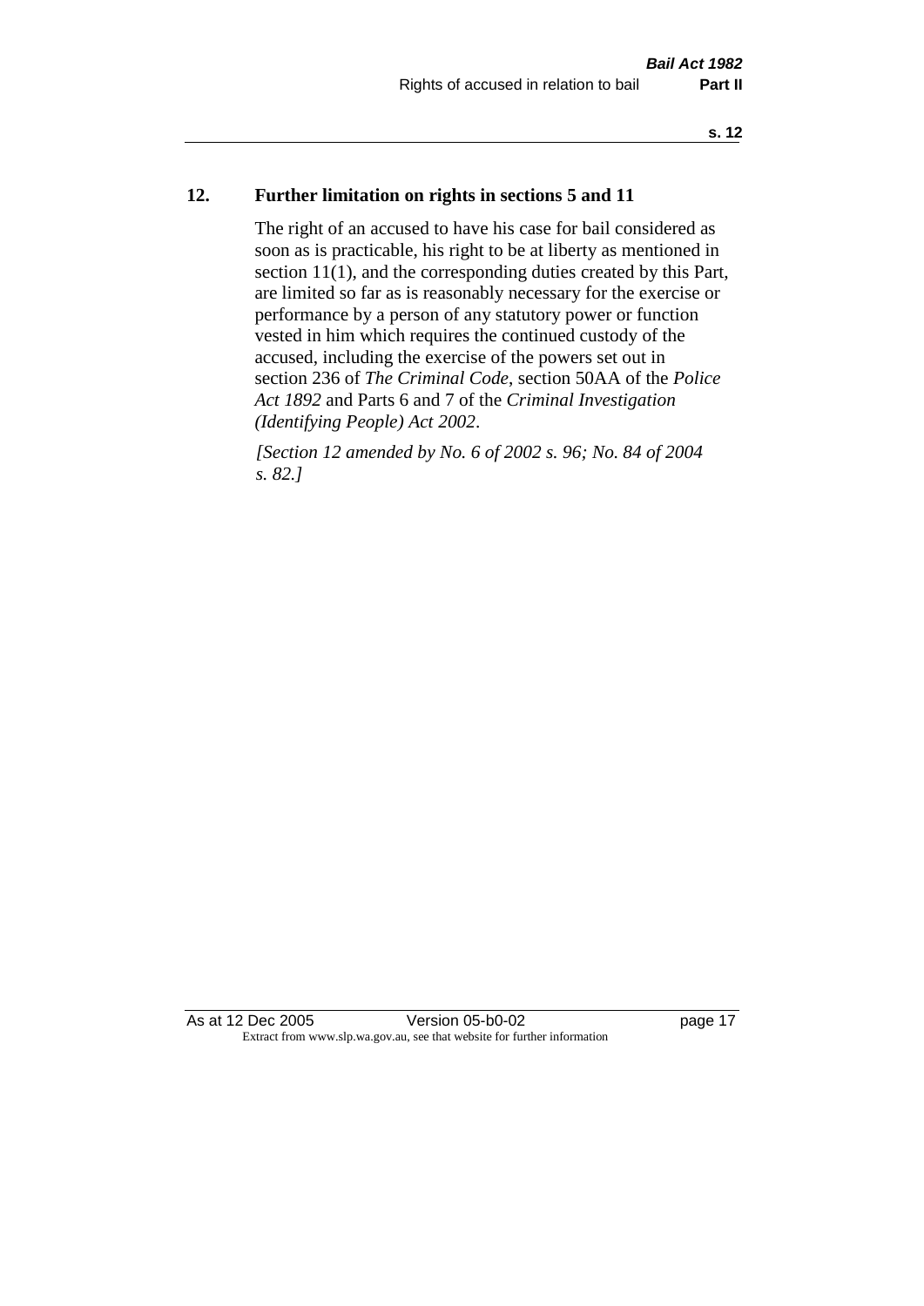## 12. Further limitation on rights in sections 5 and 11

The right of an accused to have his case for bail considered as soon as is practicable, his right to be at liberty as mentioned in section 11(1), and the corresponding duties created by this Part, are limited so far as is reasonably necessary for the exercise or performance by a person of any statutory power or function vested in him which requires the continued custody of the accused, including the exercise of the powers set out in section 236 of *The Criminal Code*, section 50AA of the *Police Act 1892* and Parts 6 and 7 of the *Criminal Investigation (Identifying People) Act 2002*.

*[Section 12 amended by No. 6 of 2002 s. 96; No. 84 of 2004 s. 82.]*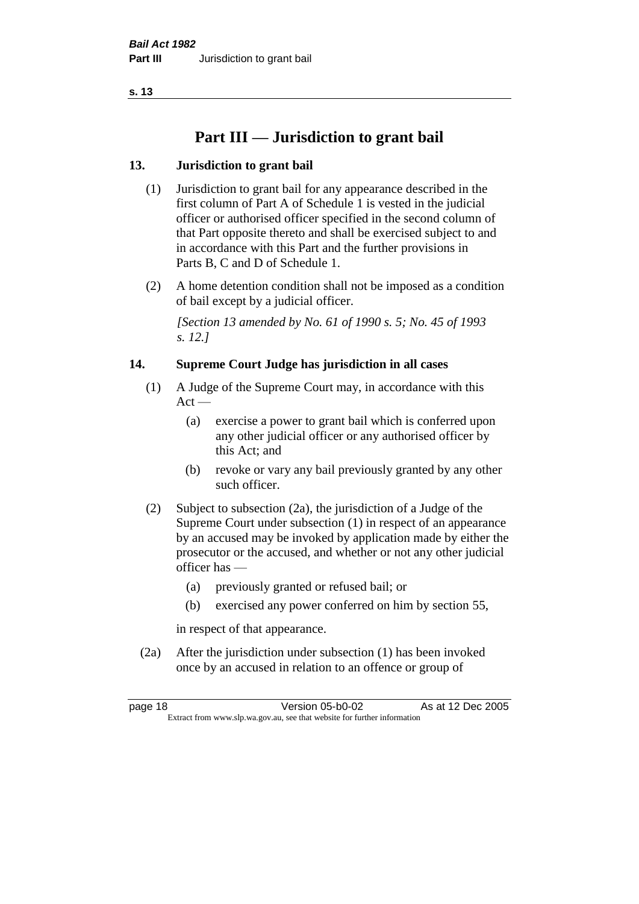# Part III — Jurisdiction to grant bail

### 13. Jurisdiction to grant bail

(1) Jurisdiction to grant bail for any appearance described in the first column of Part A of Schedule 1 is vested in the judicial officer or authorised officer specified in the second column of that Part opposite thereto and shall be exercised subject to and in accordance with this Part and the further provisions in Parts B, C and D of Schedule 1.

(2) A home detention condition shall not be imposed as a condition of bail except by a judicial officer.

*[Section 13 amended by No. 61 of 1990 s. 5; No. 45 of 1993 s. 12.]*

### 14. Supreme Court Judge has jurisdiction in all cases

(1) A Judge of the Supreme Court may, in accordance with this Act —

- (a) exercise a power to grant bail which is conferred upon any other judicial officer or any authorised officer by this Act; and
- (b) revoke or vary any bail previously granted by any other such officer.

(2) Subject to subsection (2a), the jurisdiction of a Judge of the Supreme Court under subsection (1) in respect of an appearance by an accused may be invoked by application made by either the prosecutor or the accused, and whether or not any other judicial officer has —

- (a) previously granted or refused bail; or
- (b) exercised any power conferred on him by section 55,

in respect of that appearance.

(2a) After the jurisdiction under subsection (1) has been invoked once by an accused in relation to an offence or group of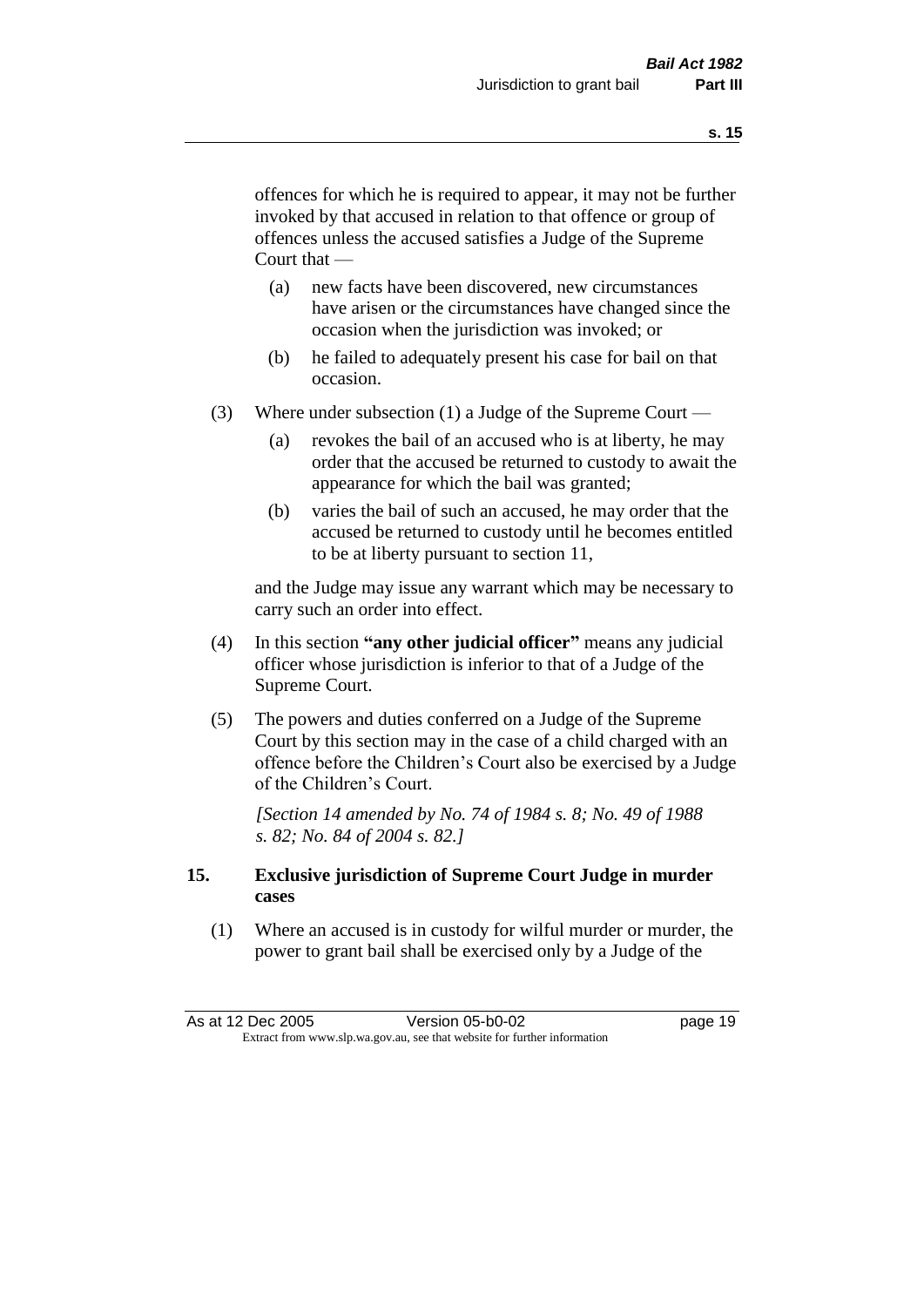offences for which he is required to appear, it may not be further invoked by that accused in relation to that offence or group of offences unless the accused satisfies a Judge of the Supreme Court that —

- (a) new facts have been discovered, new circumstances have arisen or the circumstances have changed since the occasion when the jurisdiction was invoked; or
- (b) he failed to adequately present his case for bail on that occasion.

(3) Where under subsection (1) a Judge of the Supreme Court —

- (a) revokes the bail of an accused who is at liberty, he may order that the accused be returned to custody to await the appearance for which the bail was granted;
- (b) varies the bail of such an accused, he may order that the accused be returned to custody until he becomes entitled to be at liberty pursuant to section 11,

and the Judge may issue any warrant which may be necessary to carry such an order into effect.

(4) In this section **"any other judicial officer"** means any judicial officer whose jurisdiction is inferior to that of a Judge of the Supreme Court.

(5) The powers and duties conferred on a Judge of the Supreme Court by this section may in the case of a child charged with an offence before the Children's Court also be exercised by a Judge of the Children's Court.

*[Section 14 amended by No. 74 of 1984 s. 8; No. 49 of 1988 s. 82; No. 84 of 2004 s. 82.]*

## 15. Exclusive jurisdiction of Supreme Court Judge in murder cases

(1) Where an accused is in custody for wilful murder or murder, the power to grant bail shall be exercised only by a Judge of the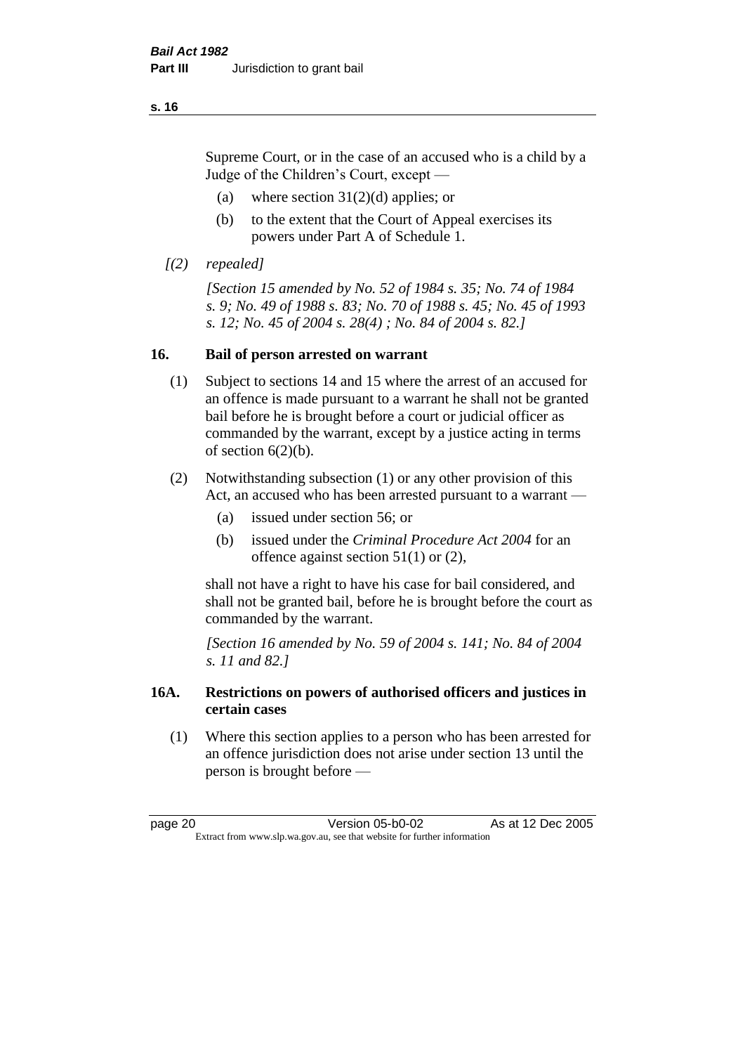Supreme Court, or in the case of an accused who is a child by a Judge of the Children's Court, except —

(a) where section 31(2)(d) applies; or

(b) to the extent that the Court of Appeal exercises its powers under Part A of Schedule 1.

*[(2) repealed]*

*[Section 15 amended by No. 52 of 1984 s. 35; No. 74 of 1984 s. 9; No. 49 of 1988 s. 83; No. 70 of 1988 s. 45; No. 45 of 1993 s. 12; No. 45 of 2004 s. 28(4) ; No. 84 of 2004 s. 82.]*

## 16. Bail of person arrested on warrant

(1) Subject to sections 14 and 15 where the arrest of an accused for an offence is made pursuant to a warrant he shall not be granted bail before he is brought before a court or judicial officer as commanded by the warrant, except by a justice acting in terms of section 6(2)(b).

(2) Notwithstanding subsection (1) or any other provision of this Act, an accused who has been arrested pursuant to a warrant —

(a) issued under section 56; or

(b) issued under the *Criminal Procedure Act 2004* for an offence against section 51(1) or (2),

shall not have a right to have his case for bail considered, and shall not be granted bail, before he is brought before the court as commanded by the warrant.

*[Section 16 amended by No. 59 of 2004 s. 141; No. 84 of 2004 s. 11 and 82.]*

## 16A. Restrictions on powers of authorised officers and justices in certain cases

(1) Where this section applies to a person who has been arrested for an offence jurisdiction does not arise under section 13 until the person is brought before —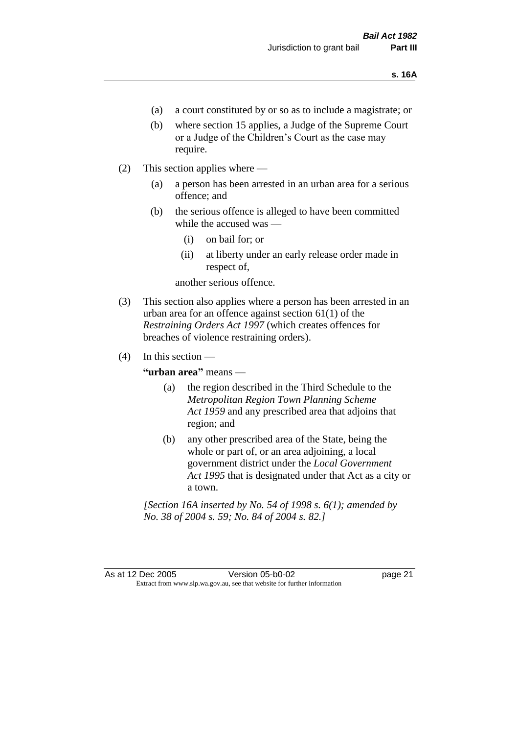- (a) a court constituted by or so as to include a magistrate; or
- (b) where section 15 applies, a Judge of the Supreme Court or a Judge of the Children's Court as the case may require.

(2) This section applies where —

- (a) a person has been arrested in an urban area for a serious offence; and
- (b) the serious offence is alleged to have been committed while the accused was —
  - (i) on bail for; or
  - (ii) at liberty under an early release order made in respect of,

  another serious offence.

(3) This section also applies where a person has been arrested in an urban area for an offence against section 61(1) of the *Restraining Orders Act 1997* (which creates offences for breaches of violence restraining orders).

(4) In this section —

**"urban area"** means —

- (a) the region described in the Third Schedule to the *Metropolitan Region Town Planning Scheme Act 1959* and any prescribed area that adjoins that region; and
- (b) any other prescribed area of the State, being the whole or part of, or an area adjoining, a local government district under the *Local Government Act 1995* that is designated under that Act as a city or a town.

*[Section 16A inserted by No. 54 of 1998 s. 6(1); amended by No. 38 of 2004 s. 59; No. 84 of 2004 s. 82.]*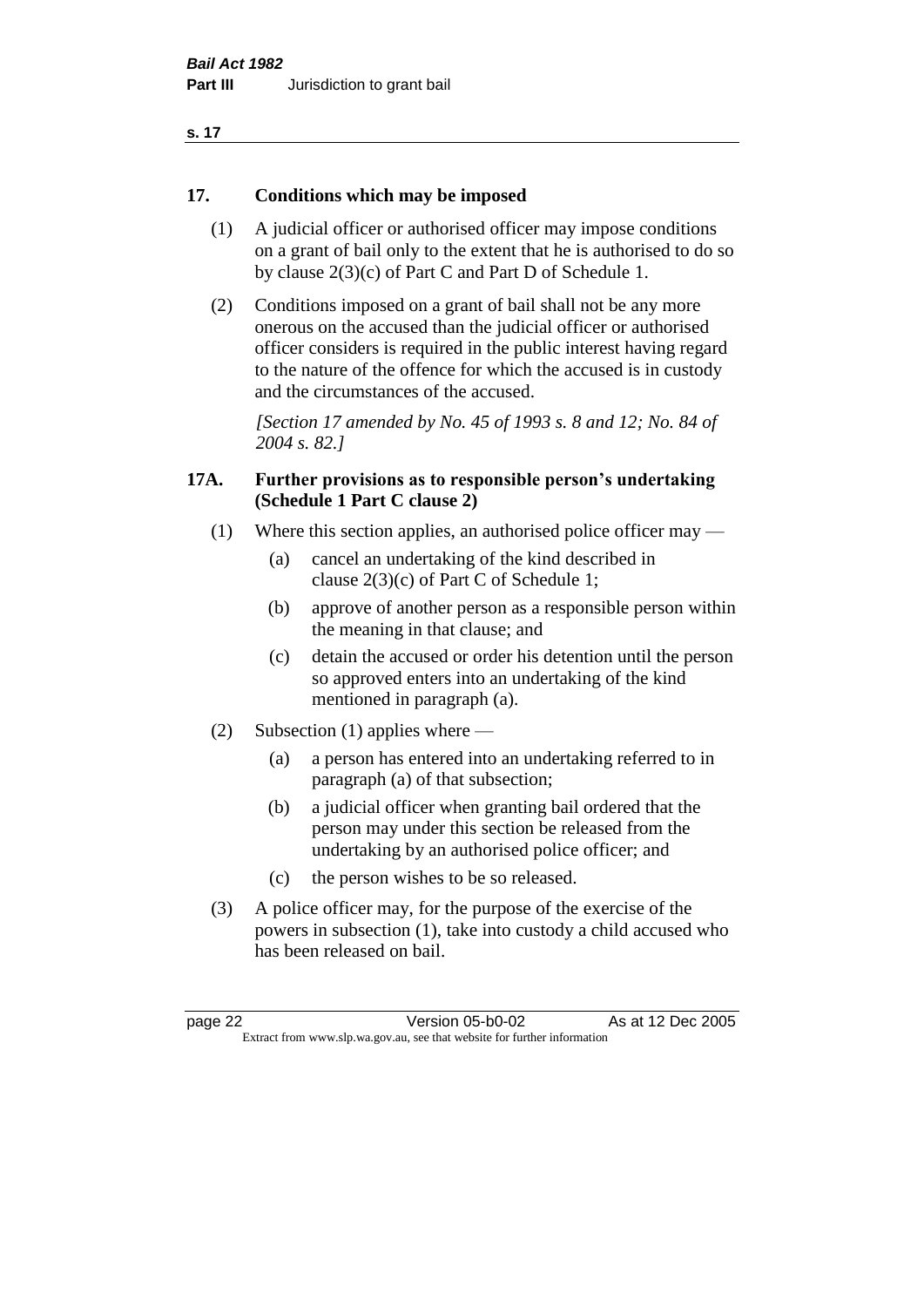## 17. Conditions which may be imposed

(1) A judicial officer or authorised officer may impose conditions on a grant of bail only to the extent that he is authorised to do so by clause 2(3)(c) of Part C and Part D of Schedule 1.

(2) Conditions imposed on a grant of bail shall not be any more onerous on the accused than the judicial officer or authorised officer considers is required in the public interest having regard to the nature of the offence for which the accused is in custody and the circumstances of the accused.

*[Section 17 amended by No. 45 of 1993 s. 8 and 12; No. 84 of 2004 s. 82.]*

## 17A. Further provisions as to responsible person's undertaking (Schedule 1 Part C clause 2)

(1) Where this section applies, an authorised police officer may —

- (a) cancel an undertaking of the kind described in clause 2(3)(c) of Part C of Schedule 1;
- (b) approve of another person as a responsible person within the meaning in that clause; and
- (c) detain the accused or order his detention until the person so approved enters into an undertaking of the kind mentioned in paragraph (a).

(2) Subsection (1) applies where —

- (a) a person has entered into an undertaking referred to in paragraph (a) of that subsection;
- (b) a judicial officer when granting bail ordered that the person may under this section be released from the undertaking by an authorised police officer; and
- (c) the person wishes to be so released.

(3) A police officer may, for the purpose of the exercise of the powers in subsection (1), take into custody a child accused who has been released on bail.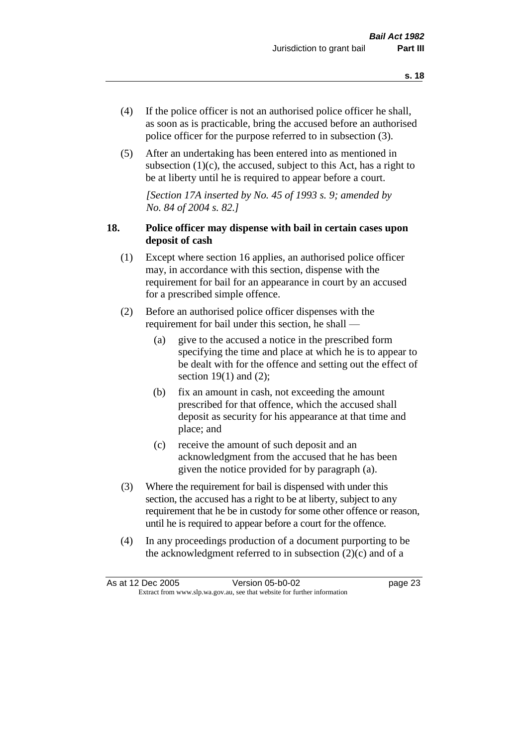(4) If the police officer is not an authorised police officer he shall, as soon as is practicable, bring the accused before an authorised police officer for the purpose referred to in subsection (3).

(5) After an undertaking has been entered into as mentioned in subsection (1)(c), the accused, subject to this Act, has a right to be at liberty until he is required to appear before a court.

*[Section 17A inserted by No. 45 of 1993 s. 9; amended by No. 84 of 2004 s. 82.]*

### 18. Police officer may dispense with bail in certain cases upon deposit of cash

(1) Except where section 16 applies, an authorised police officer may, in accordance with this section, dispense with the requirement for bail for an appearance in court by an accused for a prescribed simple offence.

(2) Before an authorised police officer dispenses with the requirement for bail under this section, he shall —

- (a) give to the accused a notice in the prescribed form specifying the time and place at which he is to appear to be dealt with for the offence and setting out the effect of section 19(1) and (2);
- (b) fix an amount in cash, not exceeding the amount prescribed for that offence, which the accused shall deposit as security for his appearance at that time and place; and
- (c) receive the amount of such deposit and an acknowledgment from the accused that he has been given the notice provided for by paragraph (a).

(3) Where the requirement for bail is dispensed with under this section, the accused has a right to be at liberty, subject to any requirement that he be in custody for some other offence or reason, until he is required to appear before a court for the offence.

(4) In any proceedings production of a document purporting to be the acknowledgment referred to in subsection (2)(c) and of a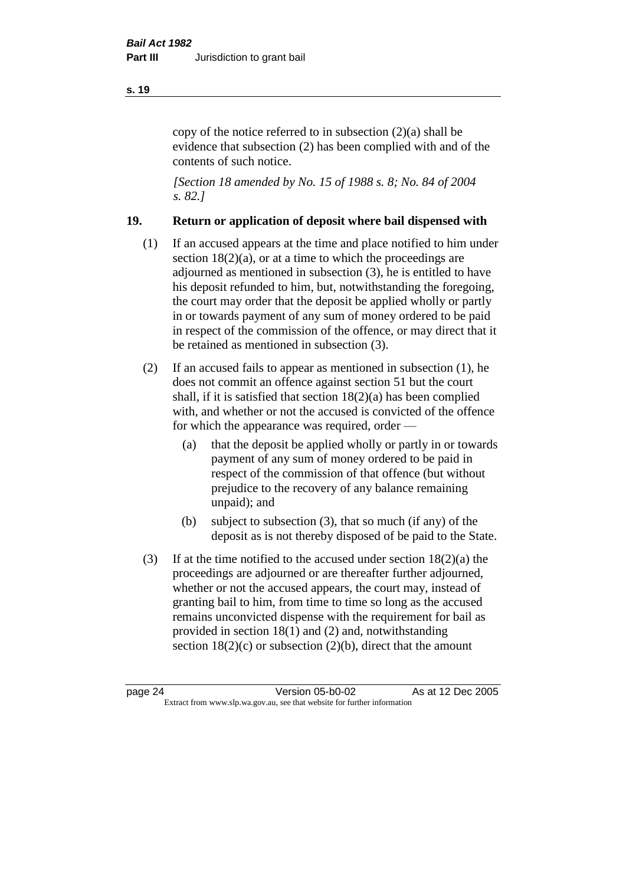copy of the notice referred to in subsection (2)(a) shall be evidence that subsection (2) has been complied with and of the contents of such notice.

*[Section 18 amended by No. 15 of 1988 s. 8; No. 84 of 2004 s. 82.]*

## 19. Return or application of deposit where bail dispensed with

(1) If an accused appears at the time and place notified to him under section 18(2)(a), or at a time to which the proceedings are adjourned as mentioned in subsection (3), he is entitled to have his deposit refunded to him, but, notwithstanding the foregoing, the court may order that the deposit be applied wholly or partly in or towards payment of any sum of money ordered to be paid in respect of the commission of the offence, or may direct that it be retained as mentioned in subsection (3).

(2) If an accused fails to appear as mentioned in subsection (1), he does not commit an offence against section 51 but the court shall, if it is satisfied that section 18(2)(a) has been complied with, and whether or not the accused is convicted of the offence for which the appearance was required, order —

- (a) that the deposit be applied wholly or partly in or towards payment of any sum of money ordered to be paid in respect of the commission of that offence (but without prejudice to the recovery of any balance remaining unpaid); and
- (b) subject to subsection (3), that so much (if any) of the deposit as is not thereby disposed of be paid to the State.

(3) If at the time notified to the accused under section 18(2)(a) the proceedings are adjourned or are thereafter further adjourned, whether or not the accused appears, the court may, instead of granting bail to him, from time to time so long as the accused remains unconvicted dispense with the requirement for bail as provided in section 18(1) and (2) and, notwithstanding section 18(2)(c) or subsection (2)(b), direct that the amount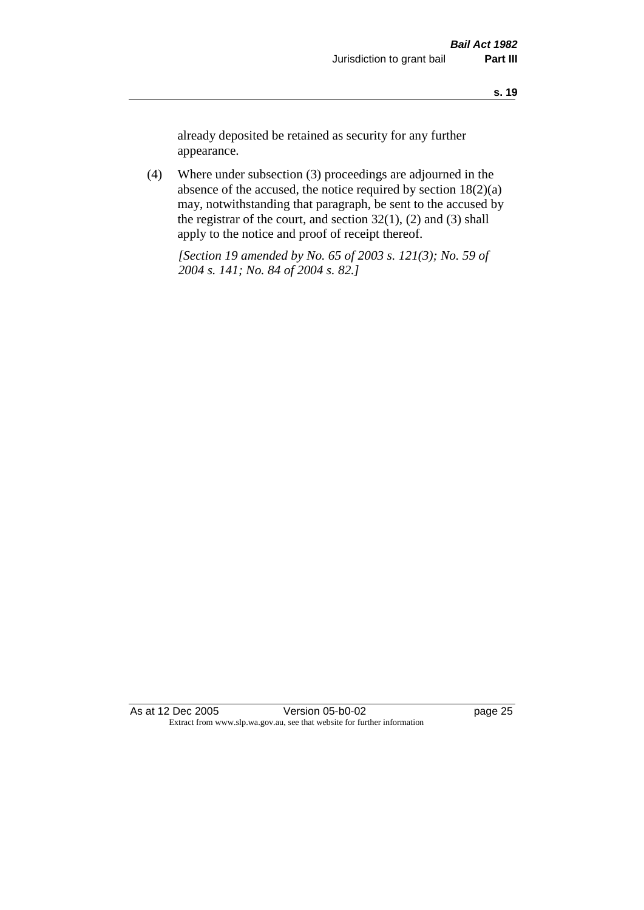already deposited be retained as security for any further appearance.

(4) Where under subsection (3) proceedings are adjourned in the absence of the accused, the notice required by section 18(2)(a) may, notwithstanding that paragraph, be sent to the accused by the registrar of the court, and section 32(1), (2) and (3) shall apply to the notice and proof of receipt thereof.

*[Section 19 amended by No. 65 of 2003 s. 121(3); No. 59 of 2004 s. 141; No. 84 of 2004 s. 82.]*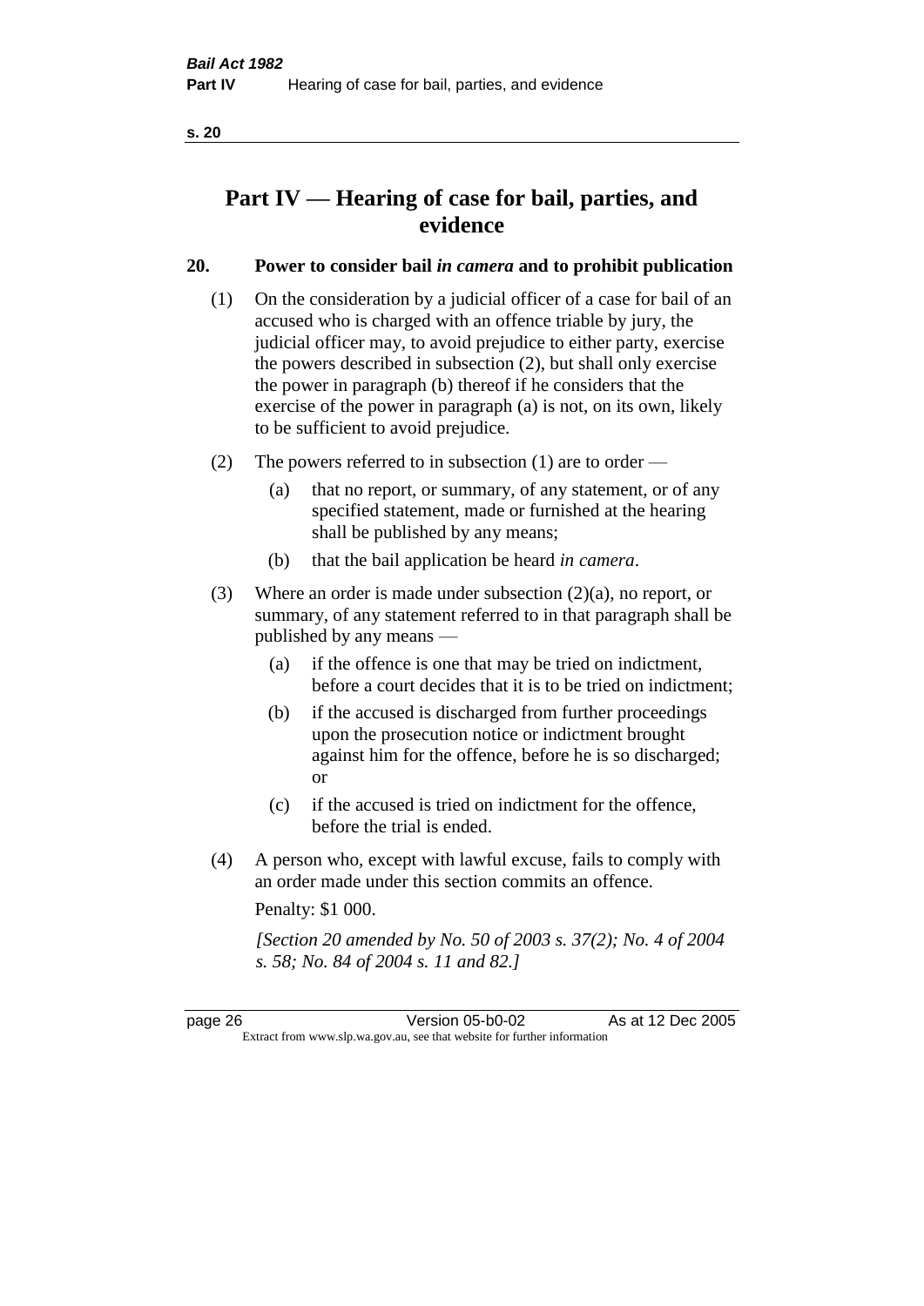# Part IV — Hearing of case for bail, parties, and evidence

## 20. Power to consider bail *in camera* and to prohibit publication

(1) On the consideration by a judicial officer of a case for bail of an accused who is charged with an offence triable by jury, the judicial officer may, to avoid prejudice to either party, exercise the powers described in subsection (2), but shall only exercise the power in paragraph (b) thereof if he considers that the exercise of the power in paragraph (a) is not, on its own, likely to be sufficient to avoid prejudice.

(2) The powers referred to in subsection (1) are to order —

- (a) that no report, or summary, of any statement, or of any specified statement, made or furnished at the hearing shall be published by any means;
- (b) that the bail application be heard *in camera*.

(3) Where an order is made under subsection (2)(a), no report, or summary, of any statement referred to in that paragraph shall be published by any means —

- (a) if the offence is one that may be tried on indictment, before a court decides that it is to be tried on indictment;
- (b) if the accused is discharged from further proceedings upon the prosecution notice or indictment brought against him for the offence, before he is so discharged; or
- (c) if the accused is tried on indictment for the offence, before the trial is ended.

(4) A person who, except with lawful excuse, fails to comply with an order made under this section commits an offence.

Penalty: $1 000.

*[Section 20 amended by No. 50 of 2003 s. 37(2); No. 4 of 2004 s. 58; No. 84 of 2004 s. 11 and 82.]*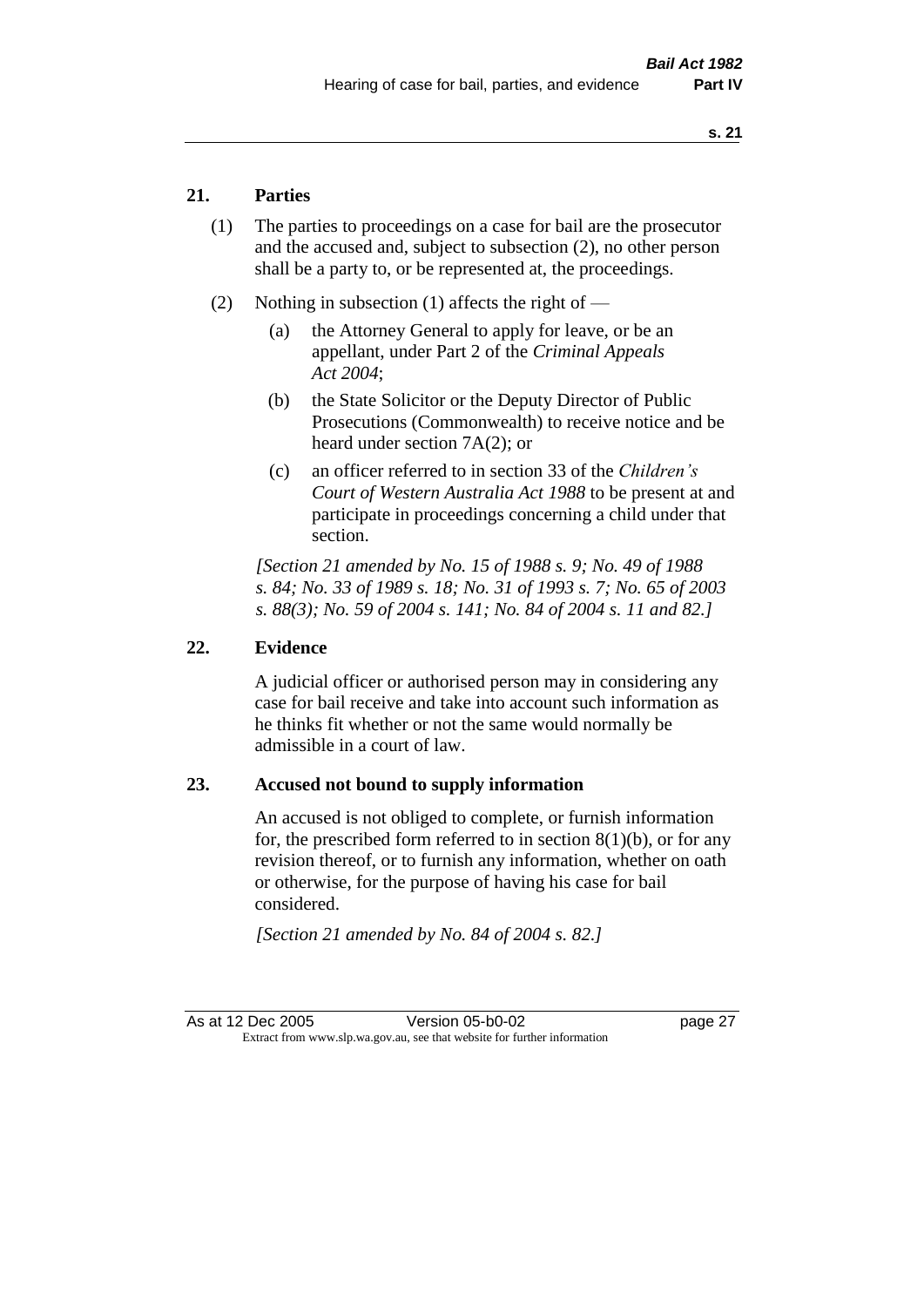## 21. Parties

(1) The parties to proceedings on a case for bail are the prosecutor and the accused and, subject to subsection (2), no other person shall be a party to, or be represented at, the proceedings.

(2) Nothing in subsection (1) affects the right of —

(a) the Attorney General to apply for leave, or be an appellant, under Part 2 of the *Criminal Appeals Act 2004*;

(b) the State Solicitor or the Deputy Director of Public Prosecutions (Commonwealth) to receive notice and be heard under section 7A(2); or

(c) an officer referred to in section 33 of the *Children's Court of Western Australia Act 1988* to be present at and participate in proceedings concerning a child under that section.

*[Section 21 amended by No. 15 of 1988 s. 9; No. 49 of 1988 s. 84; No. 33 of 1989 s. 18; No. 31 of 1993 s. 7; No. 65 of 2003 s. 88(3); No. 59 of 2004 s. 141; No. 84 of 2004 s. 11 and 82.]*

## 22. Evidence

A judicial officer or authorised person may in considering any case for bail receive and take into account such information as he thinks fit whether or not the same would normally be admissible in a court of law.

## 23. Accused not bound to supply information

An accused is not obliged to complete, or furnish information for, the prescribed form referred to in section 8(1)(b), or for any revision thereof, or to furnish any information, whether on oath or otherwise, for the purpose of having his case for bail considered.

*[Section 21 amended by No. 84 of 2004 s. 82.]*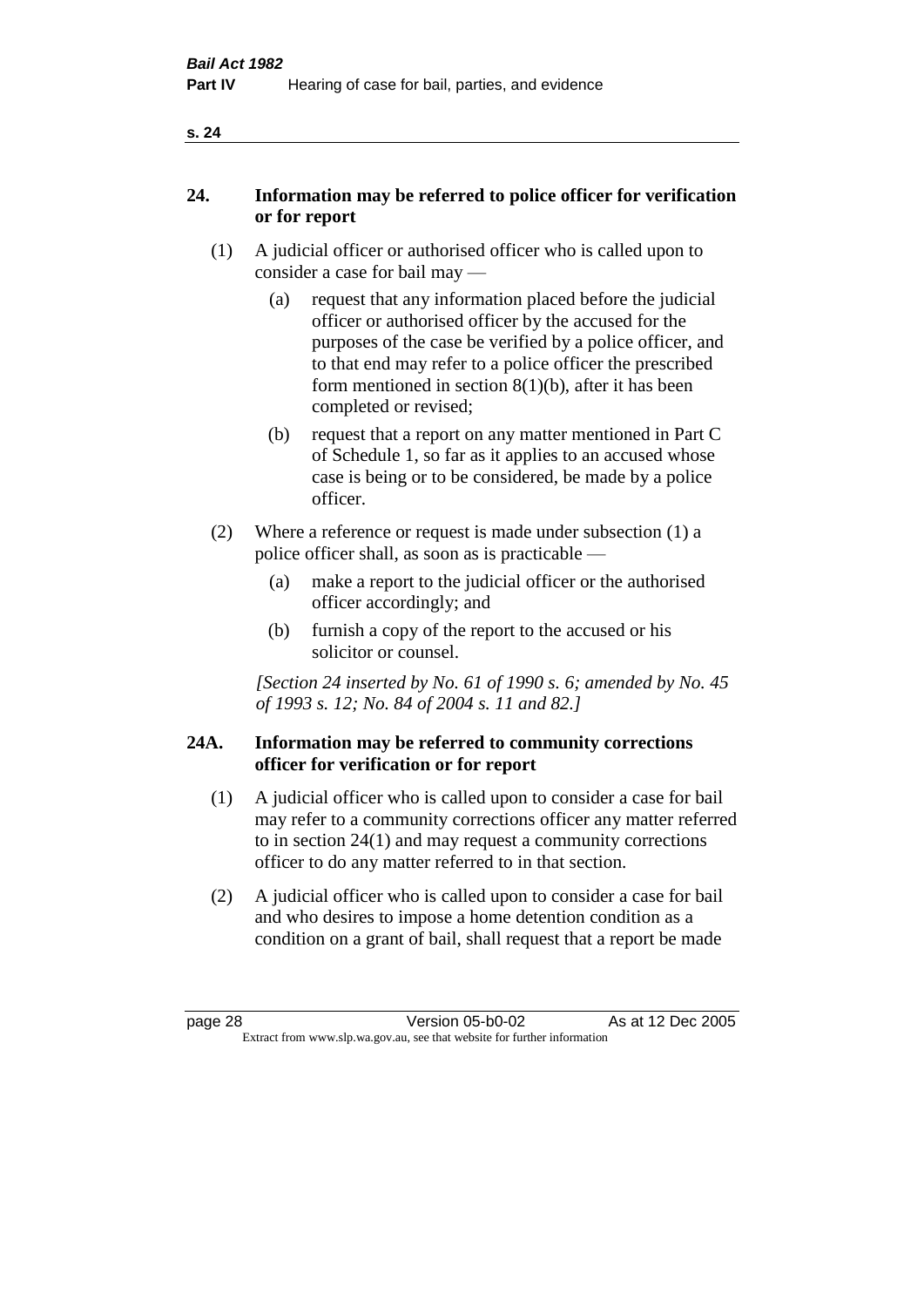## 24. Information may be referred to police officer for verification or for report

(1) A judicial officer or authorised officer who is called upon to consider a case for bail may —

(a) request that any information placed before the judicial officer or authorised officer by the accused for the purposes of the case be verified by a police officer, and to that end may refer to a police officer the prescribed form mentioned in section 8(1)(b), after it has been completed or revised;

(b) request that a report on any matter mentioned in Part C of Schedule 1, so far as it applies to an accused whose case is being or to be considered, be made by a police officer.

(2) Where a reference or request is made under subsection (1) a police officer shall, as soon as is practicable —

(a) make a report to the judicial officer or the authorised officer accordingly; and

(b) furnish a copy of the report to the accused or his solicitor or counsel.

*[Section 24 inserted by No. 61 of 1990 s. 6; amended by No. 45 of 1993 s. 12; No. 84 of 2004 s. 11 and 82.]*

## 24A. Information may be referred to community corrections officer for verification or for report

(1) A judicial officer who is called upon to consider a case for bail may refer to a community corrections officer any matter referred to in section 24(1) and may request a community corrections officer to do any matter referred to in that section.

(2) A judicial officer who is called upon to consider a case for bail and who desires to impose a home detention condition as a condition on a grant of bail, shall request that a report be made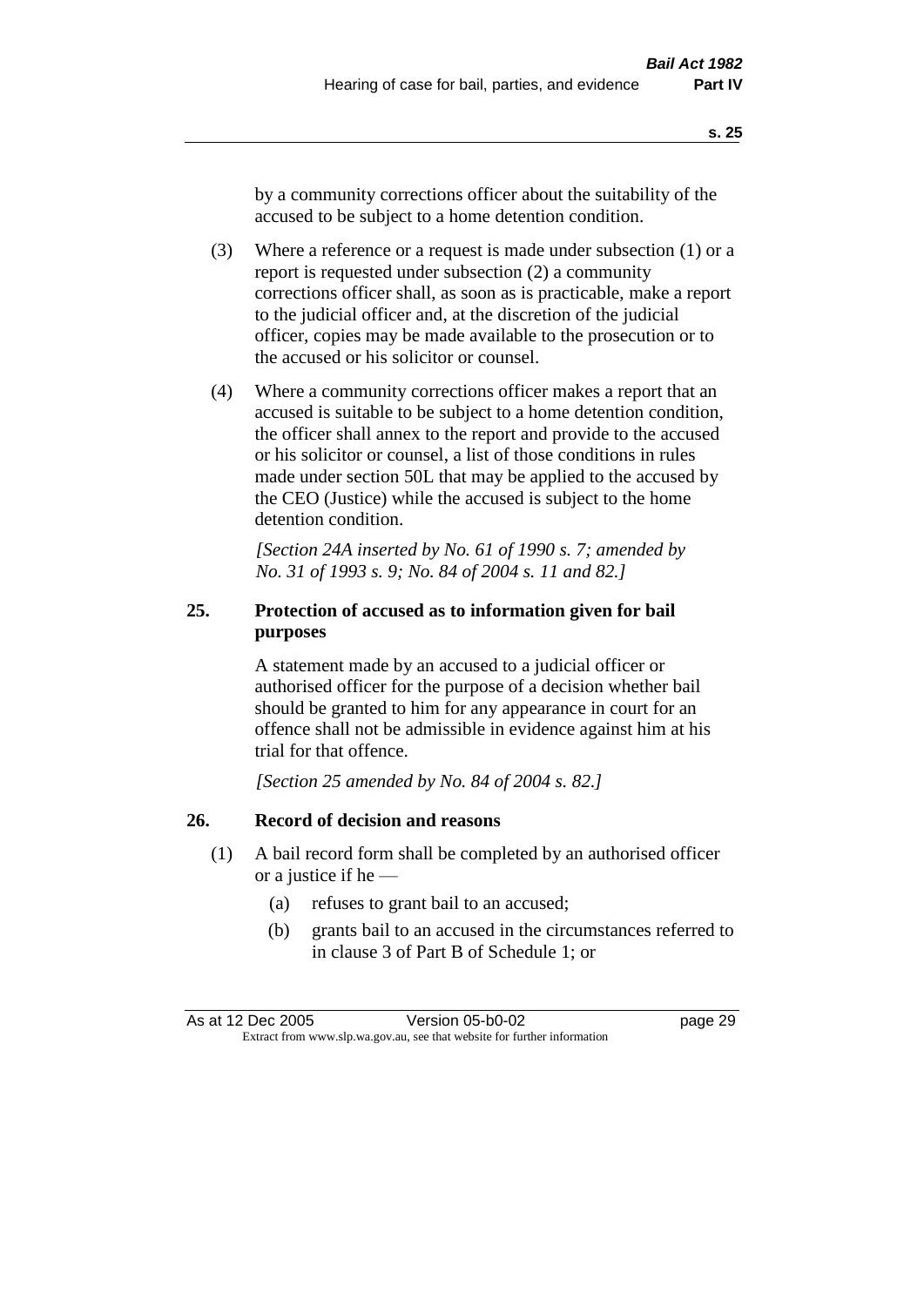by a community corrections officer about the suitability of the accused to be subject to a home detention condition.

(3) Where a reference or a request is made under subsection (1) or a report is requested under subsection (2) a community corrections officer shall, as soon as is practicable, make a report to the judicial officer and, at the discretion of the judicial officer, copies may be made available to the prosecution or to the accused or his solicitor or counsel.

(4) Where a community corrections officer makes a report that an accused is suitable to be subject to a home detention condition, the officer shall annex to the report and provide to the accused or his solicitor or counsel, a list of those conditions in rules made under section 50L that may be applied to the accused by the CEO (Justice) while the accused is subject to the home detention condition.

*[Section 24A inserted by No. 61 of 1990 s. 7; amended by No. 31 of 1993 s. 9; No. 84 of 2004 s. 11 and 82.]*

### 25. Protection of accused as to information given for bail purposes

A statement made by an accused to a judicial officer or authorised officer for the purpose of a decision whether bail should be granted to him for any appearance in court for an offence shall not be admissible in evidence against him at his trial for that offence.

*[Section 25 amended by No. 84 of 2004 s. 82.]*

### 26. Record of decision and reasons

(1) A bail record form shall be completed by an authorised officer or a justice if he —

(a) refuses to grant bail to an accused;

(b) grants bail to an accused in the circumstances referred to in clause 3 of Part B of Schedule 1; or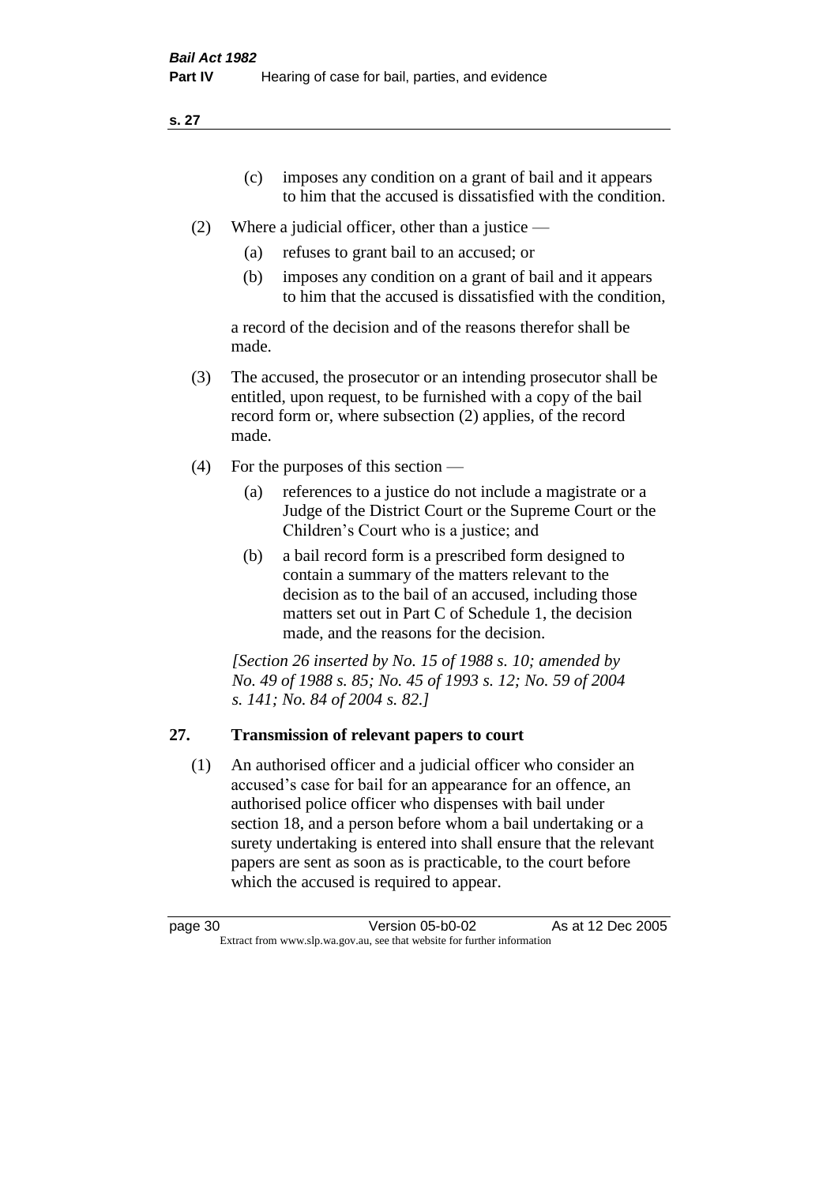(c) imposes any condition on a grant of bail and it appears to him that the accused is dissatisfied with the condition.

(2) Where a judicial officer, other than a justice —

(a) refuses to grant bail to an accused; or

(b) imposes any condition on a grant of bail and it appears to him that the accused is dissatisfied with the condition,

a record of the decision and of the reasons therefor shall be made.

(3) The accused, the prosecutor or an intending prosecutor shall be entitled, upon request, to be furnished with a copy of the bail record form or, where subsection (2) applies, of the record made.

(4) For the purposes of this section —

(a) references to a justice do not include a magistrate or a Judge of the District Court or the Supreme Court or the Children's Court who is a justice; and

(b) a bail record form is a prescribed form designed to contain a summary of the matters relevant to the decision as to the bail of an accused, including those matters set out in Part C of Schedule 1, the decision made, and the reasons for the decision.

*[Section 26 inserted by No. 15 of 1988 s. 10; amended by No. 49 of 1988 s. 85; No. 45 of 1993 s. 12; No. 59 of 2004 s. 141; No. 84 of 2004 s. 82.]*

## 27. Transmission of relevant papers to court

(1) An authorised officer and a judicial officer who consider an accused's case for bail for an appearance for an offence, an authorised police officer who dispenses with bail under section 18, and a person before whom a bail undertaking or a surety undertaking is entered into shall ensure that the relevant papers are sent as soon as is practicable, to the court before which the accused is required to appear.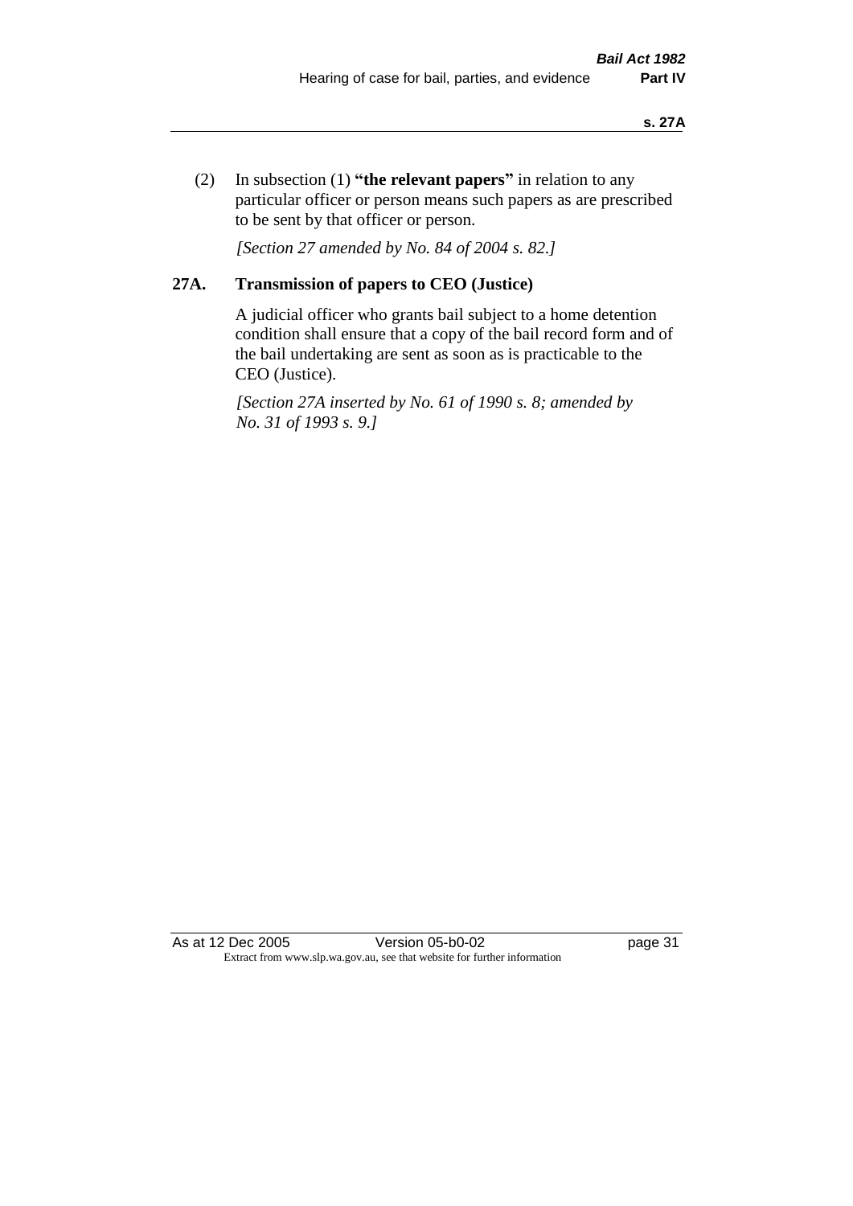(2) In subsection (1) **"the relevant papers"** in relation to any particular officer or person means such papers as are prescribed to be sent by that officer or person.

*[Section 27 amended by No. 84 of 2004 s. 82.]*

## 27A. Transmission of papers to CEO (Justice)

A judicial officer who grants bail subject to a home detention condition shall ensure that a copy of the bail record form and of the bail undertaking are sent as soon as is practicable to the CEO (Justice).

*[Section 27A inserted by No. 61 of 1990 s. 8; amended by No. 31 of 1993 s. 9.]*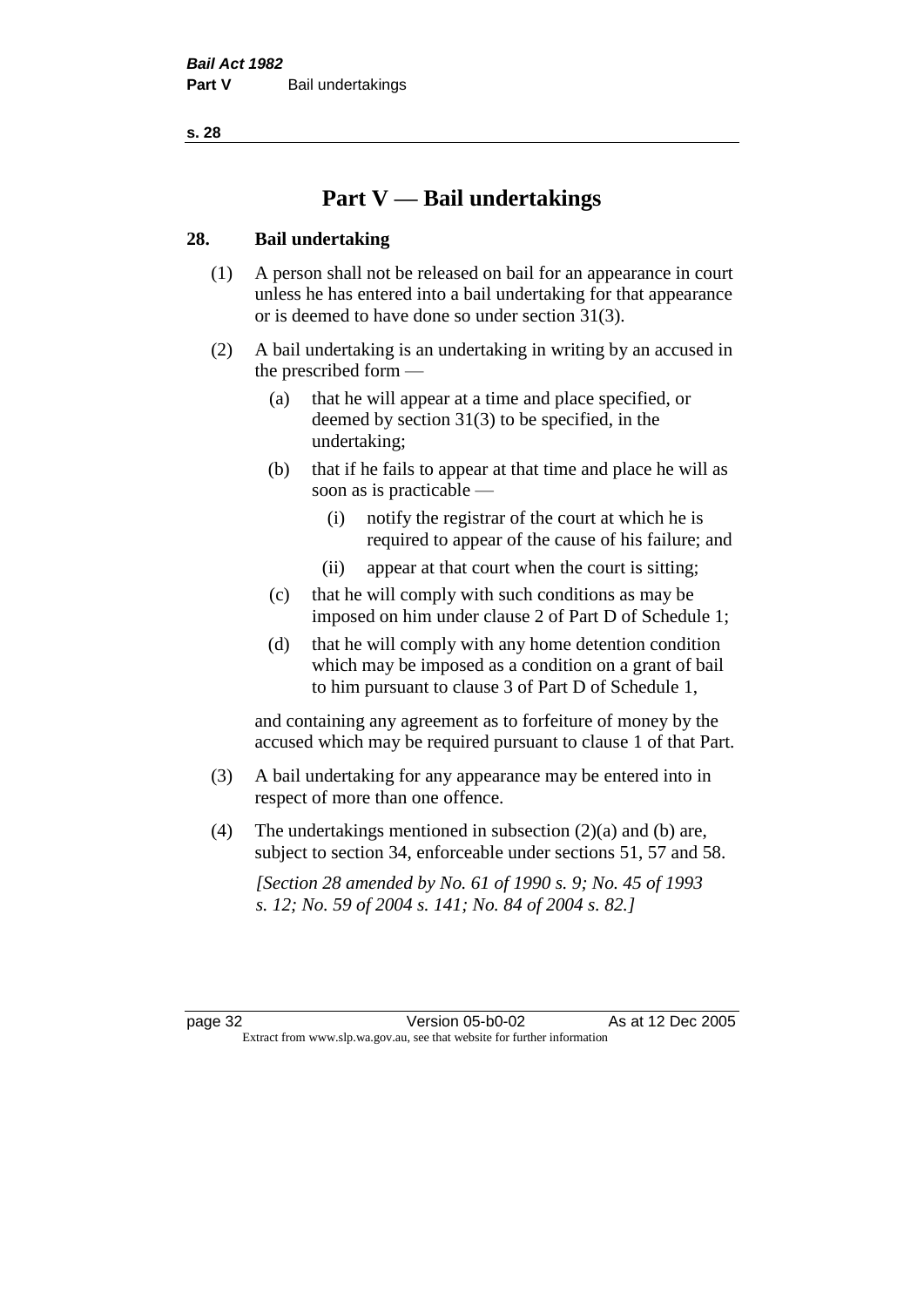# Part V — Bail undertakings

## 28. Bail undertaking

(1) A person shall not be released on bail for an appearance in court unless he has entered into a bail undertaking for that appearance or is deemed to have done so under section 31(3).

(2) A bail undertaking is an undertaking in writing by an accused in the prescribed form —

- (a) that he will appear at a time and place specified, or deemed by section 31(3) to be specified, in the undertaking;
- (b) that if he fails to appear at that time and place he will as soon as is practicable —
  - (i) notify the registrar of the court at which he is required to appear of the cause of his failure; and
  - (ii) appear at that court when the court is sitting;
- (c) that he will comply with such conditions as may be imposed on him under clause 2 of Part D of Schedule 1;
- (d) that he will comply with any home detention condition which may be imposed as a condition on a grant of bail to him pursuant to clause 3 of Part D of Schedule 1,

and containing any agreement as to forfeiture of money by the accused which may be required pursuant to clause 1 of that Part.

(3) A bail undertaking for any appearance may be entered into in respect of more than one offence.

(4) The undertakings mentioned in subsection (2)(a) and (b) are, subject to section 34, enforceable under sections 51, 57 and 58.

*[Section 28 amended by No. 61 of 1990 s. 9; No. 45 of 1993 s. 12; No. 59 of 2004 s. 141; No. 84 of 2004 s. 82.]*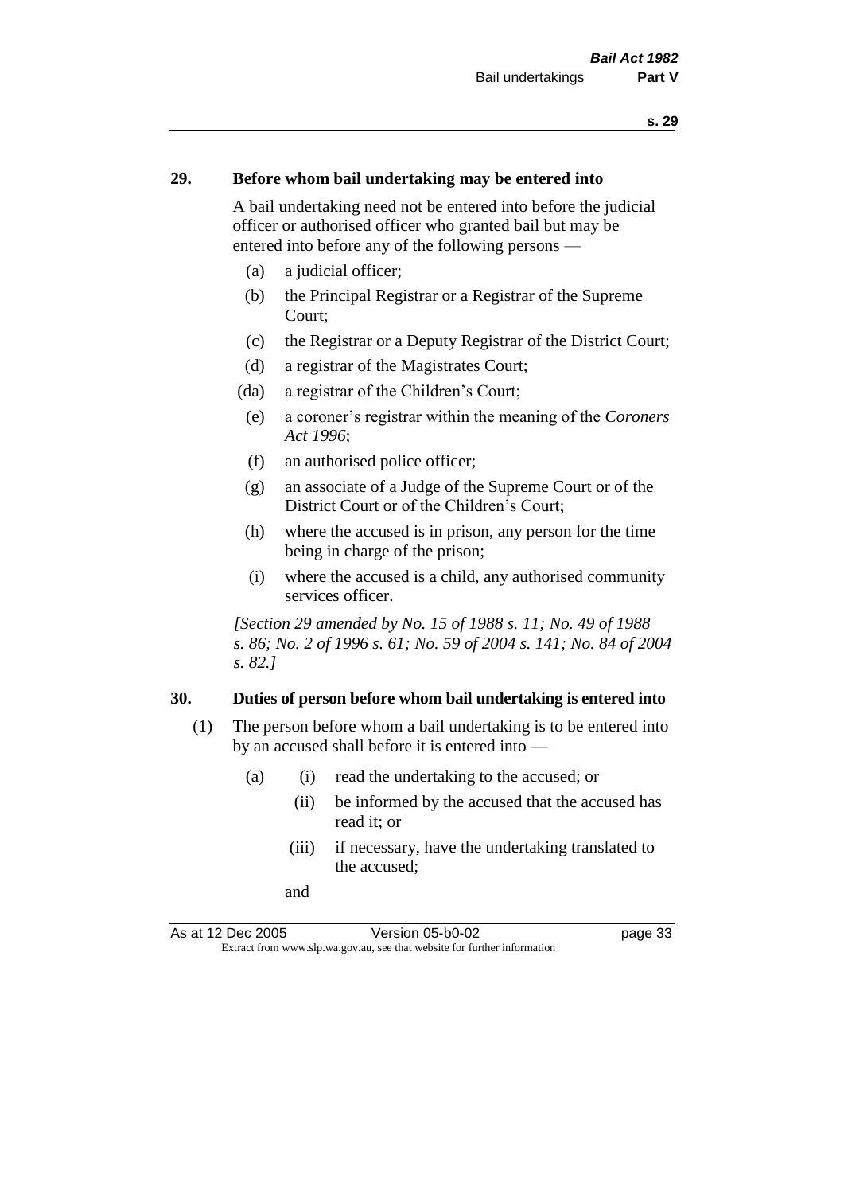## 29. Before whom bail undertaking may be entered into

A bail undertaking need not be entered into before the judicial officer or authorised officer who granted bail but may be entered into before any of the following persons —

- (a) a judicial officer;
- (b) the Principal Registrar or a Registrar of the Supreme Court;
- (c) the Registrar or a Deputy Registrar of the District Court;
- (d) a registrar of the Magistrates Court;
- (da) a registrar of the Children's Court;
- (e) a coroner's registrar within the meaning of the *Coroners Act 1996*;
- (f) an authorised police officer;
- (g) an associate of a Judge of the Supreme Court or of the District Court or of the Children's Court;
- (h) where the accused is in prison, any person for the time being in charge of the prison;
- (i) where the accused is a child, any authorised community services officer.

*[Section 29 amended by No. 15 of 1988 s. 11; No. 49 of 1988 s. 86; No. 2 of 1996 s. 61; No. 59 of 2004 s. 141; No. 84 of 2004 s. 82.]*

## 30. Duties of person before whom bail undertaking is entered into

(1) The person before whom a bail undertaking is to be entered into by an accused shall before it is entered into —

- (a) (i) read the undertaking to the accused; or
  - (ii) be informed by the accused that the accused has read it; or
  - (iii) if necessary, have the undertaking translated to the accused;

  and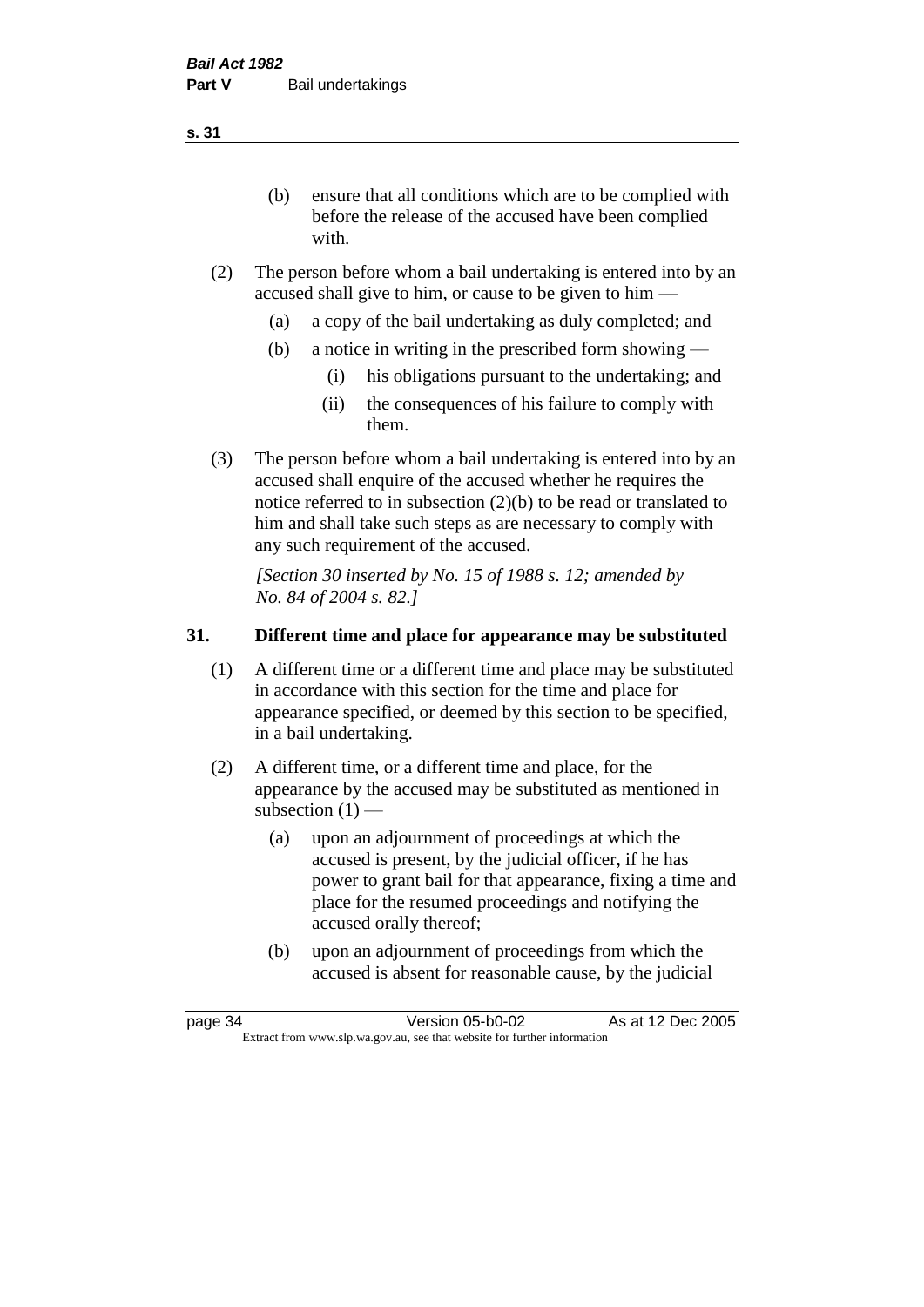(b) ensure that all conditions which are to be complied with before the release of the accused have been complied with.

(2) The person before whom a bail undertaking is entered into by an accused shall give to him, or cause to be given to him —

(a) a copy of the bail undertaking as duly completed; and

(b) a notice in writing in the prescribed form showing —

(i) his obligations pursuant to the undertaking; and

(ii) the consequences of his failure to comply with them.

(3) The person before whom a bail undertaking is entered into by an accused shall enquire of the accused whether he requires the notice referred to in subsection (2)(b) to be read or translated to him and shall take such steps as are necessary to comply with any such requirement of the accused.

*[Section 30 inserted by No. 15 of 1988 s. 12; amended by No. 84 of 2004 s. 82.]*

## 31. Different time and place for appearance may be substituted

(1) A different time or a different time and place may be substituted in accordance with this section for the time and place for appearance specified, or deemed by this section to be specified, in a bail undertaking.

(2) A different time, or a different time and place, for the appearance by the accused may be substituted as mentioned in subsection (1) —

(a) upon an adjournment of proceedings at which the accused is present, by the judicial officer, if he has power to grant bail for that appearance, fixing a time and place for the resumed proceedings and notifying the accused orally thereof;

(b) upon an adjournment of proceedings from which the accused is absent for reasonable cause, by the judicial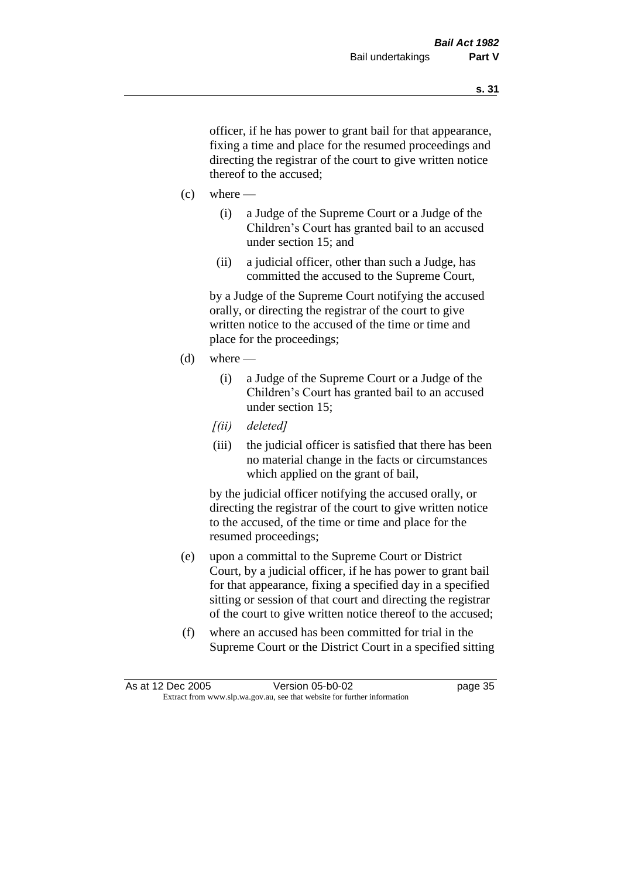officer, if he has power to grant bail for that appearance, fixing a time and place for the resumed proceedings and directing the registrar of the court to give written notice thereof to the accused;

(c) where —

  (i) a Judge of the Supreme Court or a Judge of the Children's Court has granted bail to an accused under section 15; and

  (ii) a judicial officer, other than such a Judge, has committed the accused to the Supreme Court,

  by a Judge of the Supreme Court notifying the accused orally, or directing the registrar of the court to give written notice to the accused of the time or time and place for the proceedings;

(d) where —

  (i) a Judge of the Supreme Court or a Judge of the Children's Court has granted bail to an accused under section 15;

  *[(ii) deleted]*

  (iii) the judicial officer is satisfied that there has been no material change in the facts or circumstances which applied on the grant of bail,

  by the judicial officer notifying the accused orally, or directing the registrar of the court to give written notice to the accused, of the time or time and place for the resumed proceedings;

(e) upon a committal to the Supreme Court or District Court, by a judicial officer, if he has power to grant bail for that appearance, fixing a specified day in a specified sitting or session of that court and directing the registrar of the court to give written notice thereof to the accused;

(f) where an accused has been committed for trial in the Supreme Court or the District Court in a specified sitting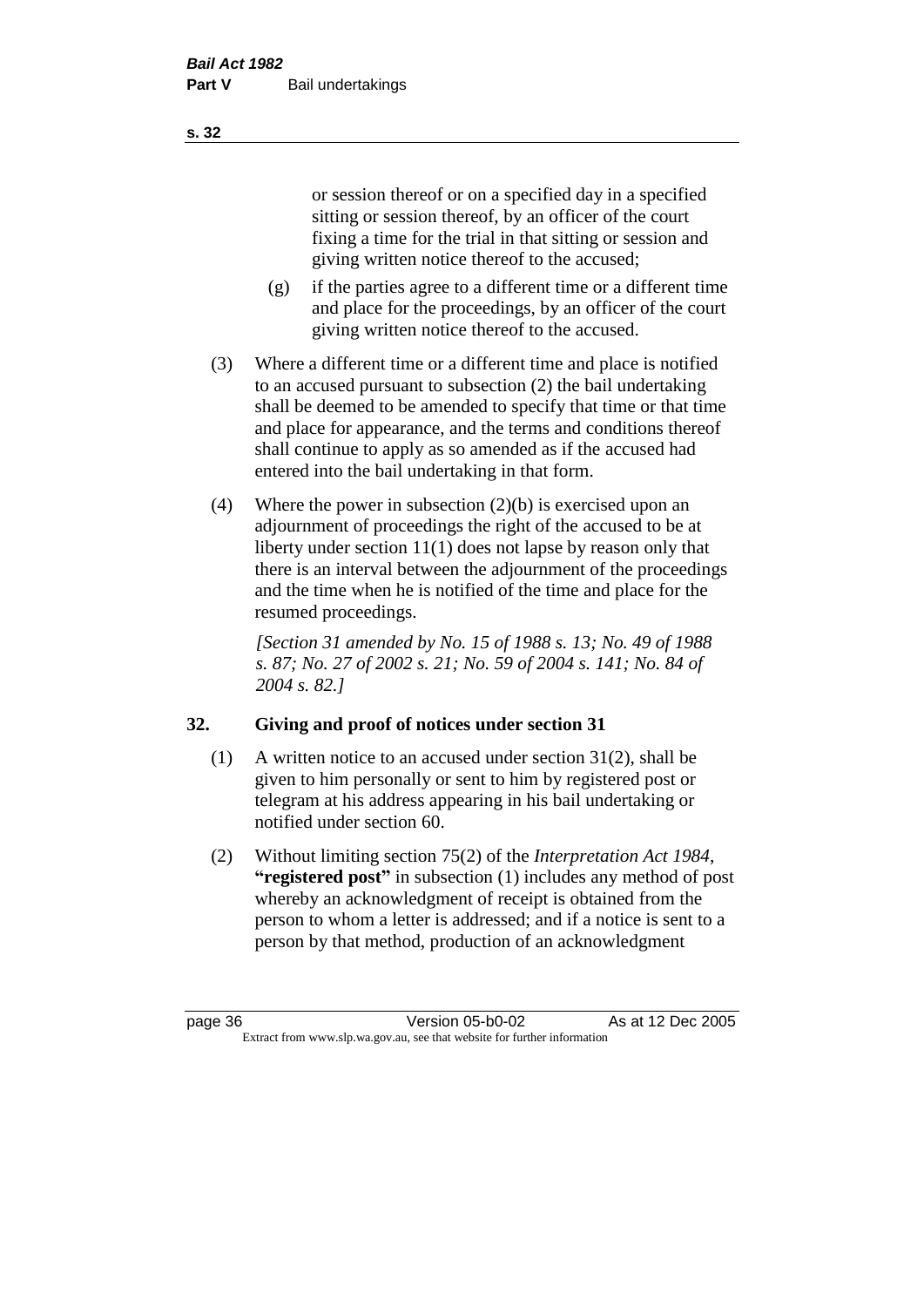or session thereof or on a specified day in a specified sitting or session thereof, by an officer of the court fixing a time for the trial in that sitting or session and giving written notice thereof to the accused;

(g) if the parties agree to a different time or a different time and place for the proceedings, by an officer of the court giving written notice thereof to the accused.

(3) Where a different time or a different time and place is notified to an accused pursuant to subsection (2) the bail undertaking shall be deemed to be amended to specify that time or that time and place for appearance, and the terms and conditions thereof shall continue to apply as so amended as if the accused had entered into the bail undertaking in that form.

(4) Where the power in subsection (2)(b) is exercised upon an adjournment of proceedings the right of the accused to be at liberty under section 11(1) does not lapse by reason only that there is an interval between the adjournment of the proceedings and the time when he is notified of the time and place for the resumed proceedings.

*[Section 31 amended by No. 15 of 1988 s. 13; No. 49 of 1988 s. 87; No. 27 of 2002 s. 21; No. 59 of 2004 s. 141; No. 84 of 2004 s. 82.]*

## 32. Giving and proof of notices under section 31

(1) A written notice to an accused under section 31(2), shall be given to him personally or sent to him by registered post or telegram at his address appearing in his bail undertaking or notified under section 60.

(2) Without limiting section 75(2) of the *Interpretation Act 1984*, **"registered post"** in subsection (1) includes any method of post whereby an acknowledgment of receipt is obtained from the person to whom a letter is addressed; and if a notice is sent to a person by that method, production of an acknowledgment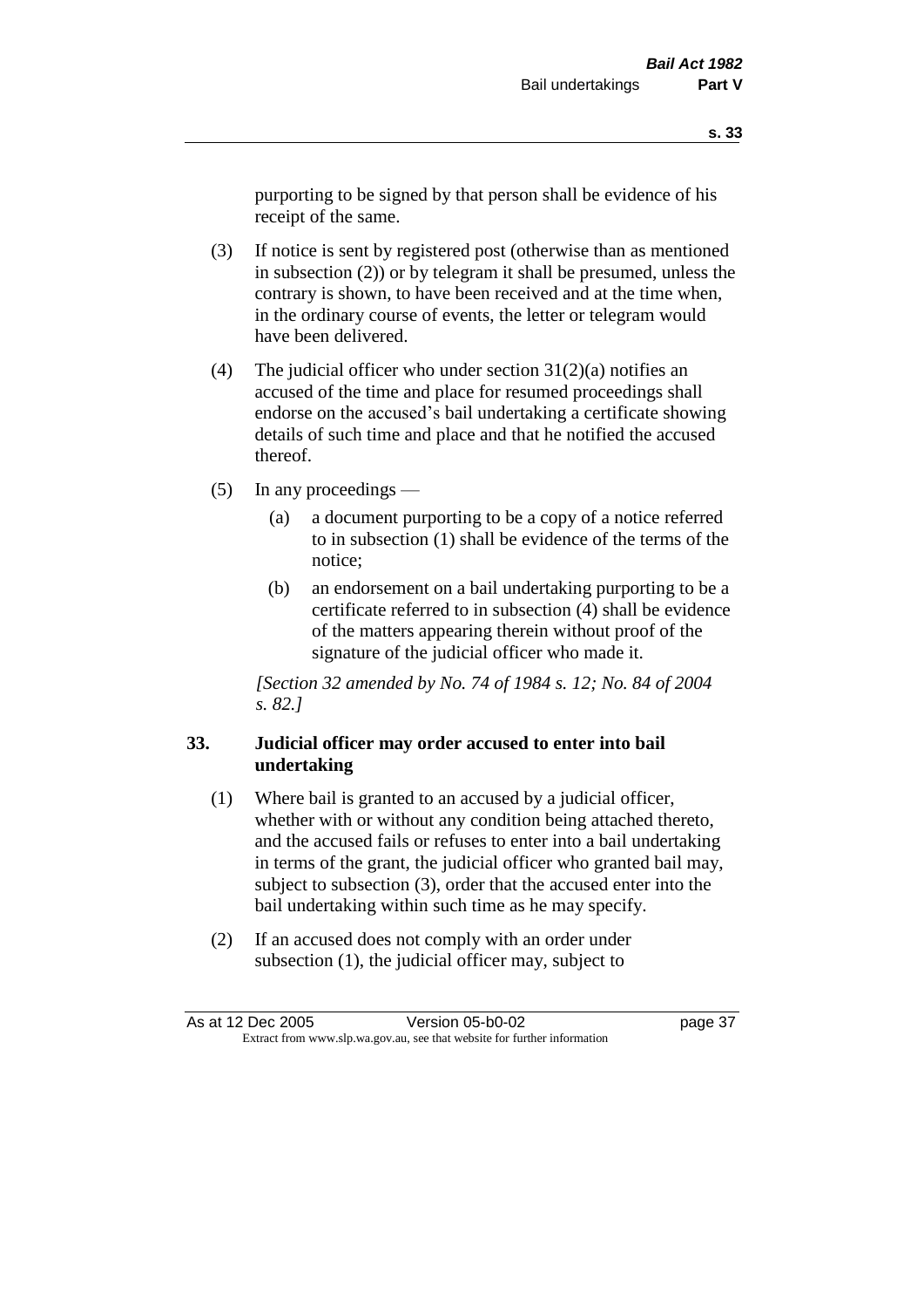purporting to be signed by that person shall be evidence of his receipt of the same.

(3) If notice is sent by registered post (otherwise than as mentioned in subsection (2)) or by telegram it shall be presumed, unless the contrary is shown, to have been received and at the time when, in the ordinary course of events, the letter or telegram would have been delivered.

(4) The judicial officer who under section 31(2)(a) notifies an accused of the time and place for resumed proceedings shall endorse on the accused's bail undertaking a certificate showing details of such time and place and that he notified the accused thereof.

(5) In any proceedings —

(a) a document purporting to be a copy of a notice referred to in subsection (1) shall be evidence of the terms of the notice;

(b) an endorsement on a bail undertaking purporting to be a certificate referred to in subsection (4) shall be evidence of the matters appearing therein without proof of the signature of the judicial officer who made it.

*[Section 32 amended by No. 74 of 1984 s. 12; No. 84 of 2004 s. 82.]*

## 33. Judicial officer may order accused to enter into bail undertaking

(1) Where bail is granted to an accused by a judicial officer, whether with or without any condition being attached thereto, and the accused fails or refuses to enter into a bail undertaking in terms of the grant, the judicial officer who granted bail may, subject to subsection (3), order that the accused enter into the bail undertaking within such time as he may specify.

(2) If an accused does not comply with an order under subsection (1), the judicial officer may, subject to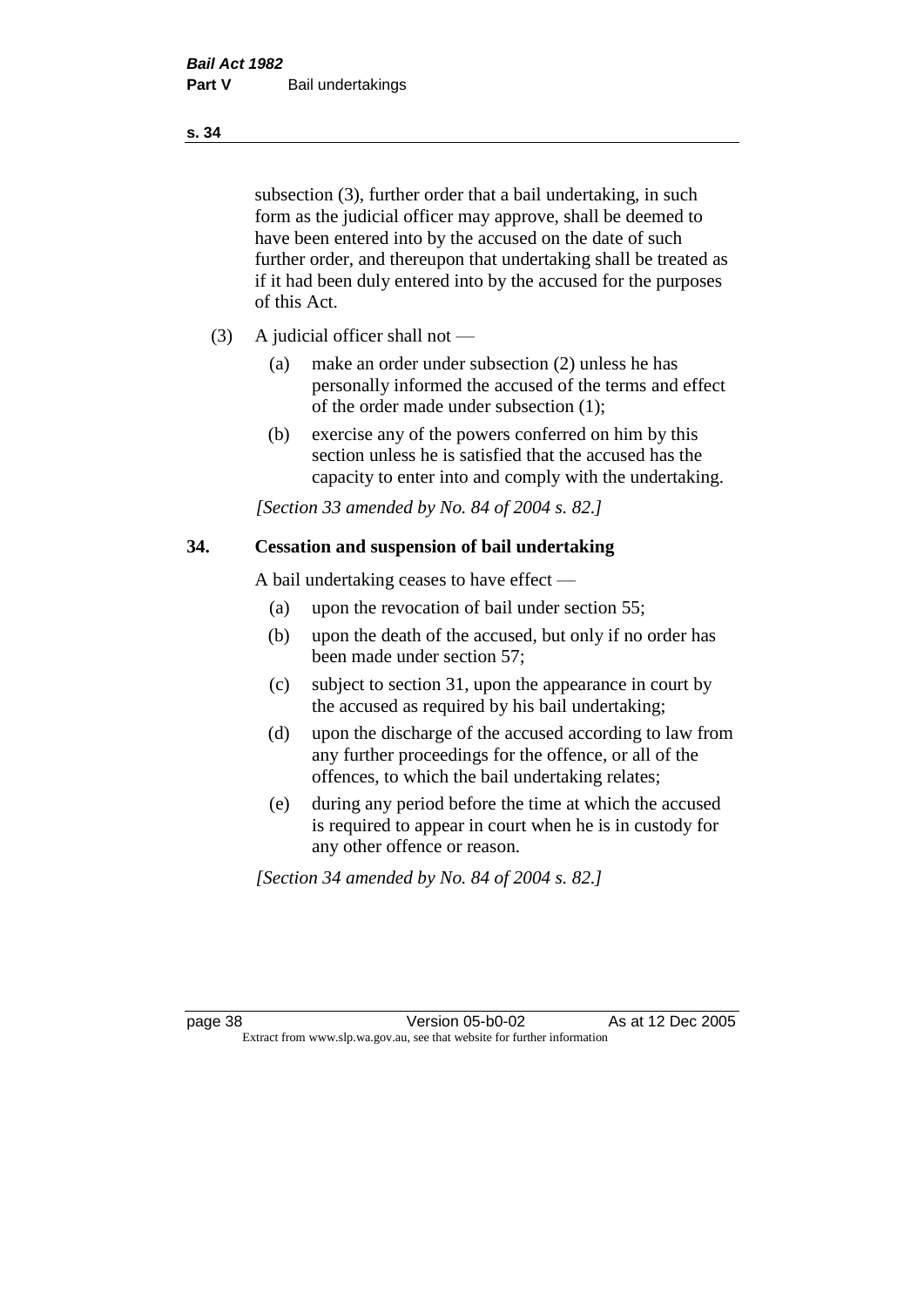subsection (3), further order that a bail undertaking, in such form as the judicial officer may approve, shall be deemed to have been entered into by the accused on the date of such further order, and thereupon that undertaking shall be treated as if it had been duly entered into by the accused for the purposes of this Act.

(3) A judicial officer shall not —

(a) make an order under subsection (2) unless he has personally informed the accused of the terms and effect of the order made under subsection (1);

(b) exercise any of the powers conferred on him by this section unless he is satisfied that the accused has the capacity to enter into and comply with the undertaking.

*[Section 33 amended by No. 84 of 2004 s. 82.]*

## 34. Cessation and suspension of bail undertaking

A bail undertaking ceases to have effect —

(a) upon the revocation of bail under section 55;

(b) upon the death of the accused, but only if no order has been made under section 57;

(c) subject to section 31, upon the appearance in court by the accused as required by his bail undertaking;

(d) upon the discharge of the accused according to law from any further proceedings for the offence, or all of the offences, to which the bail undertaking relates;

(e) during any period before the time at which the accused is required to appear in court when he is in custody for any other offence or reason.

*[Section 34 amended by No. 84 of 2004 s. 82.]*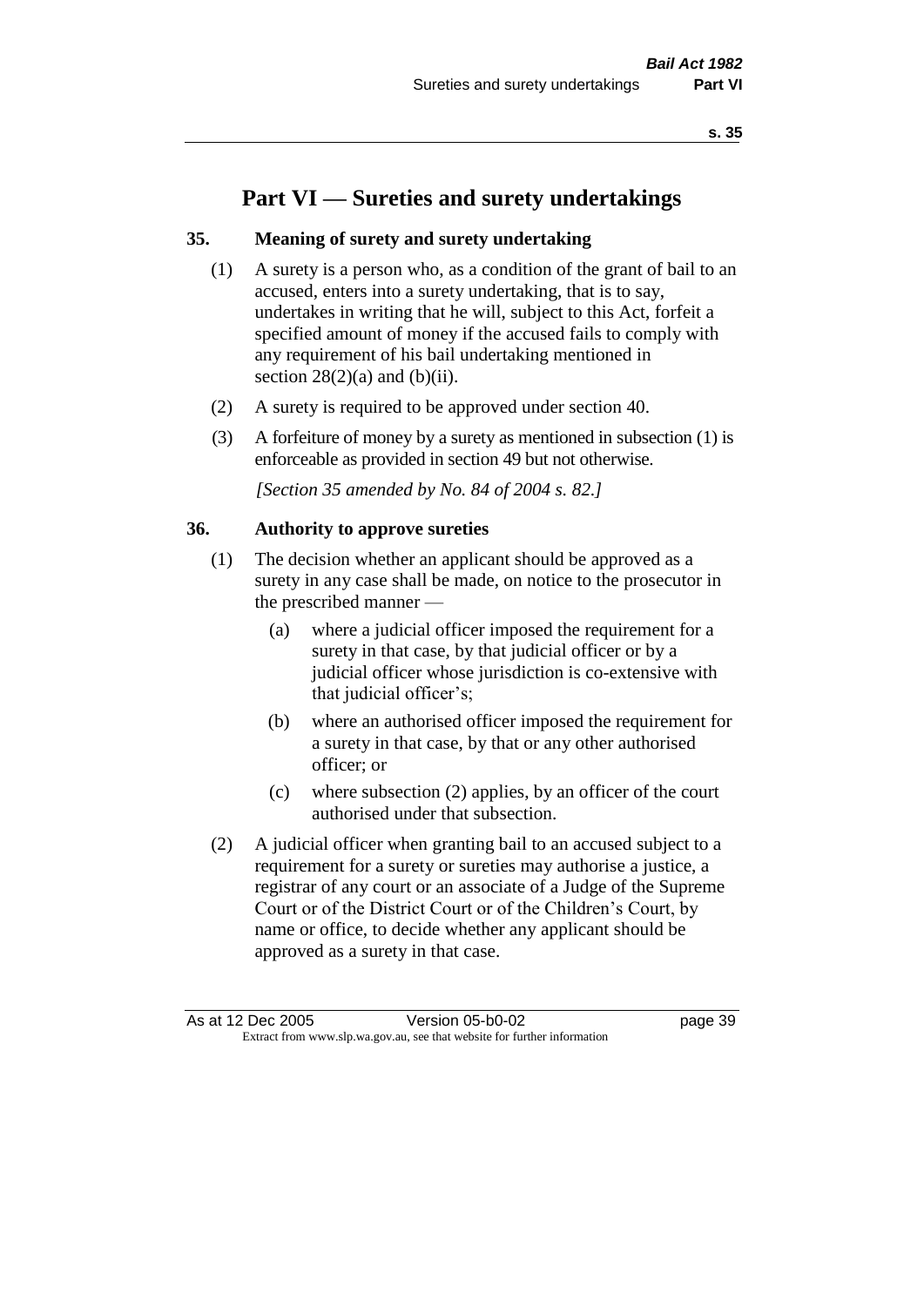# Part VI — Sureties and surety undertakings

## 35. Meaning of surety and surety undertaking

(1) A surety is a person who, as a condition of the grant of bail to an accused, enters into a surety undertaking, that is to say, undertakes in writing that he will, subject to this Act, forfeit a specified amount of money if the accused fails to comply with any requirement of his bail undertaking mentioned in section 28(2)(a) and (b)(ii).

(2) A surety is required to be approved under section 40.

(3) A forfeiture of money by a surety as mentioned in subsection (1) is enforceable as provided in section 49 but not otherwise.

*[Section 35 amended by No. 84 of 2004 s. 82.]*

## 36. Authority to approve sureties

(1) The decision whether an applicant should be approved as a surety in any case shall be made, on notice to the prosecutor in the prescribed manner —

- (a) where a judicial officer imposed the requirement for a surety in that case, by that judicial officer or by a judicial officer whose jurisdiction is co-extensive with that judicial officer's;
- (b) where an authorised officer imposed the requirement for a surety in that case, by that or any other authorised officer; or
- (c) where subsection (2) applies, by an officer of the court authorised under that subsection.

(2) A judicial officer when granting bail to an accused subject to a requirement for a surety or sureties may authorise a justice, a registrar of any court or an associate of a Judge of the Supreme Court or of the District Court or of the Children's Court, by name or office, to decide whether any applicant should be approved as a surety in that case.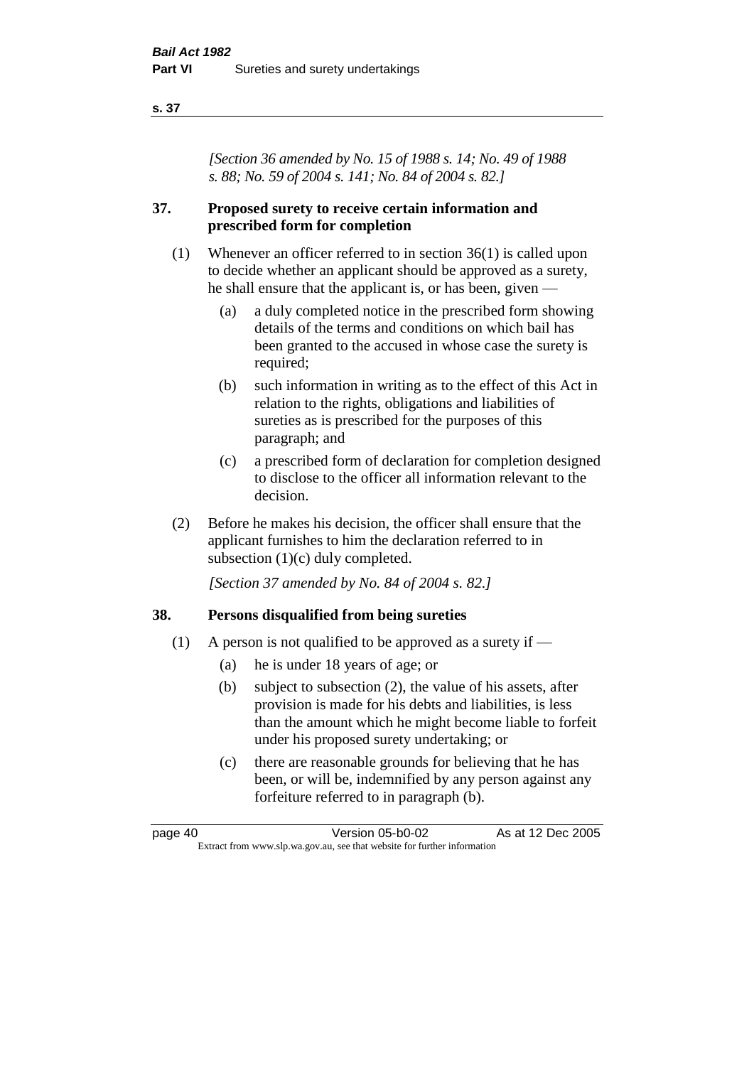*[Section 36 amended by No. 15 of 1988 s. 14; No. 49 of 1988 s. 88; No. 59 of 2004 s. 141; No. 84 of 2004 s. 82.]*

## 37. Proposed surety to receive certain information and prescribed form for completion

(1) Whenever an officer referred to in section 36(1) is called upon to decide whether an applicant should be approved as a surety, he shall ensure that the applicant is, or has been, given —

- (a) a duly completed notice in the prescribed form showing details of the terms and conditions on which bail has been granted to the accused in whose case the surety is required;
- (b) such information in writing as to the effect of this Act in relation to the rights, obligations and liabilities of sureties as is prescribed for the purposes of this paragraph; and
- (c) a prescribed form of declaration for completion designed to disclose to the officer all information relevant to the decision.

(2) Before he makes his decision, the officer shall ensure that the applicant furnishes to him the declaration referred to in subsection (1)(c) duly completed.

*[Section 37 amended by No. 84 of 2004 s. 82.]*

## 38. Persons disqualified from being sureties

(1) A person is not qualified to be approved as a surety if —

- (a) he is under 18 years of age; or
- (b) subject to subsection (2), the value of his assets, after provision is made for his debts and liabilities, is less than the amount which he might become liable to forfeit under his proposed surety undertaking; or
- (c) there are reasonable grounds for believing that he has been, or will be, indemnified by any person against any forfeiture referred to in paragraph (b).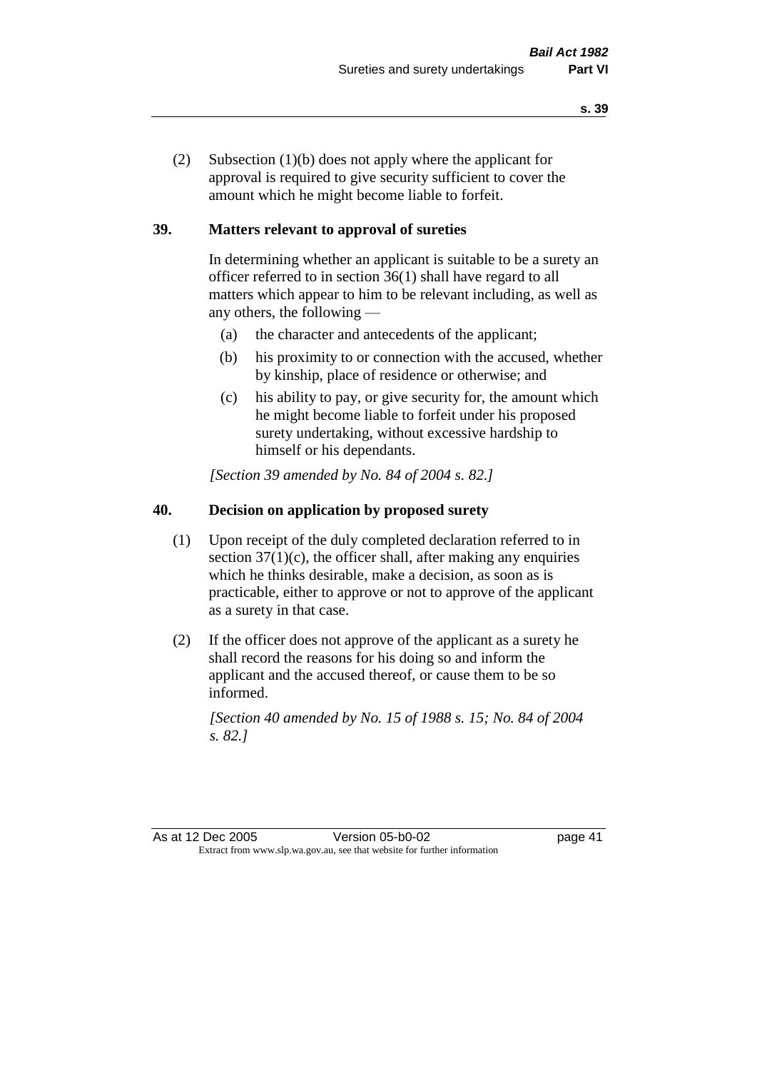(2) Subsection (1)(b) does not apply where the applicant for approval is required to give security sufficient to cover the amount which he might become liable to forfeit.

## 39. Matters relevant to approval of sureties

In determining whether an applicant is suitable to be a surety an officer referred to in section 36(1) shall have regard to all matters which appear to him to be relevant including, as well as any others, the following —

- (a) the character and antecedents of the applicant;
- (b) his proximity to or connection with the accused, whether by kinship, place of residence or otherwise; and
- (c) his ability to pay, or give security for, the amount which he might become liable to forfeit under his proposed surety undertaking, without excessive hardship to himself or his dependants.

*[Section 39 amended by No. 84 of 2004 s. 82.]*

## 40. Decision on application by proposed surety

(1) Upon receipt of the duly completed declaration referred to in section 37(1)(c), the officer shall, after making any enquiries which he thinks desirable, make a decision, as soon as is practicable, either to approve or not to approve of the applicant as a surety in that case.

(2) If the officer does not approve of the applicant as a surety he shall record the reasons for his doing so and inform the applicant and the accused thereof, or cause them to be so informed.

*[Section 40 amended by No. 15 of 1988 s. 15; No. 84 of 2004 s. 82.]*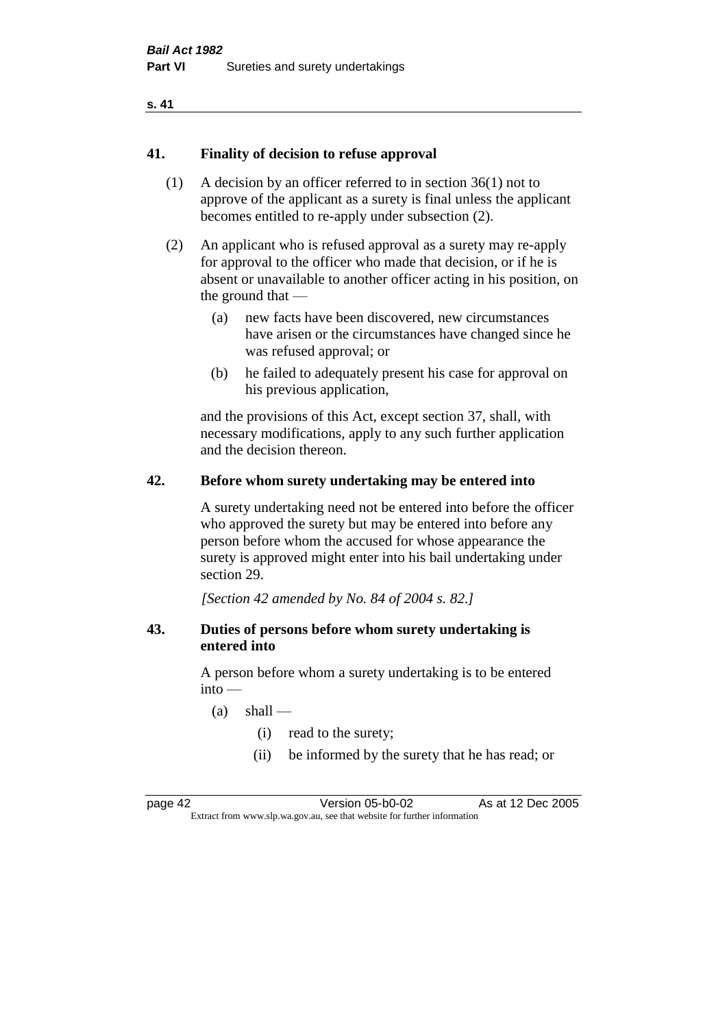## 41. Finality of decision to refuse approval

(1) A decision by an officer referred to in section 36(1) not to approve of the applicant as a surety is final unless the applicant becomes entitled to re-apply under subsection (2).

(2) An applicant who is refused approval as a surety may re-apply for approval to the officer who made that decision, or if he is absent or unavailable to another officer acting in his position, on the ground that —

- (a) new facts have been discovered, new circumstances have arisen or the circumstances have changed since he was refused approval; or
- (b) he failed to adequately present his case for approval on his previous application,

and the provisions of this Act, except section 37, shall, with necessary modifications, apply to any such further application and the decision thereon.

## 42. Before whom surety undertaking may be entered into

A surety undertaking need not be entered into before the officer who approved the surety but may be entered into before any person before whom the accused for whose appearance the surety is approved might enter into his bail undertaking under section 29.

*[Section 42 amended by No. 84 of 2004 s. 82.]*

## 43. Duties of persons before whom surety undertaking is entered into

A person before whom a surety undertaking is to be entered into —

- (a) shall —
  - (i) read to the surety;
  - (ii) be informed by the surety that he has read; or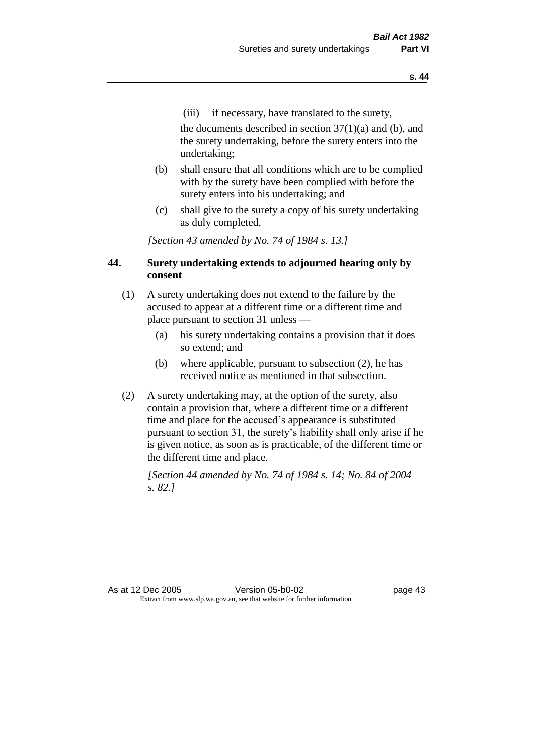(iii) if necessary, have translated to the surety,

the documents described in section 37(1)(a) and (b), and the surety undertaking, before the surety enters into the undertaking;

(b) shall ensure that all conditions which are to be complied with by the surety have been complied with before the surety enters into his undertaking; and

(c) shall give to the surety a copy of his surety undertaking as duly completed.

*[Section 43 amended by No. 74 of 1984 s. 13.]*

## 44. Surety undertaking extends to adjourned hearing only by consent

(1) A surety undertaking does not extend to the failure by the accused to appear at a different time or a different time and place pursuant to section 31 unless —

(a) his surety undertaking contains a provision that it does so extend; and

(b) where applicable, pursuant to subsection (2), he has received notice as mentioned in that subsection.

(2) A surety undertaking may, at the option of the surety, also contain a provision that, where a different time or a different time and place for the accused's appearance is substituted pursuant to section 31, the surety's liability shall only arise if he is given notice, as soon as is practicable, of the different time or the different time and place.

*[Section 44 amended by No. 74 of 1984 s. 14; No. 84 of 2004 s. 82.]*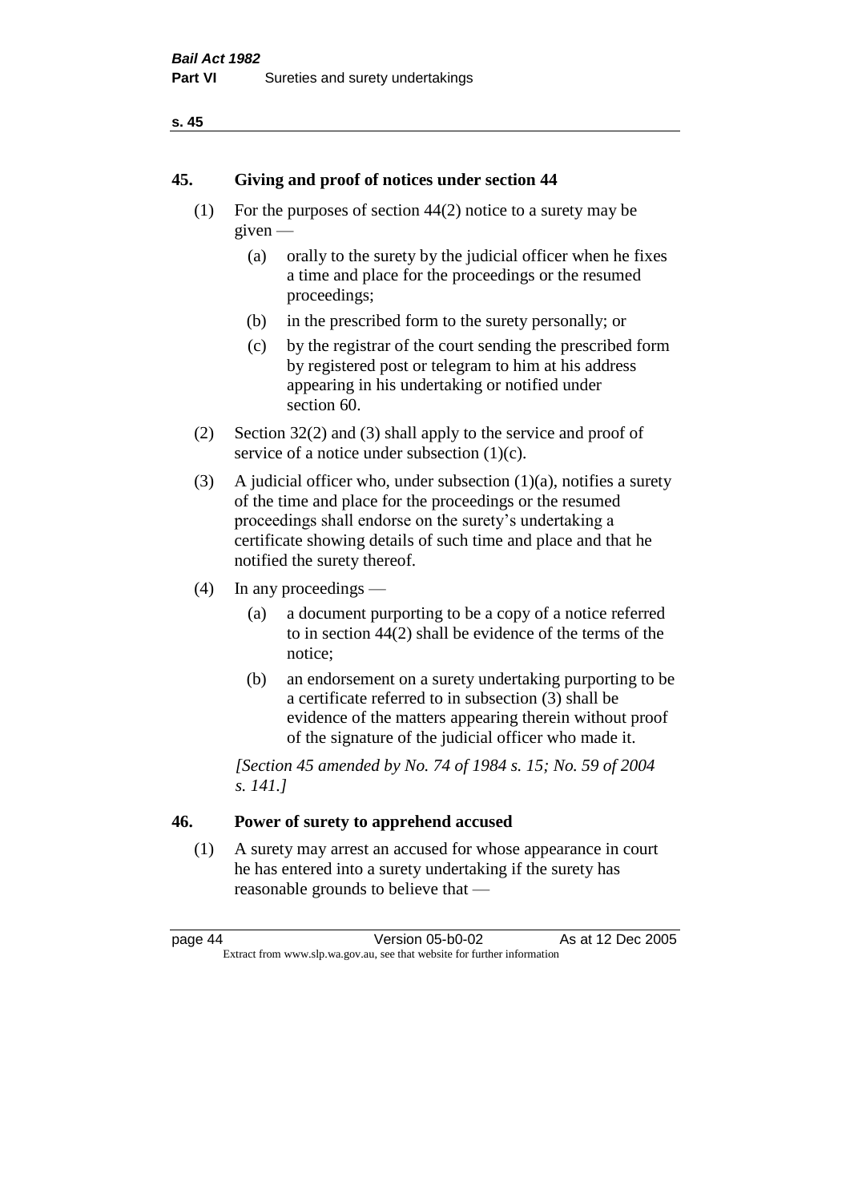## 45. Giving and proof of notices under section 44

(1) For the purposes of section 44(2) notice to a surety may be given —

- (a) orally to the surety by the judicial officer when he fixes a time and place for the proceedings or the resumed proceedings;
- (b) in the prescribed form to the surety personally; or
- (c) by the registrar of the court sending the prescribed form by registered post or telegram to him at his address appearing in his undertaking or notified under section 60.

(2) Section 32(2) and (3) shall apply to the service and proof of service of a notice under subsection (1)(c).

(3) A judicial officer who, under subsection (1)(a), notifies a surety of the time and place for the proceedings or the resumed proceedings shall endorse on the surety's undertaking a certificate showing details of such time and place and that he notified the surety thereof.

(4) In any proceedings —

- (a) a document purporting to be a copy of a notice referred to in section 44(2) shall be evidence of the terms of the notice;
- (b) an endorsement on a surety undertaking purporting to be a certificate referred to in subsection (3) shall be evidence of the matters appearing therein without proof of the signature of the judicial officer who made it.

*[Section 45 amended by No. 74 of 1984 s. 15; No. 59 of 2004 s. 141.]*

## 46. Power of surety to apprehend accused

(1) A surety may arrest an accused for whose appearance in court he has entered into a surety undertaking if the surety has reasonable grounds to believe that —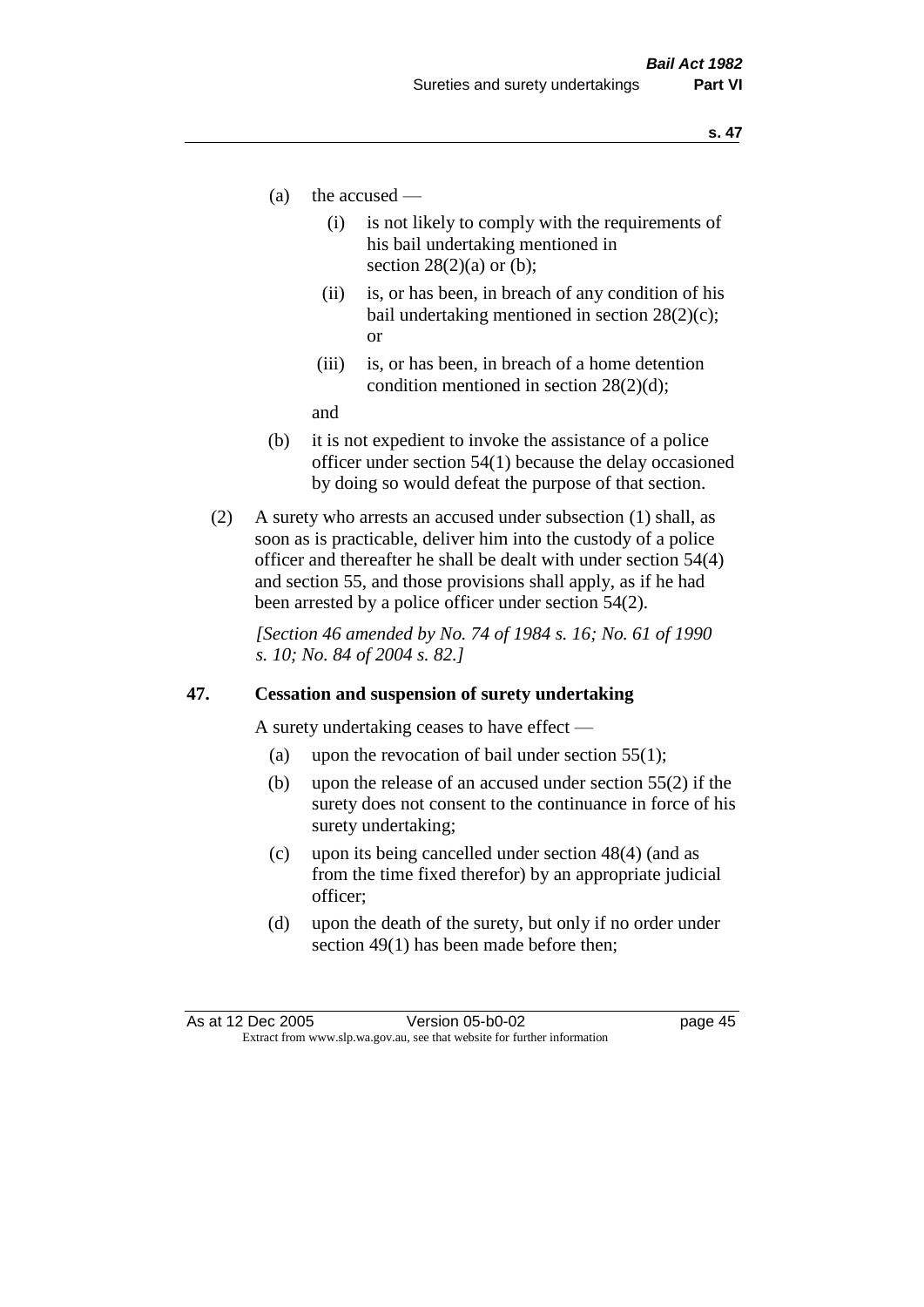(a) the accused —

  (i) is not likely to comply with the requirements of his bail undertaking mentioned in section 28(2)(a) or (b);

  (ii) is, or has been, in breach of any condition of his bail undertaking mentioned in section 28(2)(c); or

  (iii) is, or has been, in breach of a home detention condition mentioned in section 28(2)(d);

  and

(b) it is not expedient to invoke the assistance of a police officer under section 54(1) because the delay occasioned by doing so would defeat the purpose of that section.

(2) A surety who arrests an accused under subsection (1) shall, as soon as is practicable, deliver him into the custody of a police officer and thereafter he shall be dealt with under section 54(4) and section 55, and those provisions shall apply, as if he had been arrested by a police officer under section 54(2).

*[Section 46 amended by No. 74 of 1984 s. 16; No. 61 of 1990 s. 10; No. 84 of 2004 s. 82.]*

### 47. Cessation and suspension of surety undertaking

A surety undertaking ceases to have effect —

(a) upon the revocation of bail under section 55(1);

(b) upon the release of an accused under section 55(2) if the surety does not consent to the continuance in force of his surety undertaking;

(c) upon its being cancelled under section 48(4) (and as from the time fixed therefor) by an appropriate judicial officer;

(d) upon the death of the surety, but only if no order under section 49(1) has been made before then;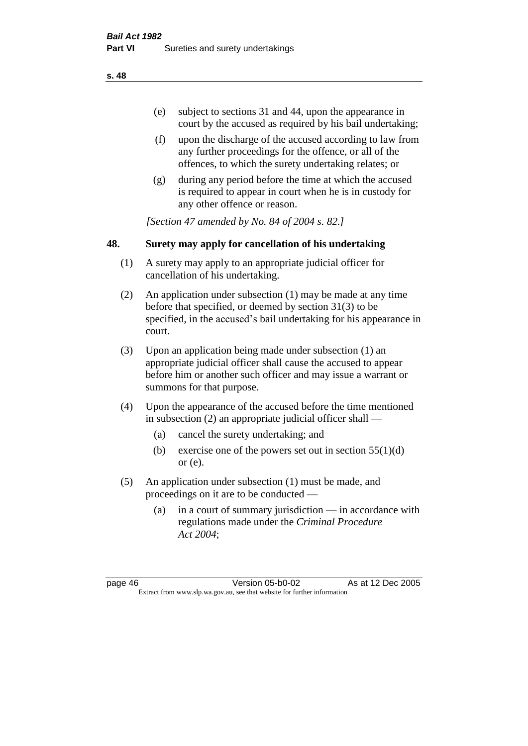(e) subject to sections 31 and 44, upon the appearance in court by the accused as required by his bail undertaking;

(f) upon the discharge of the accused according to law from any further proceedings for the offence, or all of the offences, to which the surety undertaking relates; or

(g) during any period before the time at which the accused is required to appear in court when he is in custody for any other offence or reason.

*[Section 47 amended by No. 84 of 2004 s. 82.]*

### 48. Surety may apply for cancellation of his undertaking

(1) A surety may apply to an appropriate judicial officer for cancellation of his undertaking.

(2) An application under subsection (1) may be made at any time before that specified, or deemed by section 31(3) to be specified, in the accused's bail undertaking for his appearance in court.

(3) Upon an application being made under subsection (1) an appropriate judicial officer shall cause the accused to appear before him or another such officer and may issue a warrant or summons for that purpose.

(4) Upon the appearance of the accused before the time mentioned in subsection (2) an appropriate judicial officer shall —

(a) cancel the surety undertaking; and

(b) exercise one of the powers set out in section 55(1)(d) or (e).

(5) An application under subsection (1) must be made, and proceedings on it are to be conducted —

(a) in a court of summary jurisdiction — in accordance with regulations made under the *Criminal Procedure Act 2004*;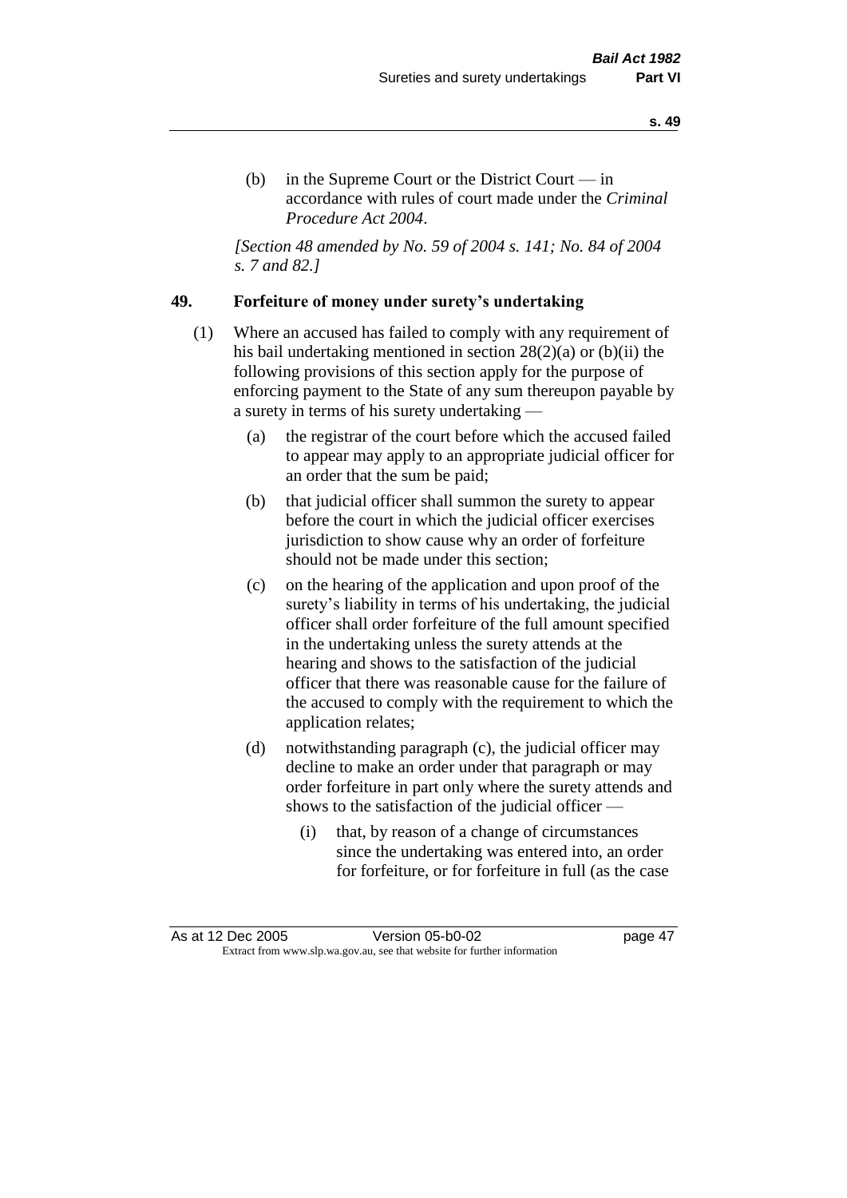(b) in the Supreme Court or the District Court — in accordance with rules of court made under the *Criminal Procedure Act 2004*.

*[Section 48 amended by No. 59 of 2004 s. 141; No. 84 of 2004 s. 7 and 82.]*

**49. Forfeiture of money under surety's undertaking**

(1) Where an accused has failed to comply with any requirement of his bail undertaking mentioned in section 28(2)(a) or (b)(ii) the following provisions of this section apply for the purpose of enforcing payment to the State of any sum thereupon payable by a surety in terms of his surety undertaking —

(a) the registrar of the court before which the accused failed to appear may apply to an appropriate judicial officer for an order that the sum be paid;

(b) that judicial officer shall summon the surety to appear before the court in which the judicial officer exercises jurisdiction to show cause why an order of forfeiture should not be made under this section;

(c) on the hearing of the application and upon proof of the surety's liability in terms of his undertaking, the judicial officer shall order forfeiture of the full amount specified in the undertaking unless the surety attends at the hearing and shows to the satisfaction of the judicial officer that there was reasonable cause for the failure of the accused to comply with the requirement to which the application relates;

(d) notwithstanding paragraph (c), the judicial officer may decline to make an order under that paragraph or may order forfeiture in part only where the surety attends and shows to the satisfaction of the judicial officer —

(i) that, by reason of a change of circumstances since the undertaking was entered into, an order for forfeiture, or for forfeiture in full (as the case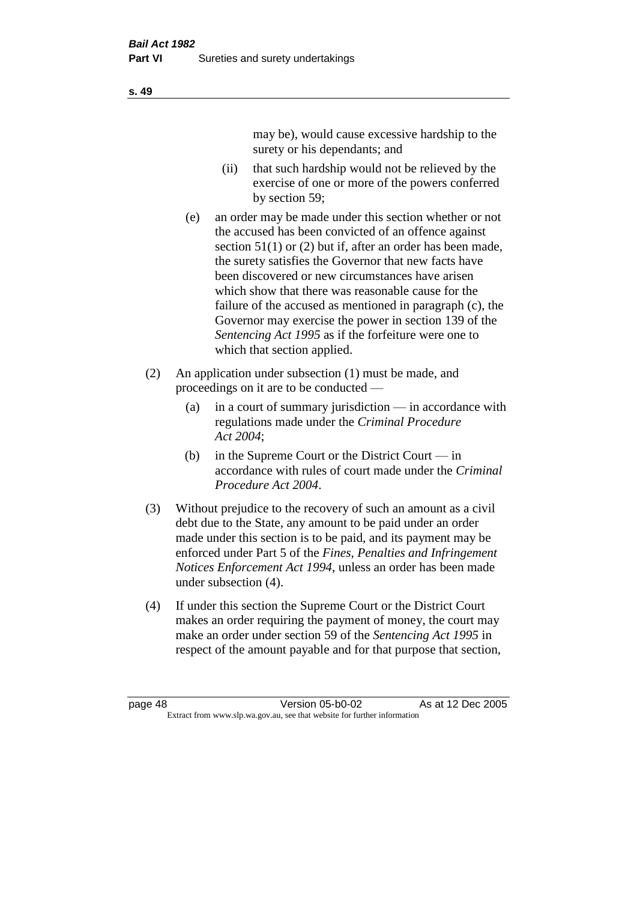may be), would cause excessive hardship to the surety or his dependants; and

(ii) that such hardship would not be relieved by the exercise of one or more of the powers conferred by section 59;

(e) an order may be made under this section whether or not the accused has been convicted of an offence against section 51(1) or (2) but if, after an order has been made, the surety satisfies the Governor that new facts have been discovered or new circumstances have arisen which show that there was reasonable cause for the failure of the accused as mentioned in paragraph (c), the Governor may exercise the power in section 139 of the *Sentencing Act 1995* as if the forfeiture were one to which that section applied.

(2) An application under subsection (1) must be made, and proceedings on it are to be conducted —

(a) in a court of summary jurisdiction — in accordance with regulations made under the *Criminal Procedure Act 2004*;

(b) in the Supreme Court or the District Court — in accordance with rules of court made under the *Criminal Procedure Act 2004*.

(3) Without prejudice to the recovery of such an amount as a civil debt due to the State, any amount to be paid under an order made under this section is to be paid, and its payment may be enforced under Part 5 of the *Fines, Penalties and Infringement Notices Enforcement Act 1994*, unless an order has been made under subsection (4).

(4) If under this section the Supreme Court or the District Court makes an order requiring the payment of money, the court may make an order under section 59 of the *Sentencing Act 1995* in respect of the amount payable and for that purpose that section,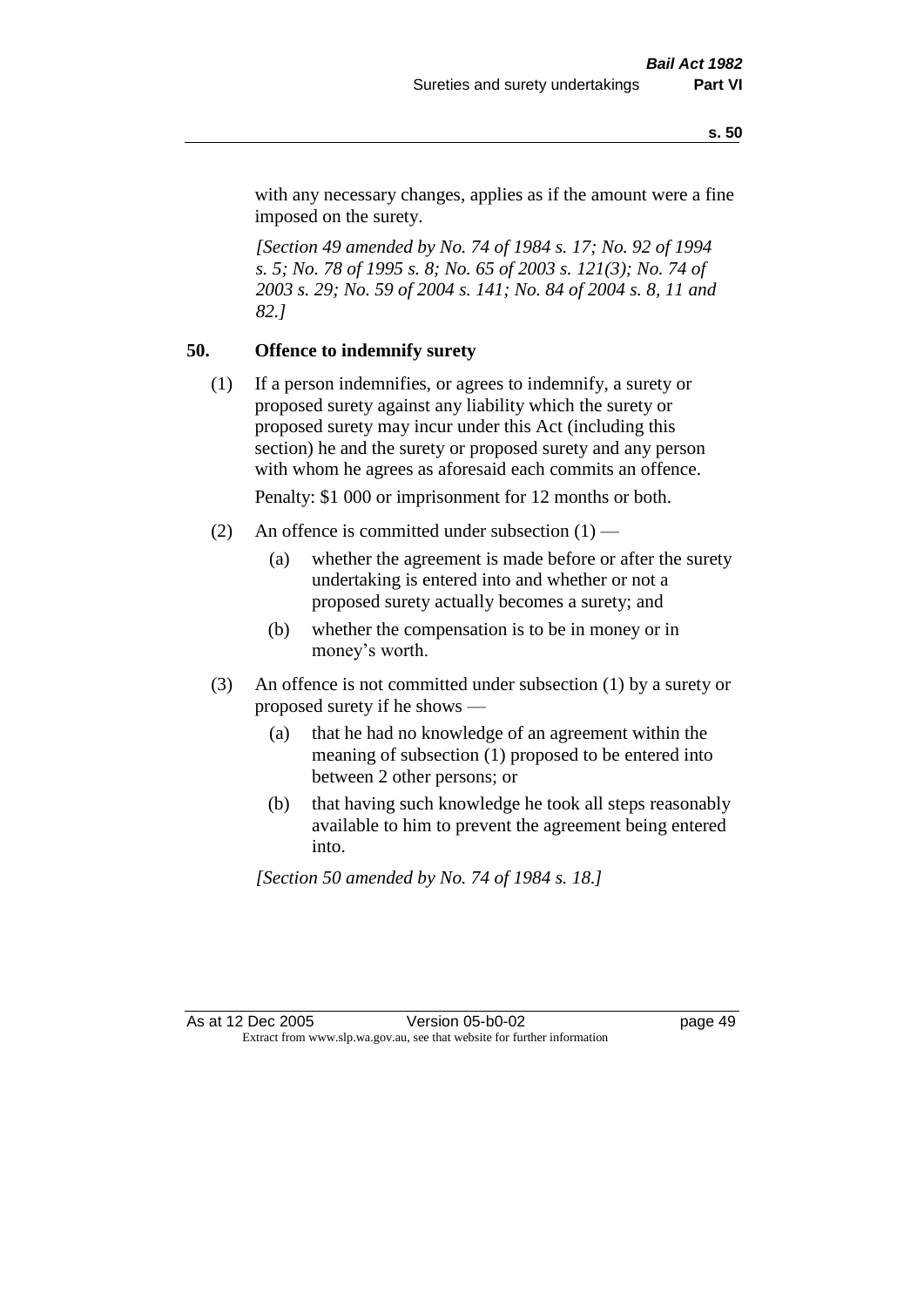with any necessary changes, applies as if the amount were a fine imposed on the surety.

*[Section 49 amended by No. 74 of 1984 s. 17; No. 92 of 1994 s. 5; No. 78 of 1995 s. 8; No. 65 of 2003 s. 121(3); No. 74 of 2003 s. 29; No. 59 of 2004 s. 141; No. 84 of 2004 s. 8, 11 and 82.]*

### 50. Offence to indemnify surety

(1) If a person indemnifies, or agrees to indemnify, a surety or proposed surety against any liability which the surety or proposed surety may incur under this Act (including this section) he and the surety or proposed surety and any person with whom he agrees as aforesaid each commits an offence.

Penalty: $1 000 or imprisonment for 12 months or both.

(2) An offence is committed under subsection (1) —

(a) whether the agreement is made before or after the surety undertaking is entered into and whether or not a proposed surety actually becomes a surety; and

(b) whether the compensation is to be in money or in money's worth.

(3) An offence is not committed under subsection (1) by a surety or proposed surety if he shows —

(a) that he had no knowledge of an agreement within the meaning of subsection (1) proposed to be entered into between 2 other persons; or

(b) that having such knowledge he took all steps reasonably available to him to prevent the agreement being entered into.

*[Section 50 amended by No. 74 of 1984 s. 18.]*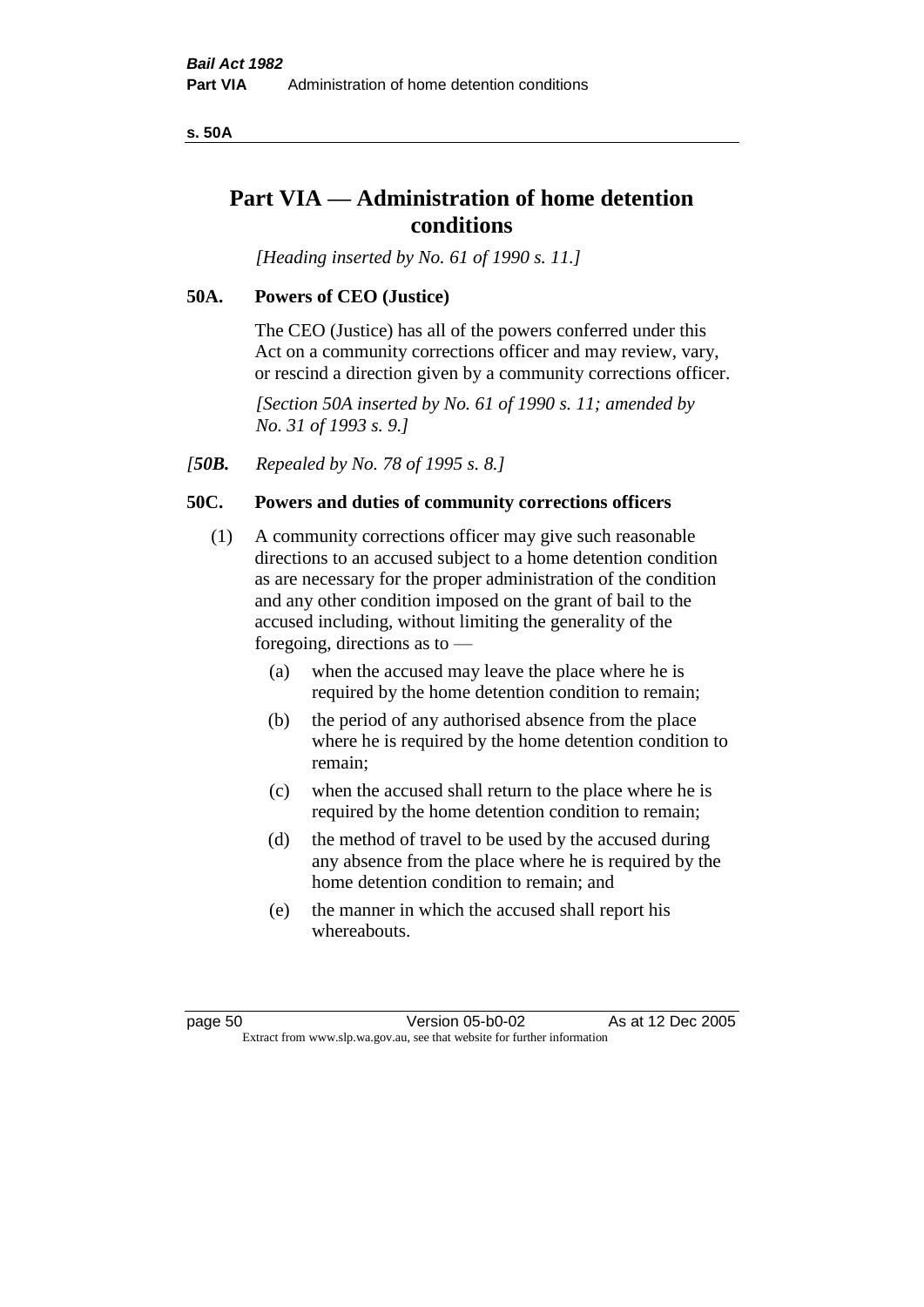# Part VIA — Administration of home detention conditions

*[Heading inserted by No. 61 of 1990 s. 11.]*

### 50A. Powers of CEO (Justice)

The CEO (Justice) has all of the powers conferred under this Act on a community corrections officer and may review, vary, or rescind a direction given by a community corrections officer.

*[Section 50A inserted by No. 61 of 1990 s. 11; amended by No. 31 of 1993 s. 9.]*

*[**50B.** Repealed by No. 78 of 1995 s. 8.]*

### 50C. Powers and duties of community corrections officers

(1) A community corrections officer may give such reasonable directions to an accused subject to a home detention condition as are necessary for the proper administration of the condition and any other condition imposed on the grant of bail to the accused including, without limiting the generality of the foregoing, directions as to —

(a) when the accused may leave the place where he is required by the home detention condition to remain;

(b) the period of any authorised absence from the place where he is required by the home detention condition to remain;

(c) when the accused shall return to the place where he is required by the home detention condition to remain;

(d) the method of travel to be used by the accused during any absence from the place where he is required by the home detention condition to remain; and

(e) the manner in which the accused shall report his whereabouts.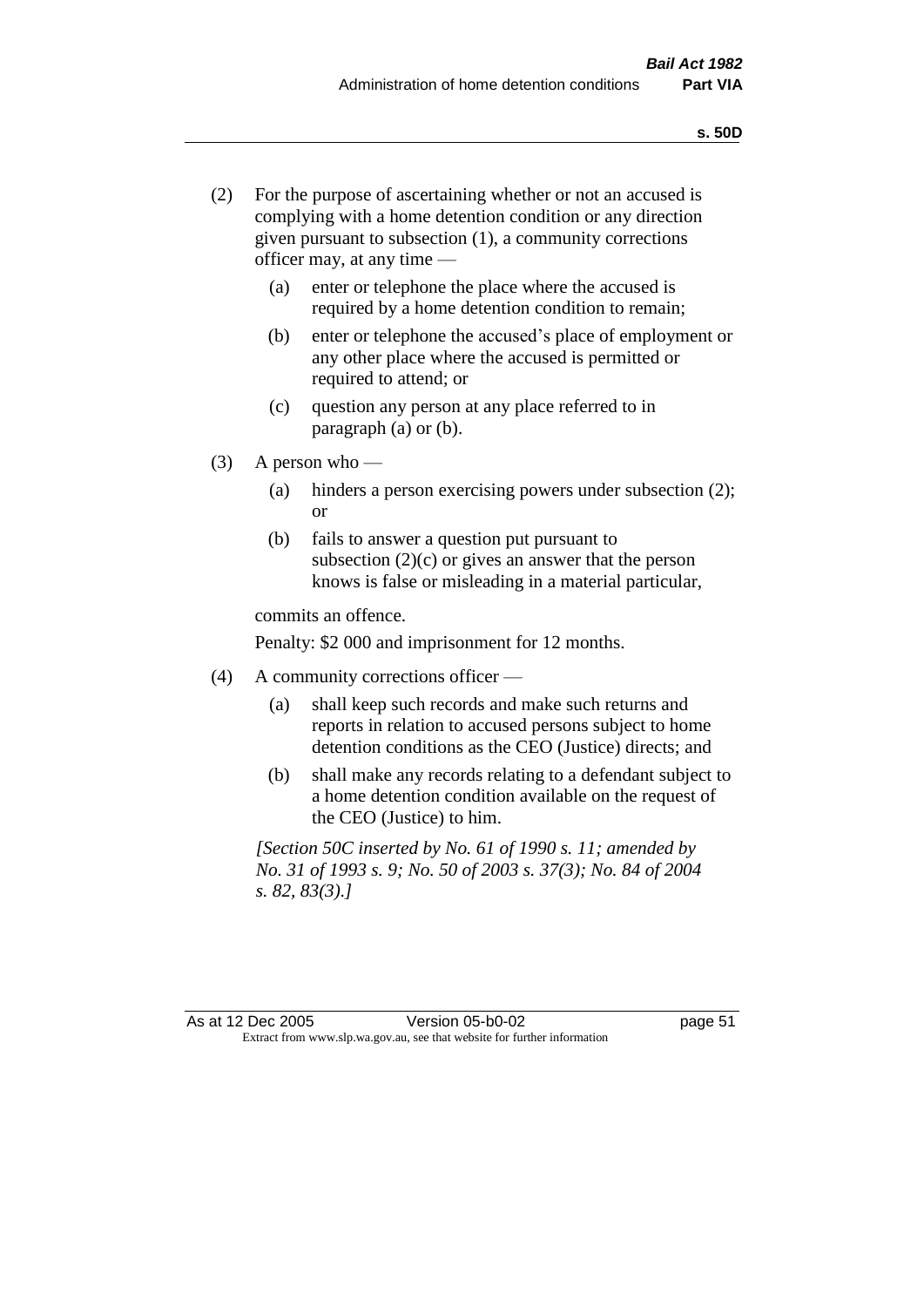(2) For the purpose of ascertaining whether or not an accused is complying with a home detention condition or any direction given pursuant to subsection (1), a community corrections officer may, at any time —

  (a) enter or telephone the place where the accused is required by a home detention condition to remain;

  (b) enter or telephone the accused's place of employment or any other place where the accused is permitted or required to attend; or

  (c) question any person at any place referred to in paragraph (a) or (b).

(3) A person who —

  (a) hinders a person exercising powers under subsection (2); or

  (b) fails to answer a question put pursuant to subsection (2)(c) or gives an answer that the person knows is false or misleading in a material particular,

commits an offence.

Penalty: $2 000 and imprisonment for 12 months.

(4) A community corrections officer —

  (a) shall keep such records and make such returns and reports in relation to accused persons subject to home detention conditions as the CEO (Justice) directs; and

  (b) shall make any records relating to a defendant subject to a home detention condition available on the request of the CEO (Justice) to him.

*[Section 50C inserted by No. 61 of 1990 s. 11; amended by No. 31 of 1993 s. 9; No. 50 of 2003 s. 37(3); No. 84 of 2004 s. 82, 83(3).]*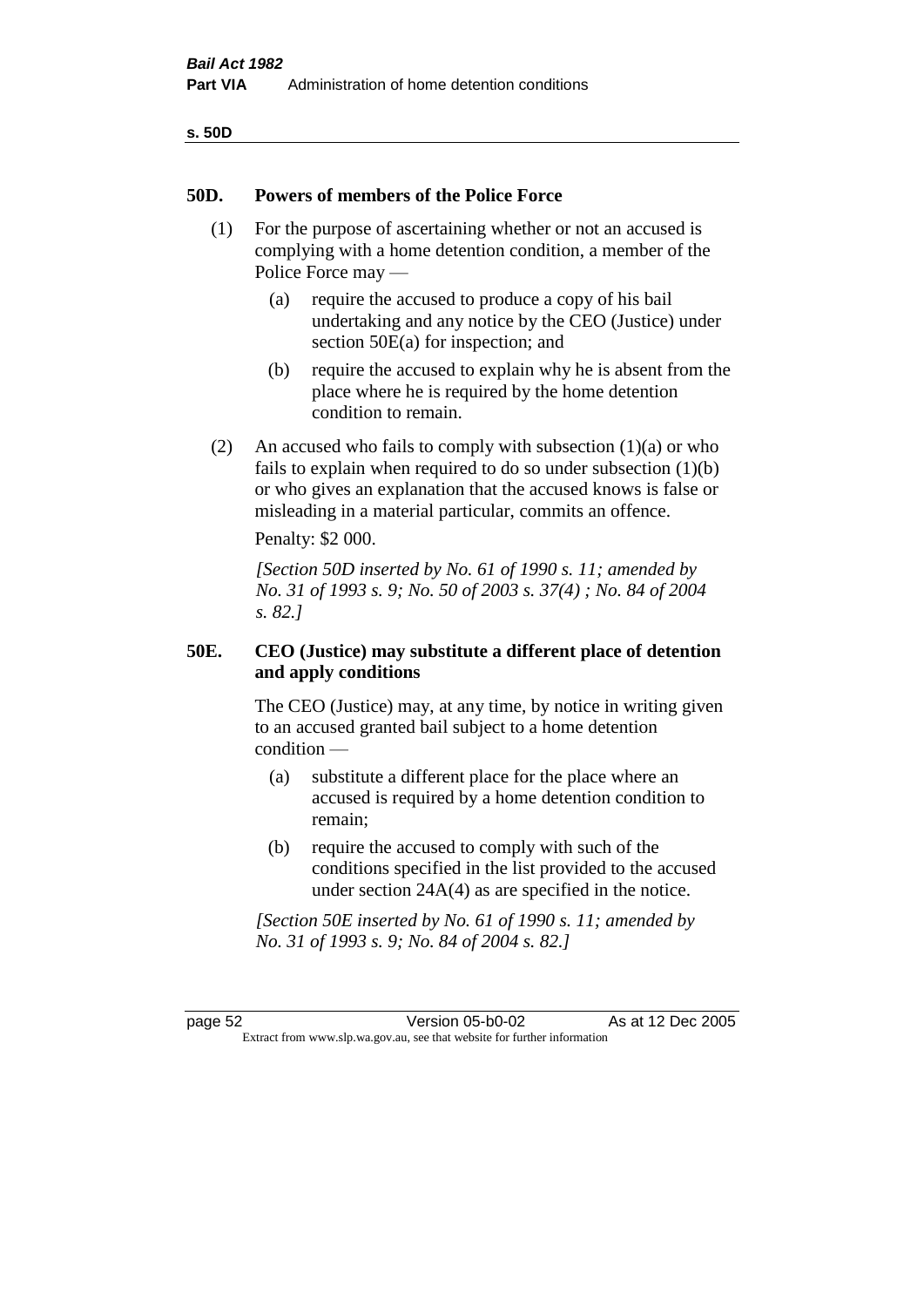### 50D. Powers of members of the Police Force

(1) For the purpose of ascertaining whether or not an accused is complying with a home detention condition, a member of the Police Force may —

(a) require the accused to produce a copy of his bail undertaking and any notice by the CEO (Justice) under section 50E(a) for inspection; and

(b) require the accused to explain why he is absent from the place where he is required by the home detention condition to remain.

(2) An accused who fails to comply with subsection (1)(a) or who fails to explain when required to do so under subsection (1)(b) or who gives an explanation that the accused knows is false or misleading in a material particular, commits an offence.

Penalty: $2 000.

*[Section 50D inserted by No. 61 of 1990 s. 11; amended by No. 31 of 1993 s. 9; No. 50 of 2003 s. 37(4) ; No. 84 of 2004 s. 82.]*

### 50E. CEO (Justice) may substitute a different place of detention and apply conditions

The CEO (Justice) may, at any time, by notice in writing given to an accused granted bail subject to a home detention condition —

(a) substitute a different place for the place where an accused is required by a home detention condition to remain;

(b) require the accused to comply with such of the conditions specified in the list provided to the accused under section 24A(4) as are specified in the notice.

*[Section 50E inserted by No. 61 of 1990 s. 11; amended by No. 31 of 1993 s. 9; No. 84 of 2004 s. 82.]*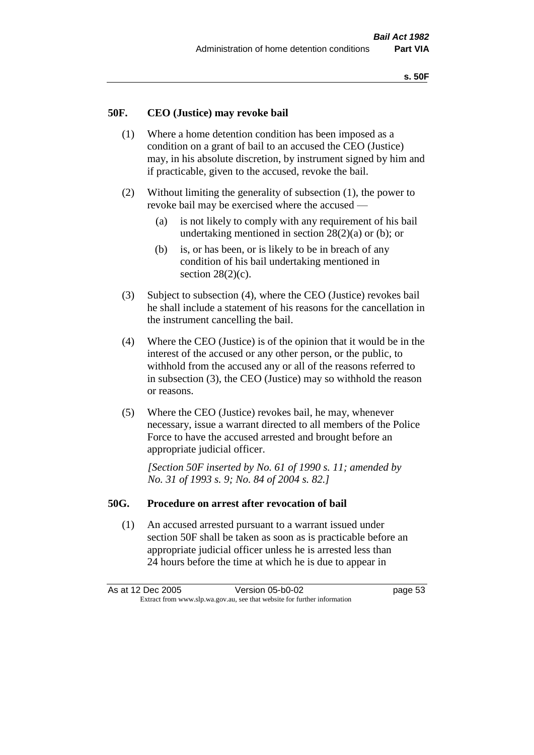## 50F. CEO (Justice) may revoke bail

(1) Where a home detention condition has been imposed as a condition on a grant of bail to an accused the CEO (Justice) may, in his absolute discretion, by instrument signed by him and if practicable, given to the accused, revoke the bail.

(2) Without limiting the generality of subsection (1), the power to revoke bail may be exercised where the accused —

(a) is not likely to comply with any requirement of his bail undertaking mentioned in section 28(2)(a) or (b); or

(b) is, or has been, or is likely to be in breach of any condition of his bail undertaking mentioned in section 28(2)(c).

(3) Subject to subsection (4), where the CEO (Justice) revokes bail he shall include a statement of his reasons for the cancellation in the instrument cancelling the bail.

(4) Where the CEO (Justice) is of the opinion that it would be in the interest of the accused or any other person, or the public, to withhold from the accused any or all of the reasons referred to in subsection (3), the CEO (Justice) may so withhold the reason or reasons.

(5) Where the CEO (Justice) revokes bail, he may, whenever necessary, issue a warrant directed to all members of the Police Force to have the accused arrested and brought before an appropriate judicial officer.

*[Section 50F inserted by No. 61 of 1990 s. 11; amended by No. 31 of 1993 s. 9; No. 84 of 2004 s. 82.]*

## 50G. Procedure on arrest after revocation of bail

(1) An accused arrested pursuant to a warrant issued under section 50F shall be taken as soon as is practicable before an appropriate judicial officer unless he is arrested less than 24 hours before the time at which he is due to appear in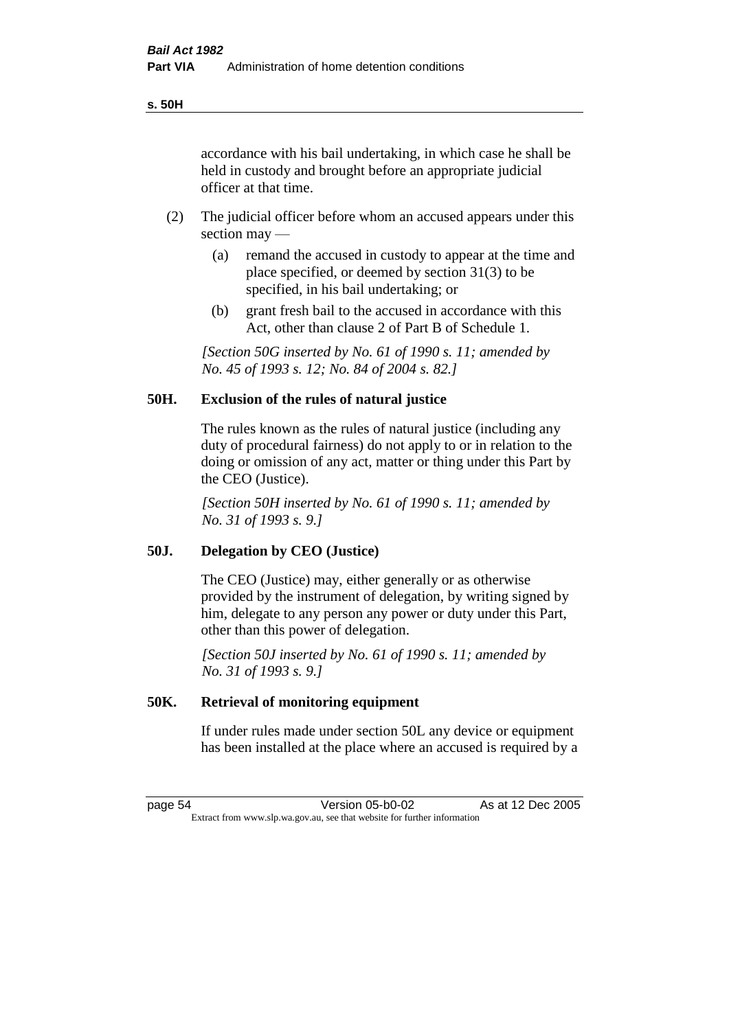accordance with his bail undertaking, in which case he shall be held in custody and brought before an appropriate judicial officer at that time.

(2) The judicial officer before whom an accused appears under this section may —

(a) remand the accused in custody to appear at the time and place specified, or deemed by section 31(3) to be specified, in his bail undertaking; or

(b) grant fresh bail to the accused in accordance with this Act, other than clause 2 of Part B of Schedule 1.

*[Section 50G inserted by No. 61 of 1990 s. 11; amended by No. 45 of 1993 s. 12; No. 84 of 2004 s. 82.]*

### 50H. Exclusion of the rules of natural justice

The rules known as the rules of natural justice (including any duty of procedural fairness) do not apply to or in relation to the doing or omission of any act, matter or thing under this Part by the CEO (Justice).

*[Section 50H inserted by No. 61 of 1990 s. 11; amended by No. 31 of 1993 s. 9.]*

### 50J. Delegation by CEO (Justice)

The CEO (Justice) may, either generally or as otherwise provided by the instrument of delegation, by writing signed by him, delegate to any person any power or duty under this Part, other than this power of delegation.

*[Section 50J inserted by No. 61 of 1990 s. 11; amended by No. 31 of 1993 s. 9.]*

### 50K. Retrieval of monitoring equipment

If under rules made under section 50L any device or equipment has been installed at the place where an accused is required by a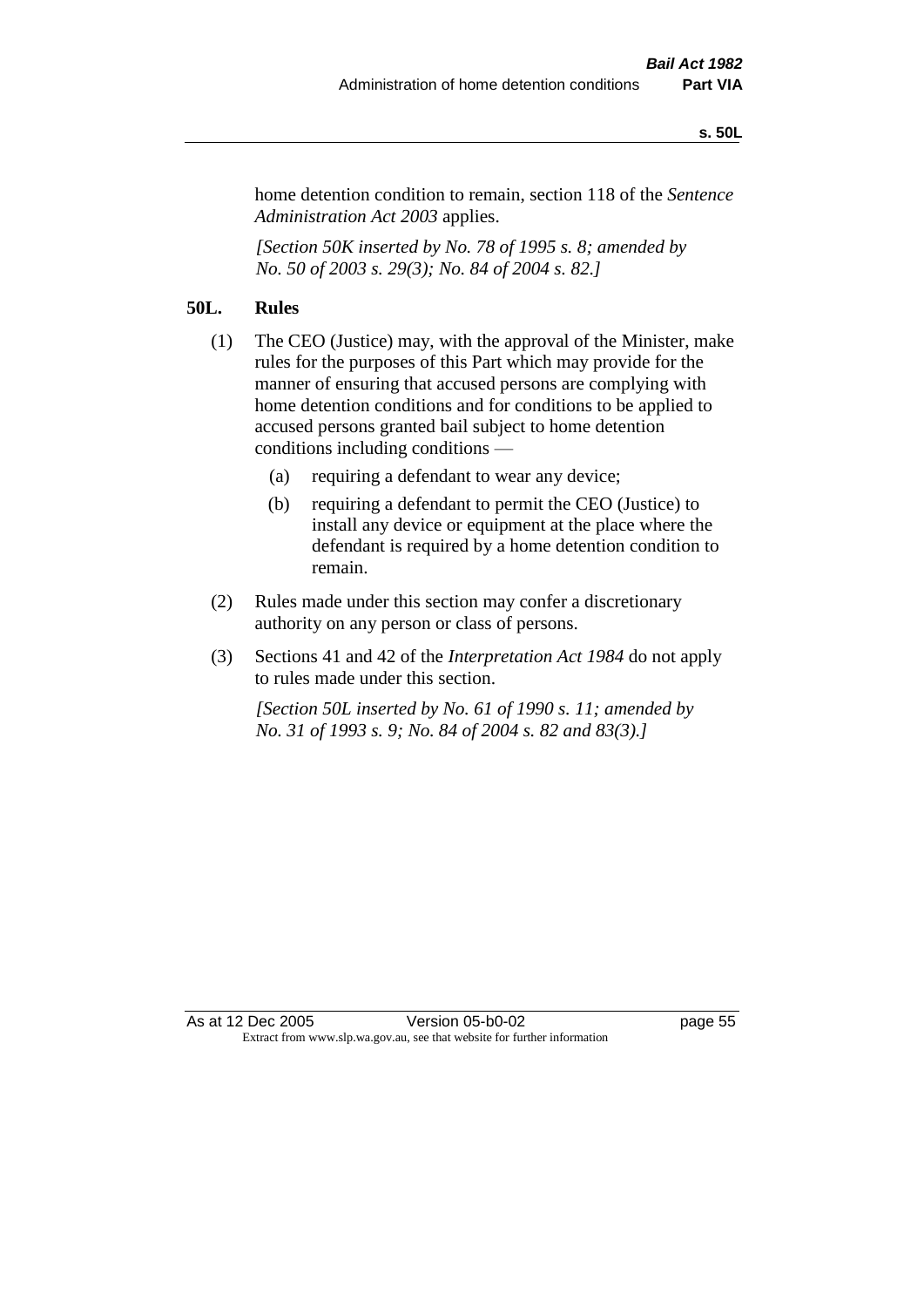home detention condition to remain, section 118 of the *Sentence Administration Act 2003* applies.

*[Section 50K inserted by No. 78 of 1995 s. 8; amended by No. 50 of 2003 s. 29(3); No. 84 of 2004 s. 82.]*

## 50L. Rules

(1) The CEO (Justice) may, with the approval of the Minister, make rules for the purposes of this Part which may provide for the manner of ensuring that accused persons are complying with home detention conditions and for conditions to be applied to accused persons granted bail subject to home detention conditions including conditions —

  (a) requiring a defendant to wear any device;

  (b) requiring a defendant to permit the CEO (Justice) to install any device or equipment at the place where the defendant is required by a home detention condition to remain.

(2) Rules made under this section may confer a discretionary authority on any person or class of persons.

(3) Sections 41 and 42 of the *Interpretation Act 1984* do not apply to rules made under this section.

*[Section 50L inserted by No. 61 of 1990 s. 11; amended by No. 31 of 1993 s. 9; No. 84 of 2004 s. 82 and 83(3).]*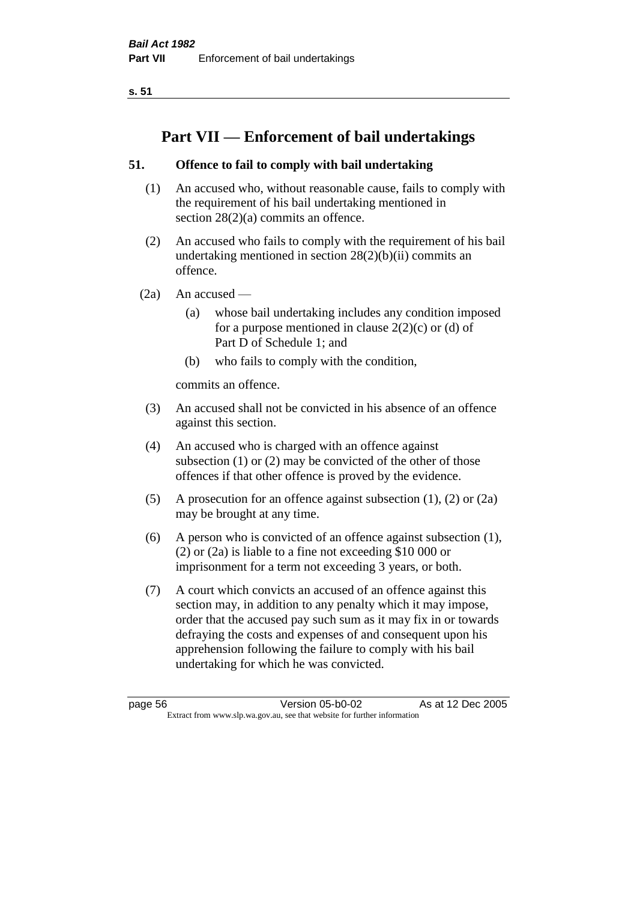# Part VII — Enforcement of bail undertakings

## 51. Offence to fail to comply with bail undertaking

(1) An accused who, without reasonable cause, fails to comply with the requirement of his bail undertaking mentioned in section 28(2)(a) commits an offence.

(2) An accused who fails to comply with the requirement of his bail undertaking mentioned in section 28(2)(b)(ii) commits an offence.

(2a) An accused —

- (a) whose bail undertaking includes any condition imposed for a purpose mentioned in clause 2(2)(c) or (d) of Part D of Schedule 1; and
- (b) who fails to comply with the condition,

commits an offence.

(3) An accused shall not be convicted in his absence of an offence against this section.

(4) An accused who is charged with an offence against subsection (1) or (2) may be convicted of the other of those offences if that other offence is proved by the evidence.

(5) A prosecution for an offence against subsection (1), (2) or (2a) may be brought at any time.

(6) A person who is convicted of an offence against subsection (1), (2) or (2a) is liable to a fine not exceeding $10 000 or imprisonment for a term not exceeding 3 years, or both.

(7) A court which convicts an accused of an offence against this section may, in addition to any penalty which it may impose, order that the accused pay such sum as it may fix in or towards defraying the costs and expenses of and consequent upon his apprehension following the failure to comply with his bail undertaking for which he was convicted.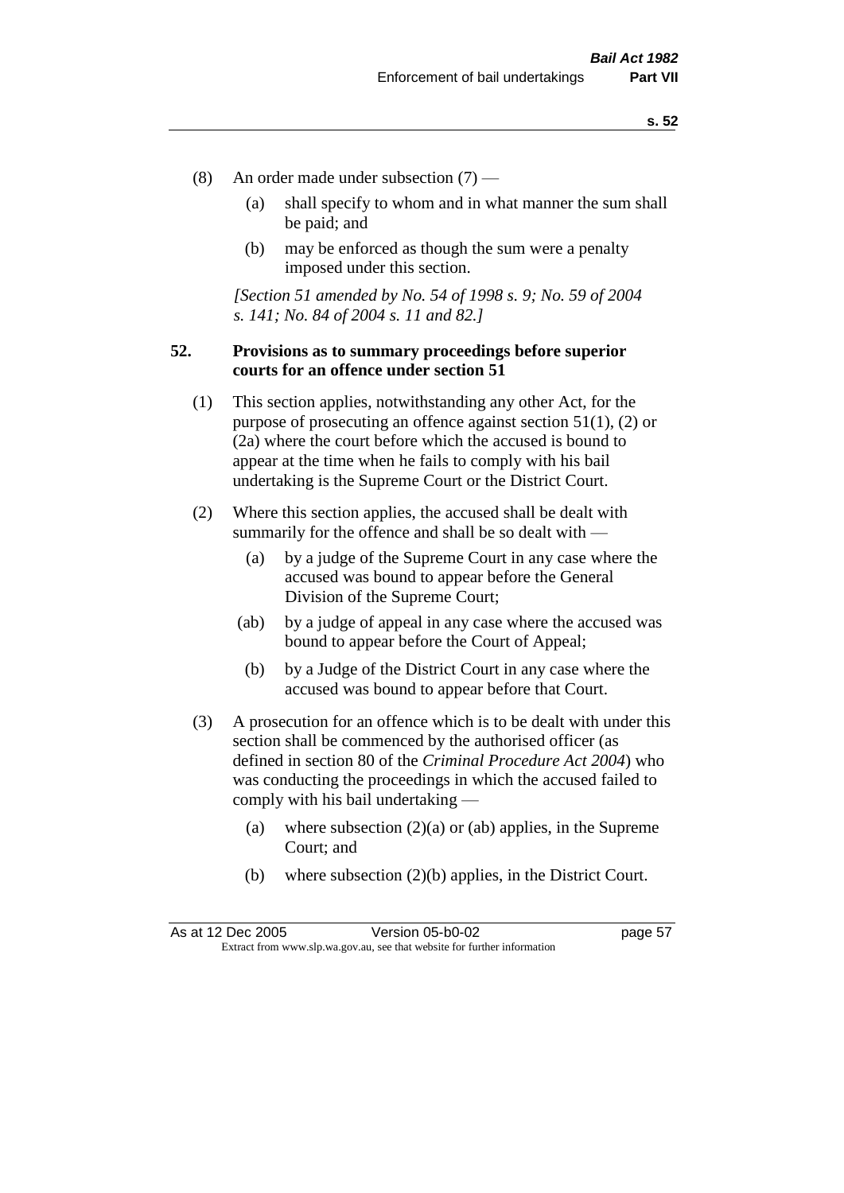(8) An order made under subsection (7) —

(a) shall specify to whom and in what manner the sum shall be paid; and

(b) may be enforced as though the sum were a penalty imposed under this section.

*[Section 51 amended by No. 54 of 1998 s. 9; No. 59 of 2004 s. 141; No. 84 of 2004 s. 11 and 82.]*

**52. Provisions as to summary proceedings before superior courts for an offence under section 51**

(1) This section applies, notwithstanding any other Act, for the purpose of prosecuting an offence against section 51(1), (2) or (2a) where the court before which the accused is bound to appear at the time when he fails to comply with his bail undertaking is the Supreme Court or the District Court.

(2) Where this section applies, the accused shall be dealt with summarily for the offence and shall be so dealt with —

(a) by a judge of the Supreme Court in any case where the accused was bound to appear before the General Division of the Supreme Court;

(ab) by a judge of appeal in any case where the accused was bound to appear before the Court of Appeal;

(b) by a Judge of the District Court in any case where the accused was bound to appear before that Court.

(3) A prosecution for an offence which is to be dealt with under this section shall be commenced by the authorised officer (as defined in section 80 of the *Criminal Procedure Act 2004*) who was conducting the proceedings in which the accused failed to comply with his bail undertaking —

(a) where subsection (2)(a) or (ab) applies, in the Supreme Court; and

(b) where subsection (2)(b) applies, in the District Court.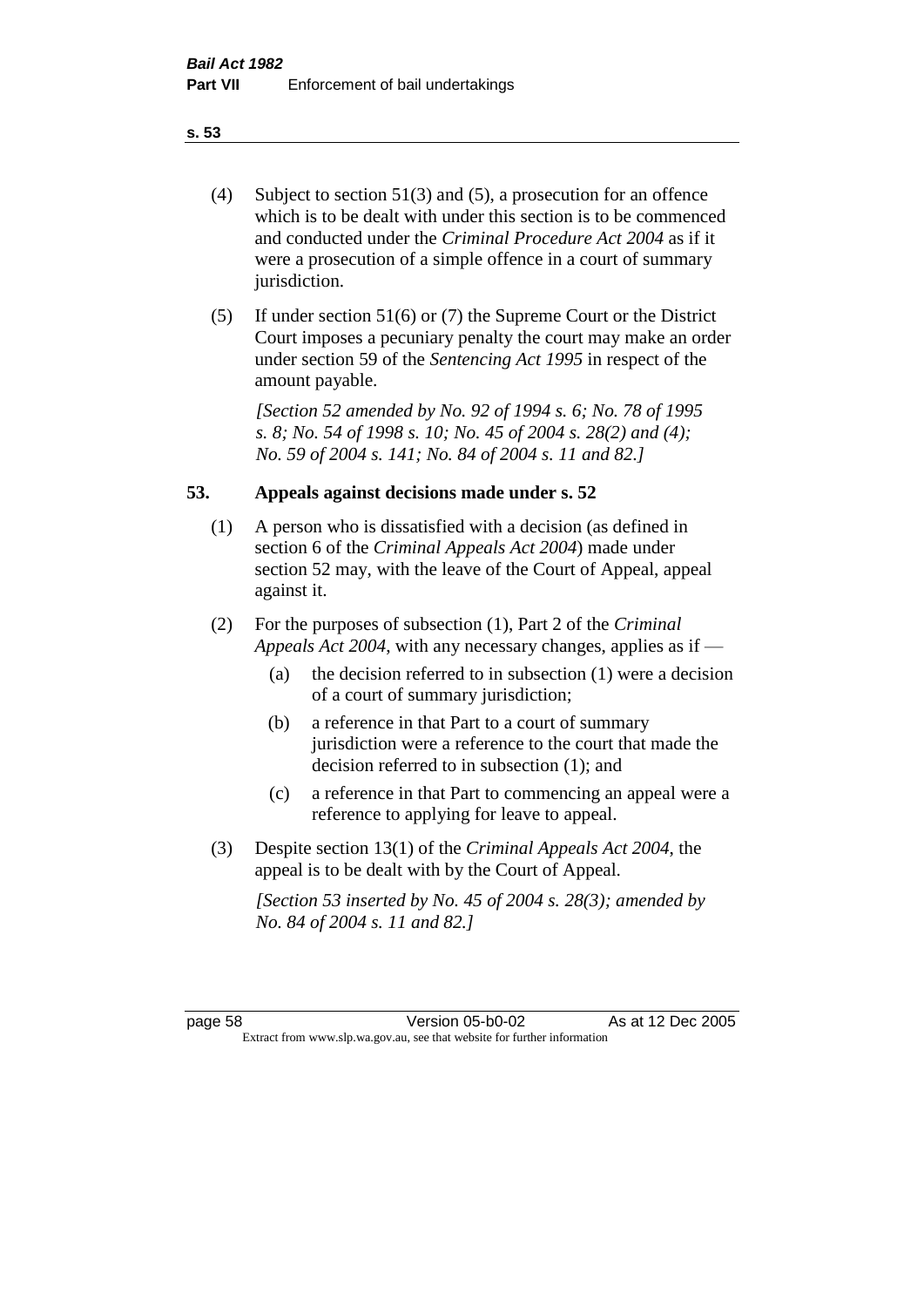(4) Subject to section 51(3) and (5), a prosecution for an offence which is to be dealt with under this section is to be commenced and conducted under the *Criminal Procedure Act 2004* as if it were a prosecution of a simple offence in a court of summary jurisdiction.

(5) If under section 51(6) or (7) the Supreme Court or the District Court imposes a pecuniary penalty the court may make an order under section 59 of the *Sentencing Act 1995* in respect of the amount payable.

*[Section 52 amended by No. 92 of 1994 s. 6; No. 78 of 1995 s. 8; No. 54 of 1998 s. 10; No. 45 of 2004 s. 28(2) and (4); No. 59 of 2004 s. 141; No. 84 of 2004 s. 11 and 82.]*

## 53. Appeals against decisions made under s. 52

(1) A person who is dissatisfied with a decision (as defined in section 6 of the *Criminal Appeals Act 2004*) made under section 52 may, with the leave of the Court of Appeal, appeal against it.

(2) For the purposes of subsection (1), Part 2 of the *Criminal Appeals Act 2004*, with any necessary changes, applies as if —

- (a) the decision referred to in subsection (1) were a decision of a court of summary jurisdiction;
- (b) a reference in that Part to a court of summary jurisdiction were a reference to the court that made the decision referred to in subsection (1); and
- (c) a reference in that Part to commencing an appeal were a reference to applying for leave to appeal.

(3) Despite section 13(1) of the *Criminal Appeals Act 2004*, the appeal is to be dealt with by the Court of Appeal.

*[Section 53 inserted by No. 45 of 2004 s. 28(3); amended by No. 84 of 2004 s. 11 and 82.]*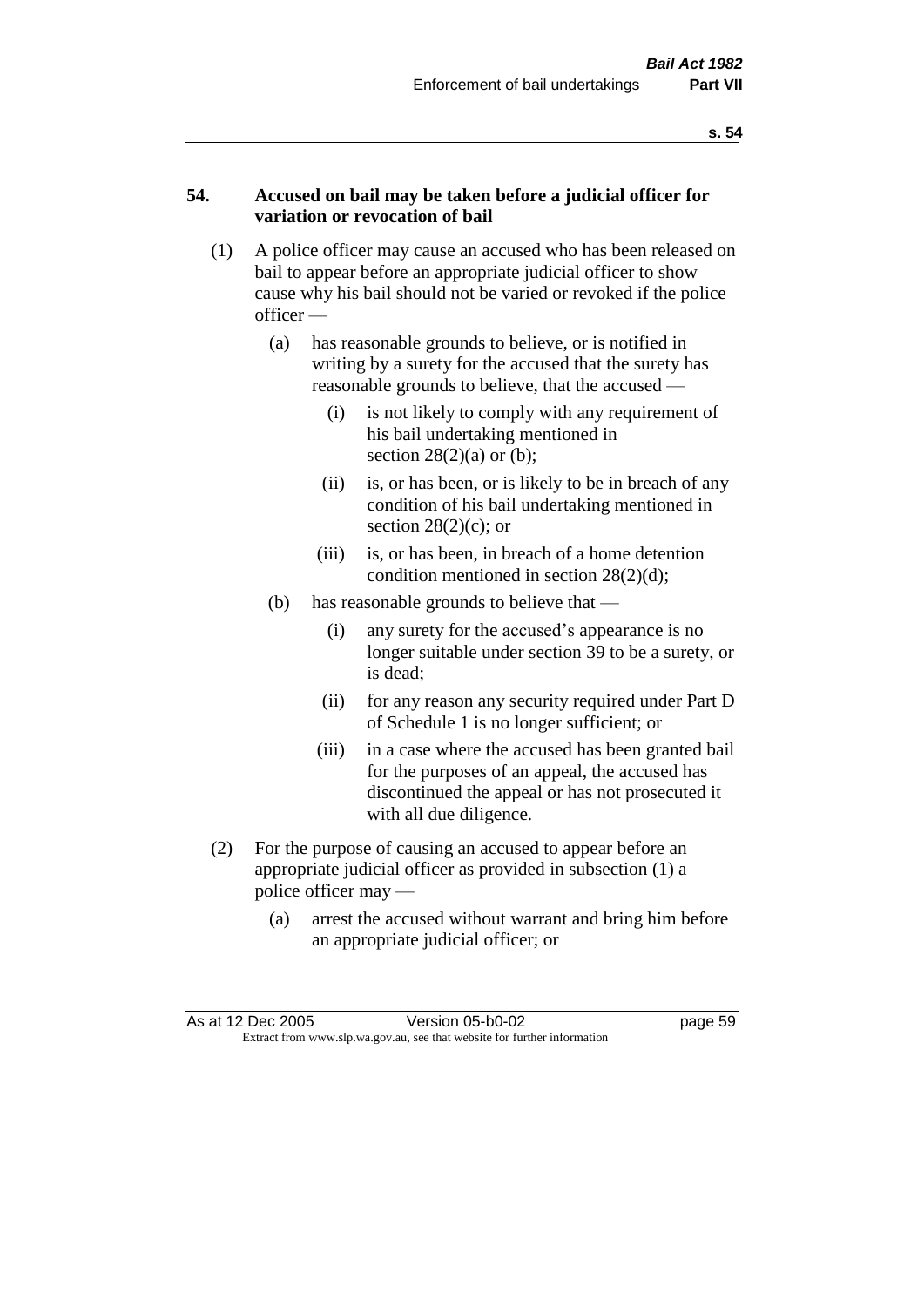## 54. Accused on bail may be taken before a judicial officer for variation or revocation of bail

(1) A police officer may cause an accused who has been released on bail to appear before an appropriate judicial officer to show cause why his bail should not be varied or revoked if the police officer —

   (a) has reasonable grounds to believe, or is notified in writing by a surety for the accused that the surety has reasonable grounds to believe, that the accused —

      (i) is not likely to comply with any requirement of his bail undertaking mentioned in section 28(2)(a) or (b);

      (ii) is, or has been, or is likely to be in breach of any condition of his bail undertaking mentioned in section 28(2)(c); or

      (iii) is, or has been, in breach of a home detention condition mentioned in section 28(2)(d);

   (b) has reasonable grounds to believe that —

      (i) any surety for the accused's appearance is no longer suitable under section 39 to be a surety, or is dead;

      (ii) for any reason any security required under Part D of Schedule 1 is no longer sufficient; or

      (iii) in a case where the accused has been granted bail for the purposes of an appeal, the accused has discontinued the appeal or has not prosecuted it with all due diligence.

(2) For the purpose of causing an accused to appear before an appropriate judicial officer as provided in subsection (1) a police officer may —

   (a) arrest the accused without warrant and bring him before an appropriate judicial officer; or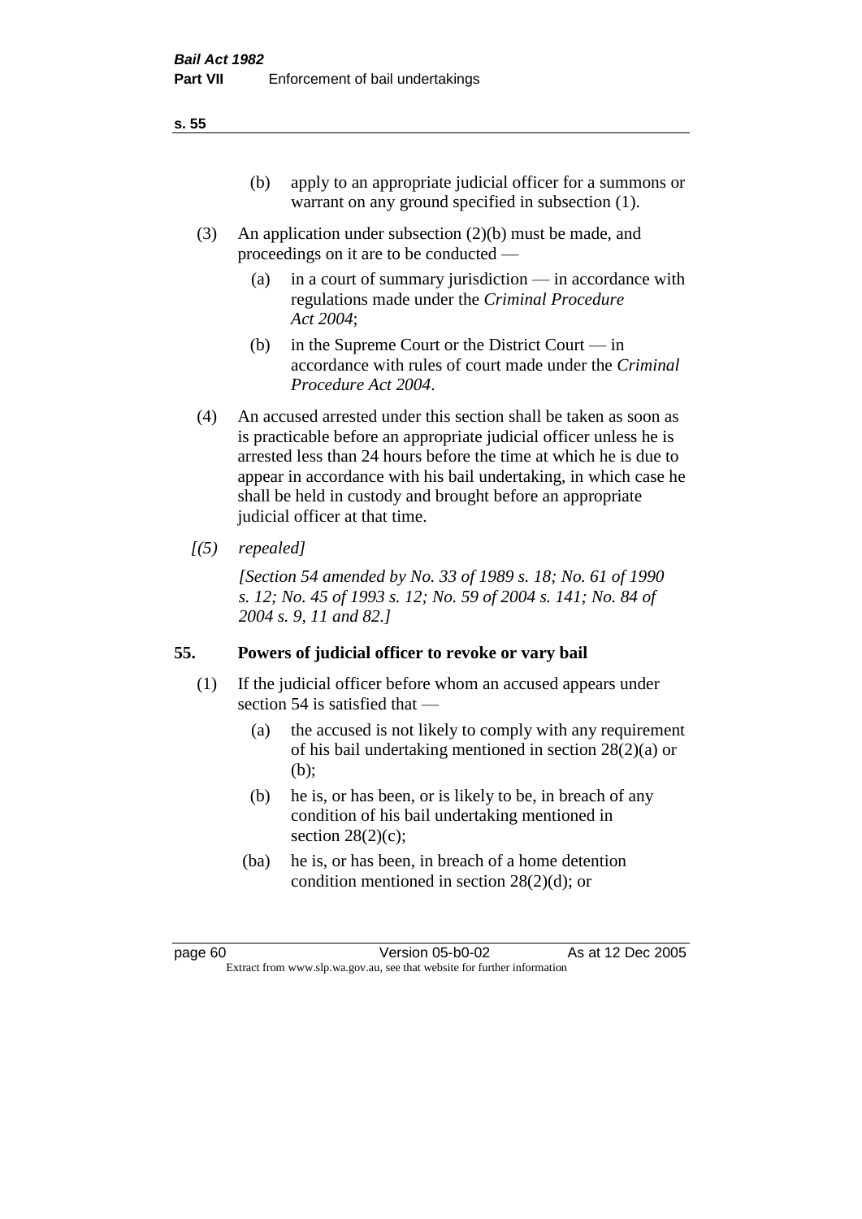(b) apply to an appropriate judicial officer for a summons or warrant on any ground specified in subsection (1).

(3) An application under subsection (2)(b) must be made, and proceedings on it are to be conducted —

(a) in a court of summary jurisdiction — in accordance with regulations made under the *Criminal Procedure Act 2004*;

(b) in the Supreme Court or the District Court — in accordance with rules of court made under the *Criminal Procedure Act 2004*.

(4) An accused arrested under this section shall be taken as soon as is practicable before an appropriate judicial officer unless he is arrested less than 24 hours before the time at which he is due to appear in accordance with his bail undertaking, in which case he shall be held in custody and brought before an appropriate judicial officer at that time.

*[(5) repealed]*

*[Section 54 amended by No. 33 of 1989 s. 18; No. 61 of 1990 s. 12; No. 45 of 1993 s. 12; No. 59 of 2004 s. 141; No. 84 of 2004 s. 9, 11 and 82.]*

## 55. Powers of judicial officer to revoke or vary bail

(1) If the judicial officer before whom an accused appears under section 54 is satisfied that —

(a) the accused is not likely to comply with any requirement of his bail undertaking mentioned in section 28(2)(a) or (b);

(b) he is, or has been, or is likely to be, in breach of any condition of his bail undertaking mentioned in section 28(2)(c);

(ba) he is, or has been, in breach of a home detention condition mentioned in section 28(2)(d); or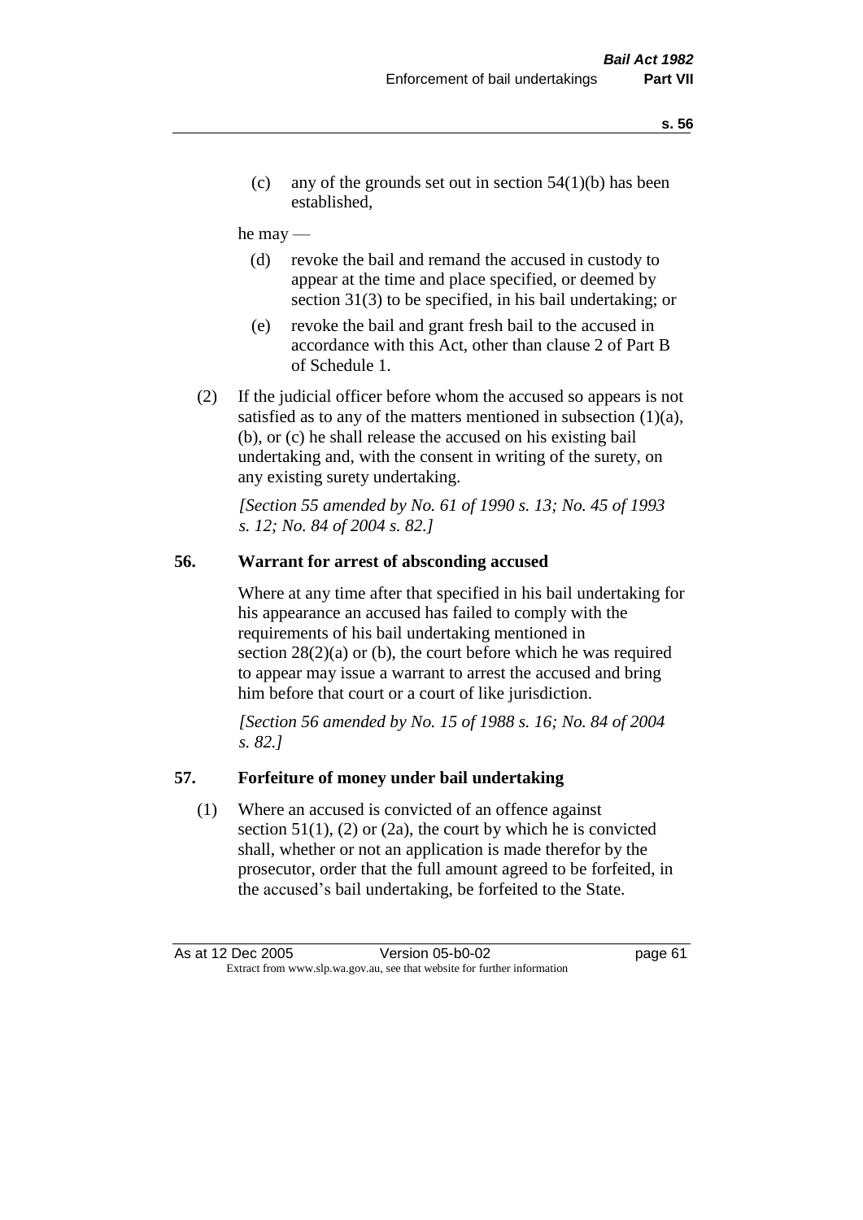(c) any of the grounds set out in section 54(1)(b) has been established,

he may —

(d) revoke the bail and remand the accused in custody to appear at the time and place specified, or deemed by section 31(3) to be specified, in his bail undertaking; or

(e) revoke the bail and grant fresh bail to the accused in accordance with this Act, other than clause 2 of Part B of Schedule 1.

(2) If the judicial officer before whom the accused so appears is not satisfied as to any of the matters mentioned in subsection (1)(a), (b), or (c) he shall release the accused on his existing bail undertaking and, with the consent in writing of the surety, on any existing surety undertaking.

*[Section 55 amended by No. 61 of 1990 s. 13; No. 45 of 1993 s. 12; No. 84 of 2004 s. 82.]*

## 56. Warrant for arrest of absconding accused

Where at any time after that specified in his bail undertaking for his appearance an accused has failed to comply with the requirements of his bail undertaking mentioned in section 28(2)(a) or (b), the court before which he was required to appear may issue a warrant to arrest the accused and bring him before that court or a court of like jurisdiction.

*[Section 56 amended by No. 15 of 1988 s. 16; No. 84 of 2004 s. 82.]*

## 57. Forfeiture of money under bail undertaking

(1) Where an accused is convicted of an offence against section 51(1), (2) or (2a), the court by which he is convicted shall, whether or not an application is made therefor by the prosecutor, order that the full amount agreed to be forfeited, in the accused's bail undertaking, be forfeited to the State.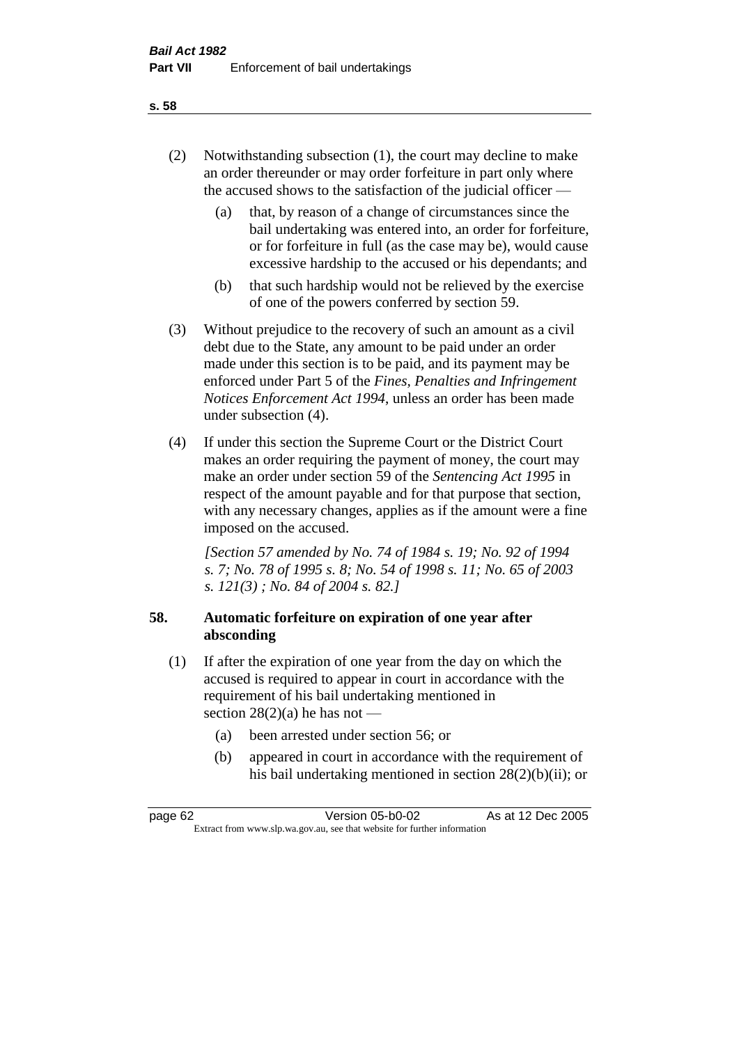(2) Notwithstanding subsection (1), the court may decline to make an order thereunder or may order forfeiture in part only where the accused shows to the satisfaction of the judicial officer —

  (a) that, by reason of a change of circumstances since the bail undertaking was entered into, an order for forfeiture, or for forfeiture in full (as the case may be), would cause excessive hardship to the accused or his dependants; and

  (b) that such hardship would not be relieved by the exercise of one of the powers conferred by section 59.

(3) Without prejudice to the recovery of such an amount as a civil debt due to the State, any amount to be paid under an order made under this section is to be paid, and its payment may be enforced under Part 5 of the *Fines, Penalties and Infringement Notices Enforcement Act 1994*, unless an order has been made under subsection (4).

(4) If under this section the Supreme Court or the District Court makes an order requiring the payment of money, the court may make an order under section 59 of the *Sentencing Act 1995* in respect of the amount payable and for that purpose that section, with any necessary changes, applies as if the amount were a fine imposed on the accused.

*[Section 57 amended by No. 74 of 1984 s. 19; No. 92 of 1994 s. 7; No. 78 of 1995 s. 8; No. 54 of 1998 s. 11; No. 65 of 2003 s. 121(3) ; No. 84 of 2004 s. 82.]*

## 58. Automatic forfeiture on expiration of one year after absconding

(1) If after the expiration of one year from the day on which the accused is required to appear in court in accordance with the requirement of his bail undertaking mentioned in section 28(2)(a) he has not —

  (a) been arrested under section 56; or

  (b) appeared in court in accordance with the requirement of his bail undertaking mentioned in section 28(2)(b)(ii); or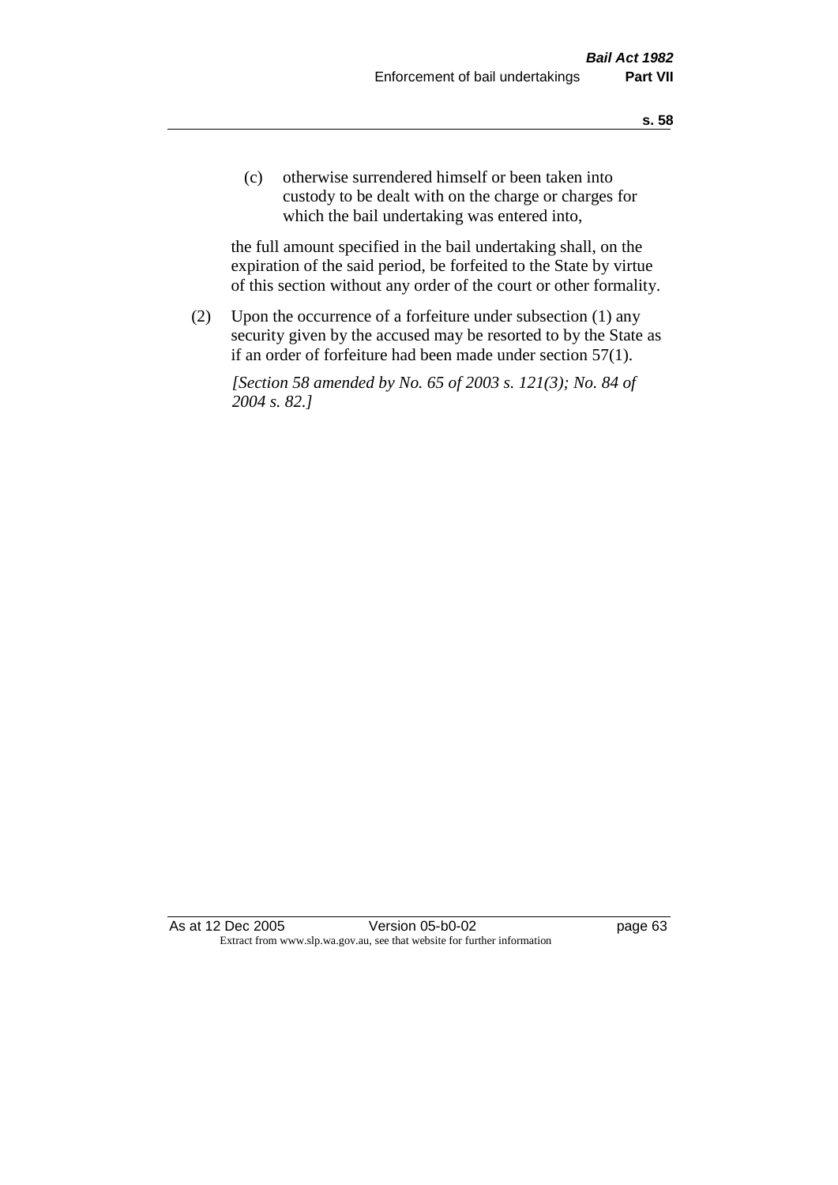(c) otherwise surrendered himself or been taken into custody to be dealt with on the charge or charges for which the bail undertaking was entered into,

the full amount specified in the bail undertaking shall, on the expiration of the said period, be forfeited to the State by virtue of this section without any order of the court or other formality.

(2) Upon the occurrence of a forfeiture under subsection (1) any security given by the accused may be resorted to by the State as if an order of forfeiture had been made under section 57(1).

*[Section 58 amended by No. 65 of 2003 s. 121(3); No. 84 of 2004 s. 82.]*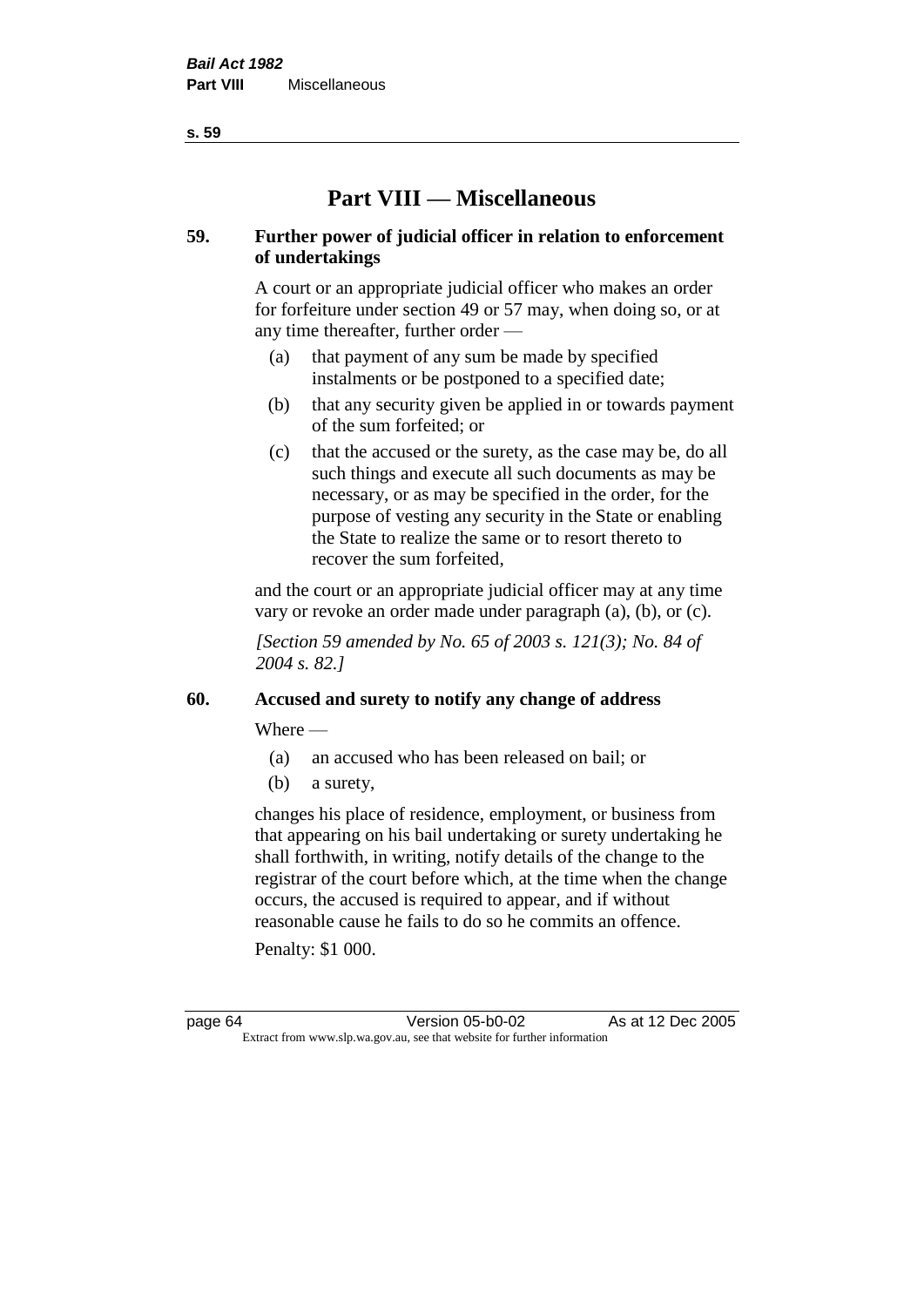# Part VIII — Miscellaneous

### 59. Further power of judicial officer in relation to enforcement of undertakings

A court or an appropriate judicial officer who makes an order for forfeiture under section 49 or 57 may, when doing so, or at any time thereafter, further order —

- (a) that payment of any sum be made by specified instalments or be postponed to a specified date;
- (b) that any security given be applied in or towards payment of the sum forfeited; or
- (c) that the accused or the surety, as the case may be, do all such things and execute all such documents as may be necessary, or as may be specified in the order, for the purpose of vesting any security in the State or enabling the State to realize the same or to resort thereto to recover the sum forfeited,

and the court or an appropriate judicial officer may at any time vary or revoke an order made under paragraph (a), (b), or (c).

*[Section 59 amended by No. 65 of 2003 s. 121(3); No. 84 of 2004 s. 82.]*

### 60. Accused and surety to notify any change of address

Where —

- (a) an accused who has been released on bail; or
- (b) a surety,

changes his place of residence, employment, or business from that appearing on his bail undertaking or surety undertaking he shall forthwith, in writing, notify details of the change to the registrar of the court before which, at the time when the change occurs, the accused is required to appear, and if without reasonable cause he fails to do so he commits an offence.

Penalty: $1 000.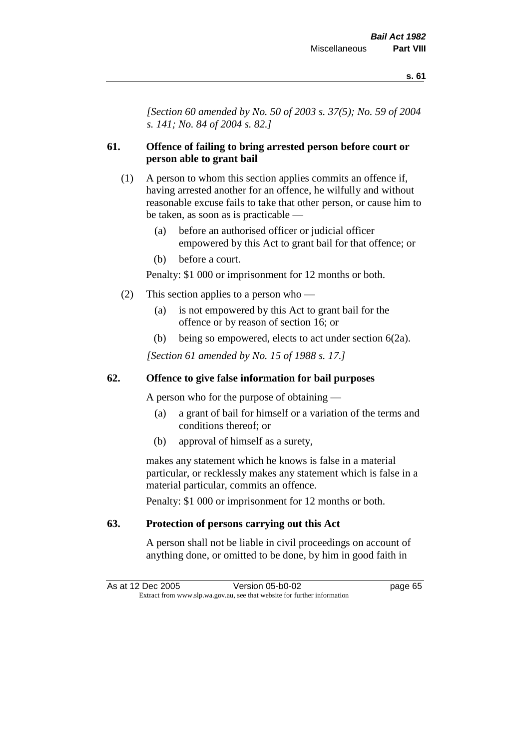*[Section 60 amended by No. 50 of 2003 s. 37(5); No. 59 of 2004 s. 141; No. 84 of 2004 s. 82.]*

### 61. Offence of failing to bring arrested person before court or person able to grant bail

(1) A person to whom this section applies commits an offence if, having arrested another for an offence, he wilfully and without reasonable excuse fails to take that other person, or cause him to be taken, as soon as is practicable —

- (a) before an authorised officer or judicial officer empowered by this Act to grant bail for that offence; or
- (b) before a court.

Penalty: $1 000 or imprisonment for 12 months or both.

(2) This section applies to a person who —

- (a) is not empowered by this Act to grant bail for the offence or by reason of section 16; or
- (b) being so empowered, elects to act under section 6(2a).

*[Section 61 amended by No. 15 of 1988 s. 17.]*

### 62. Offence to give false information for bail purposes

A person who for the purpose of obtaining —

- (a) a grant of bail for himself or a variation of the terms and conditions thereof; or
- (b) approval of himself as a surety,

makes any statement which he knows is false in a material particular, or recklessly makes any statement which is false in a material particular, commits an offence.

Penalty: $1 000 or imprisonment for 12 months or both.

### 63. Protection of persons carrying out this Act

A person shall not be liable in civil proceedings on account of anything done, or omitted to be done, by him in good faith in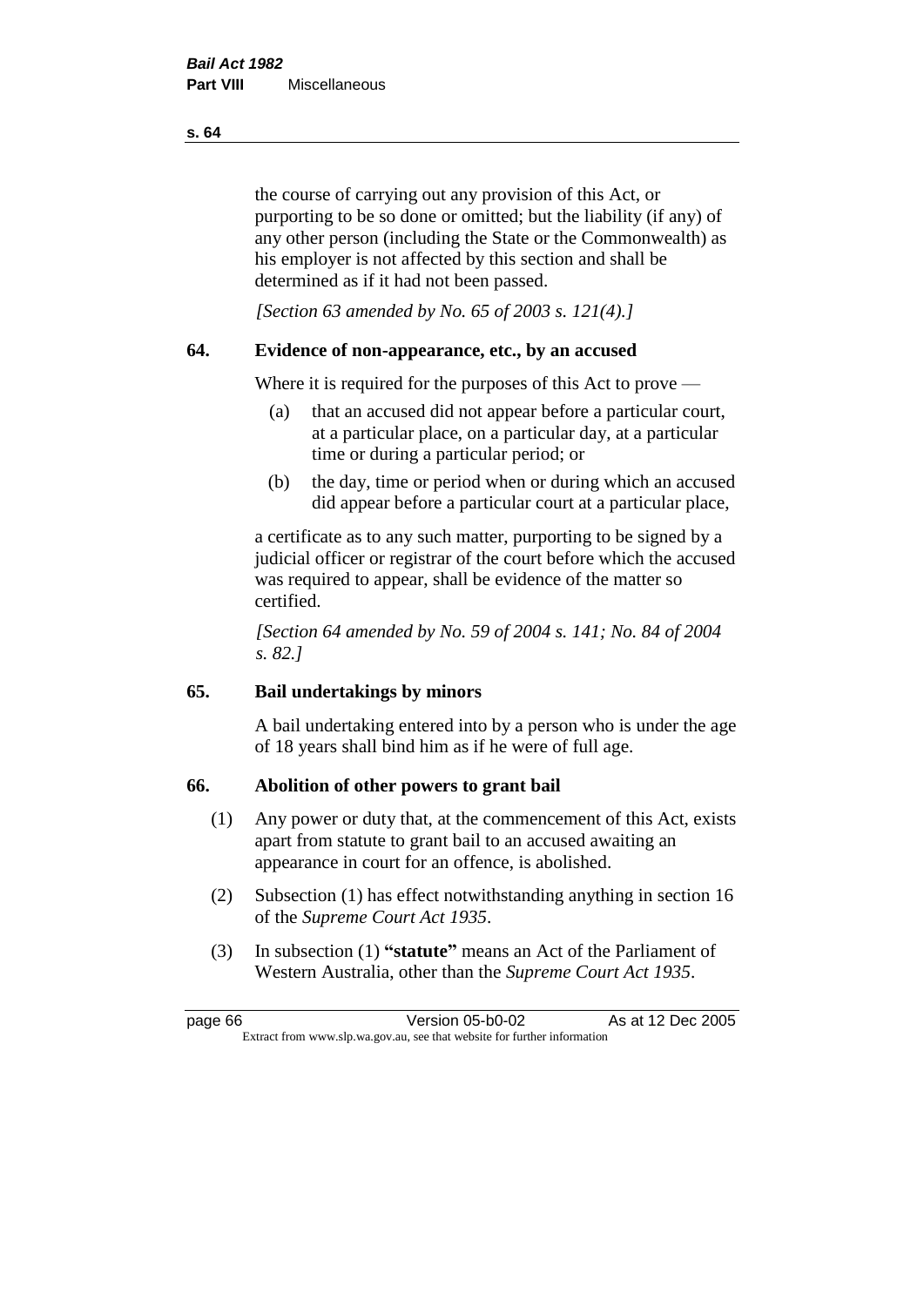the course of carrying out any provision of this Act, or purporting to be so done or omitted; but the liability (if any) of any other person (including the State or the Commonwealth) as his employer is not affected by this section and shall be determined as if it had not been passed.

*[Section 63 amended by No. 65 of 2003 s. 121(4).]*

## 64. Evidence of non-appearance, etc., by an accused

Where it is required for the purposes of this Act to prove —

(a) that an accused did not appear before a particular court, at a particular place, on a particular day, at a particular time or during a particular period; or

(b) the day, time or period when or during which an accused did appear before a particular court at a particular place,

a certificate as to any such matter, purporting to be signed by a judicial officer or registrar of the court before which the accused was required to appear, shall be evidence of the matter so certified.

*[Section 64 amended by No. 59 of 2004 s. 141; No. 84 of 2004 s. 82.]*

## 65. Bail undertakings by minors

A bail undertaking entered into by a person who is under the age of 18 years shall bind him as if he were of full age.

## 66. Abolition of other powers to grant bail

(1) Any power or duty that, at the commencement of this Act, exists apart from statute to grant bail to an accused awaiting an appearance in court for an offence, is abolished.

(2) Subsection (1) has effect notwithstanding anything in section 16 of the *Supreme Court Act 1935*.

(3) In subsection (1) **"statute"** means an Act of the Parliament of Western Australia, other than the *Supreme Court Act 1935*.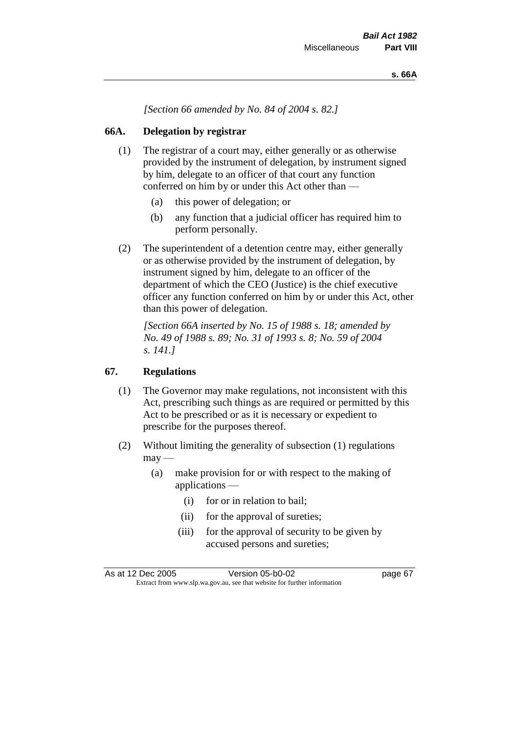*[Section 66 amended by No. 84 of 2004 s. 82.]*

## 66A. Delegation by registrar

(1) The registrar of a court may, either generally or as otherwise provided by the instrument of delegation, by instrument signed by him, delegate to an officer of that court any function conferred on him by or under this Act other than —

- (a) this power of delegation; or
- (b) any function that a judicial officer has required him to perform personally.

(2) The superintendent of a detention centre may, either generally or as otherwise provided by the instrument of delegation, by instrument signed by him, delegate to an officer of the department of which the CEO (Justice) is the chief executive officer any function conferred on him by or under this Act, other than this power of delegation.

*[Section 66A inserted by No. 15 of 1988 s. 18; amended by No. 49 of 1988 s. 89; No. 31 of 1993 s. 8; No. 59 of 2004 s. 141.]*

## 67. Regulations

(1) The Governor may make regulations, not inconsistent with this Act, prescribing such things as are required or permitted by this Act to be prescribed or as it is necessary or expedient to prescribe for the purposes thereof.

(2) Without limiting the generality of subsection (1) regulations may —

- (a) make provision for or with respect to the making of applications —
  - (i) for or in relation to bail;
  - (ii) for the approval of sureties;
  - (iii) for the approval of security to be given by accused persons and sureties;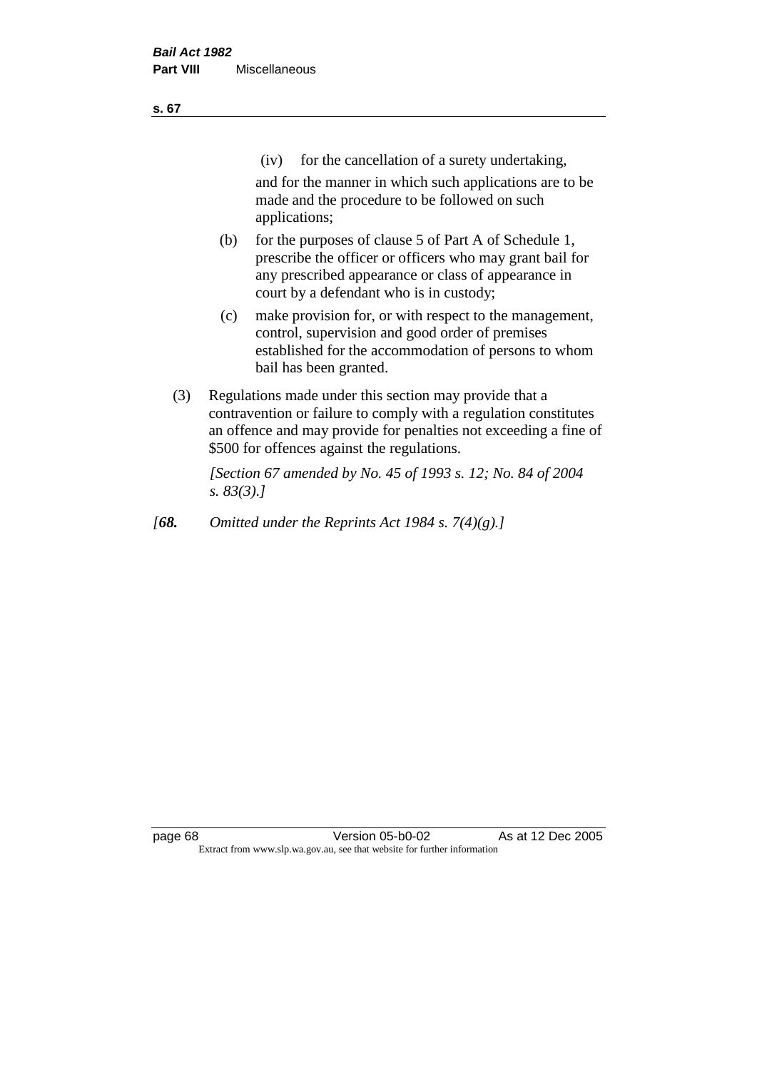(iv) for the cancellation of a surety undertaking,

and for the manner in which such applications are to be made and the procedure to be followed on such applications;

(b) for the purposes of clause 5 of Part A of Schedule 1, prescribe the officer or officers who may grant bail for any prescribed appearance or class of appearance in court by a defendant who is in custody;

(c) make provision for, or with respect to the management, control, supervision and good order of premises established for the accommodation of persons to whom bail has been granted.

(3) Regulations made under this section may provide that a contravention or failure to comply with a regulation constitutes an offence and may provide for penalties not exceeding a fine of $500 for offences against the regulations.

*[Section 67 amended by No. 45 of 1993 s. 12; No. 84 of 2004 s. 83(3).]*

*[**68.** Omitted under the Reprints Act 1984 s. 7(4)(g).]*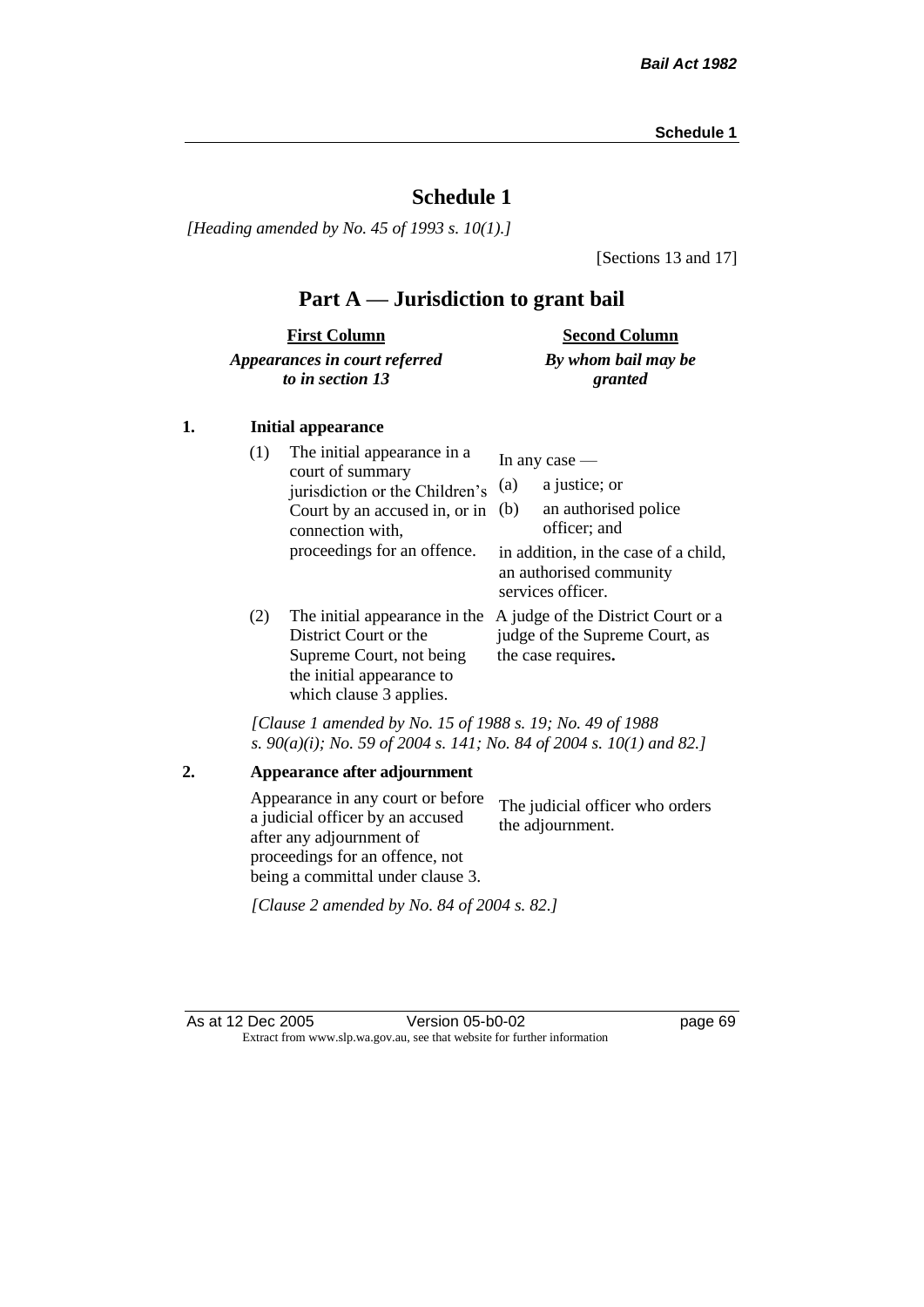# Schedule 1

*[Heading amended by No. 45 of 1993 s. 10(1).]*

[Sections 13 and 17]

## Part A — Jurisdiction to grant bail

| First Column<br>*Appearances in court referred to in section 13* | Second Column<br>*By whom bail may be granted* |
|---|---|
| **1. Initial appearance** | |
| (1) The initial appearance in a court of summary jurisdiction or the Children's Court by an accused in, or in connection with, proceedings for an offence. | In any case —<br>(a) a justice; or<br>(b) an authorised police officer; and<br>in addition, in the case of a child, an authorised community services officer. |
| (2) The initial appearance in the District Court or the Supreme Court, not being the initial appearance to which clause 3 applies. | A judge of the District Court or a judge of the Supreme Court, as the case requires**.** |

*[Clause 1 amended by No. 15 of 1988 s. 19; No. 49 of 1988 s. 90(a)(i); No. 59 of 2004 s. 141; No. 84 of 2004 s. 10(1) and 82.]*

| | |
|---|---|
| **2. Appearance after adjournment** | |
| Appearance in any court or before a judicial officer by an accused after any adjournment of proceedings for an offence, not being a committal under clause 3. | The judicial officer who orders the adjournment. |

*[Clause 2 amended by No. 84 of 2004 s. 82.]*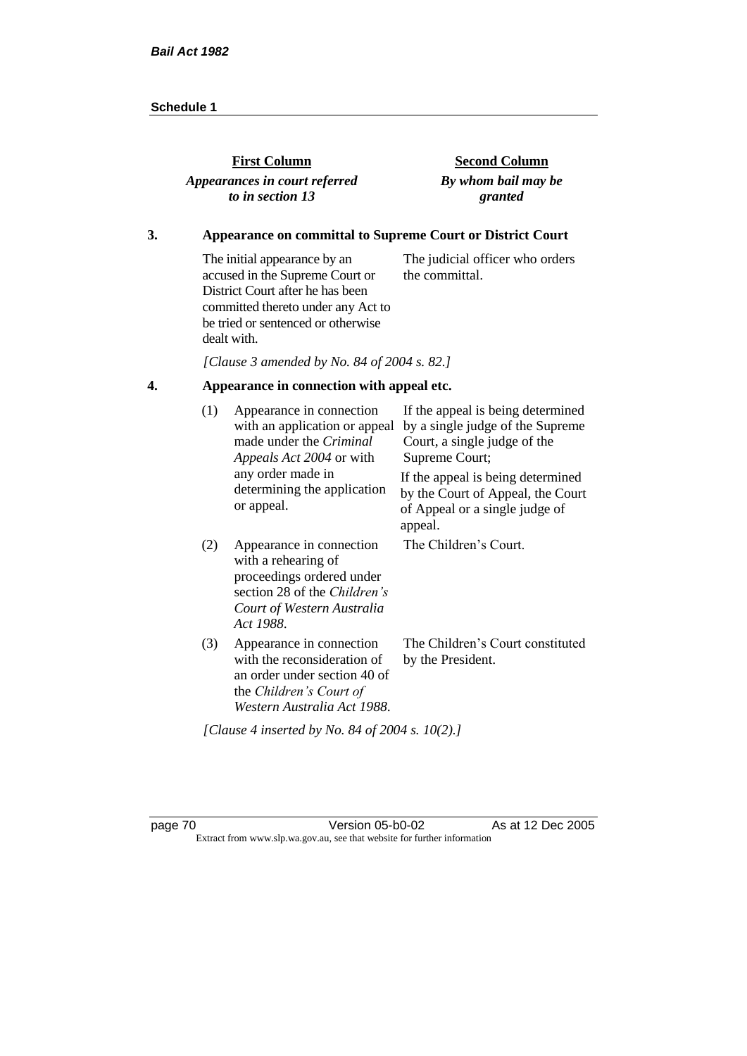| First Column<br>*Appearances in court referred to in section 13* | | Second Column<br>*By whom bail may be granted* |
|---|---|---|

### 3. Appearance on committal to Supreme Court or District Court

| | |
|---|---|
| The initial appearance by an accused in the Supreme Court or District Court after he has been committed thereto under any Act to be tried or sentenced or otherwise dealt with. | The judicial officer who orders the committal. |

*[Clause 3 amended by No. 84 of 2004 s. 82.]*

### 4. Appearance in connection with appeal etc.

| | | |
|---|---|---|
| (1) | Appearance in connection with an application or appeal made under the *Criminal Appeals Act 2004* or with any order made in determining the application or appeal. | If the appeal is being determined by a single judge of the Supreme Court, a single judge of the Supreme Court;<br>If the appeal is being determined by the Court of Appeal, the Court of Appeal or a single judge of appeal. |
| (2) | Appearance in connection with a rehearing of proceedings ordered under section 28 of the *Children's Court of Western Australia Act 1988*. | The Children's Court. |
| (3) | Appearance in connection with the reconsideration of an order under section 40 of the *Children's Court of Western Australia Act 1988*. | The Children's Court constituted by the President. |

*[Clause 4 inserted by No. 84 of 2004 s. 10(2).]*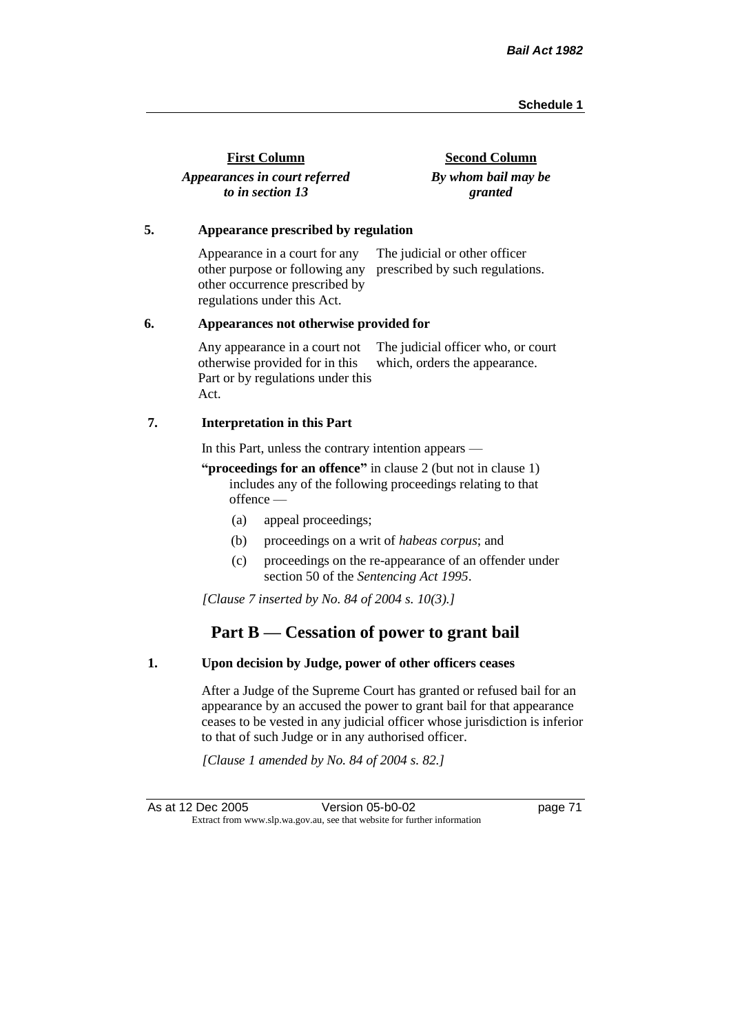| First Column | Second Column |
| --- | --- |
| *Appearances in court referred to in section 13* | *By whom bail may be granted* |

**5. Appearance prescribed by regulation**

| | |
| --- | --- |
| Appearance in a court for any other purpose or following any other occurrence prescribed by regulations under this Act. | The judicial or other officer prescribed by such regulations. |

**6. Appearances not otherwise provided for**

| | |
| --- | --- |
| Any appearance in a court not otherwise provided for in this Part or by regulations under this Act. | The judicial officer who, or court which, orders the appearance. |

**7. Interpretation in this Part**

In this Part, unless the contrary intention appears —

**"proceedings for an offence"** in clause 2 (but not in clause 1) includes any of the following proceedings relating to that offence —

(a) appeal proceedings;

(b) proceedings on a writ of *habeas corpus*; and

(c) proceedings on the re-appearance of an offender under section 50 of the *Sentencing Act 1995*.

*[Clause 7 inserted by No. 84 of 2004 s. 10(3).]*

## Part B — Cessation of power to grant bail

**1. Upon decision by Judge, power of other officers ceases**

After a Judge of the Supreme Court has granted or refused bail for an appearance by an accused the power to grant bail for that appearance ceases to be vested in any judicial officer whose jurisdiction is inferior to that of such Judge or in any authorised officer.

*[Clause 1 amended by No. 84 of 2004 s. 82.]*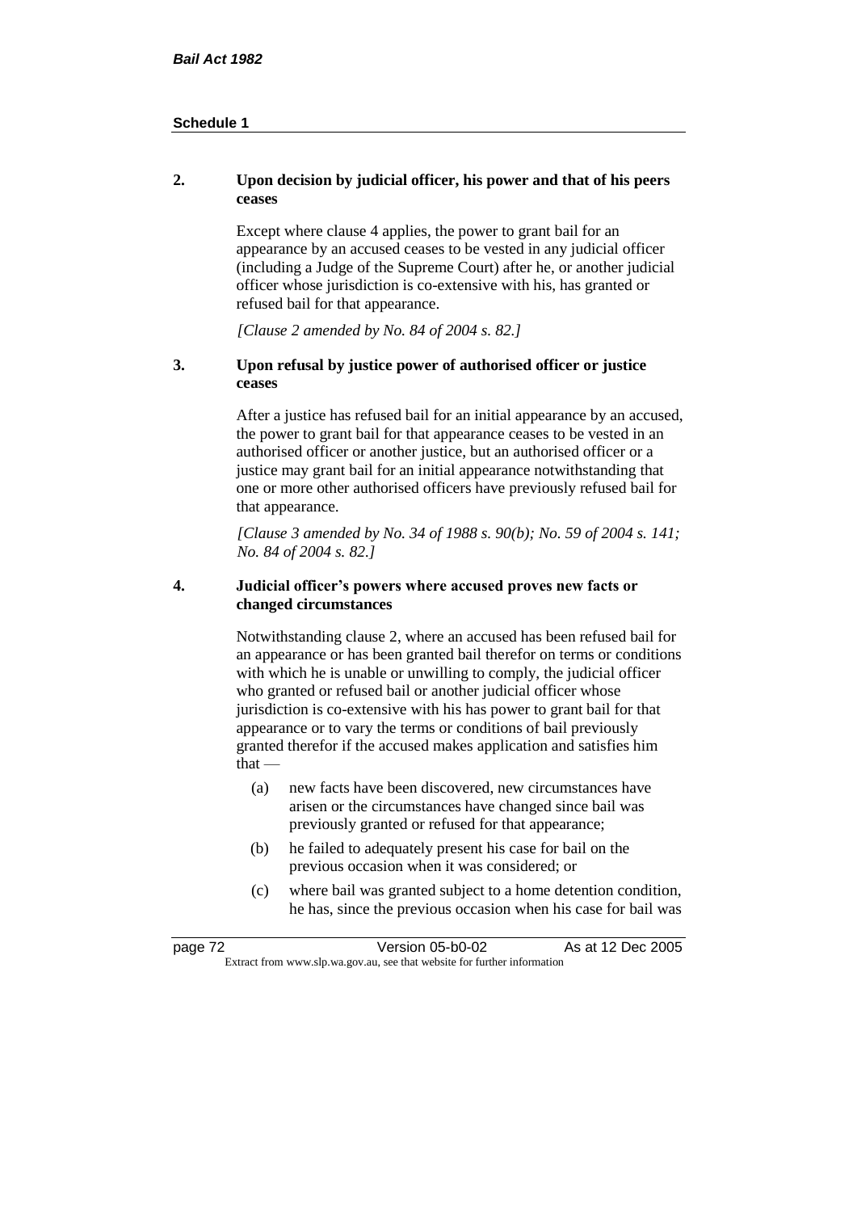**2. Upon decision by judicial officer, his power and that of his peers ceases**

Except where clause 4 applies, the power to grant bail for an appearance by an accused ceases to be vested in any judicial officer (including a Judge of the Supreme Court) after he, or another judicial officer whose jurisdiction is co-extensive with his, has granted or refused bail for that appearance.

*[Clause 2 amended by No. 84 of 2004 s. 82.]*

**3. Upon refusal by justice power of authorised officer or justice ceases**

After a justice has refused bail for an initial appearance by an accused, the power to grant bail for that appearance ceases to be vested in an authorised officer or another justice, but an authorised officer or a justice may grant bail for an initial appearance notwithstanding that one or more other authorised officers have previously refused bail for that appearance.

*[Clause 3 amended by No. 34 of 1988 s. 90(b); No. 59 of 2004 s. 141; No. 84 of 2004 s. 82.]*

**4. Judicial officer's powers where accused proves new facts or changed circumstances**

Notwithstanding clause 2, where an accused has been refused bail for an appearance or has been granted bail therefor on terms or conditions with which he is unable or unwilling to comply, the judicial officer who granted or refused bail or another judicial officer whose jurisdiction is co-extensive with his has power to grant bail for that appearance or to vary the terms or conditions of bail previously granted therefor if the accused makes application and satisfies him that —

(a) new facts have been discovered, new circumstances have arisen or the circumstances have changed since bail was previously granted or refused for that appearance;

(b) he failed to adequately present his case for bail on the previous occasion when it was considered; or

(c) where bail was granted subject to a home detention condition, he has, since the previous occasion when his case for bail was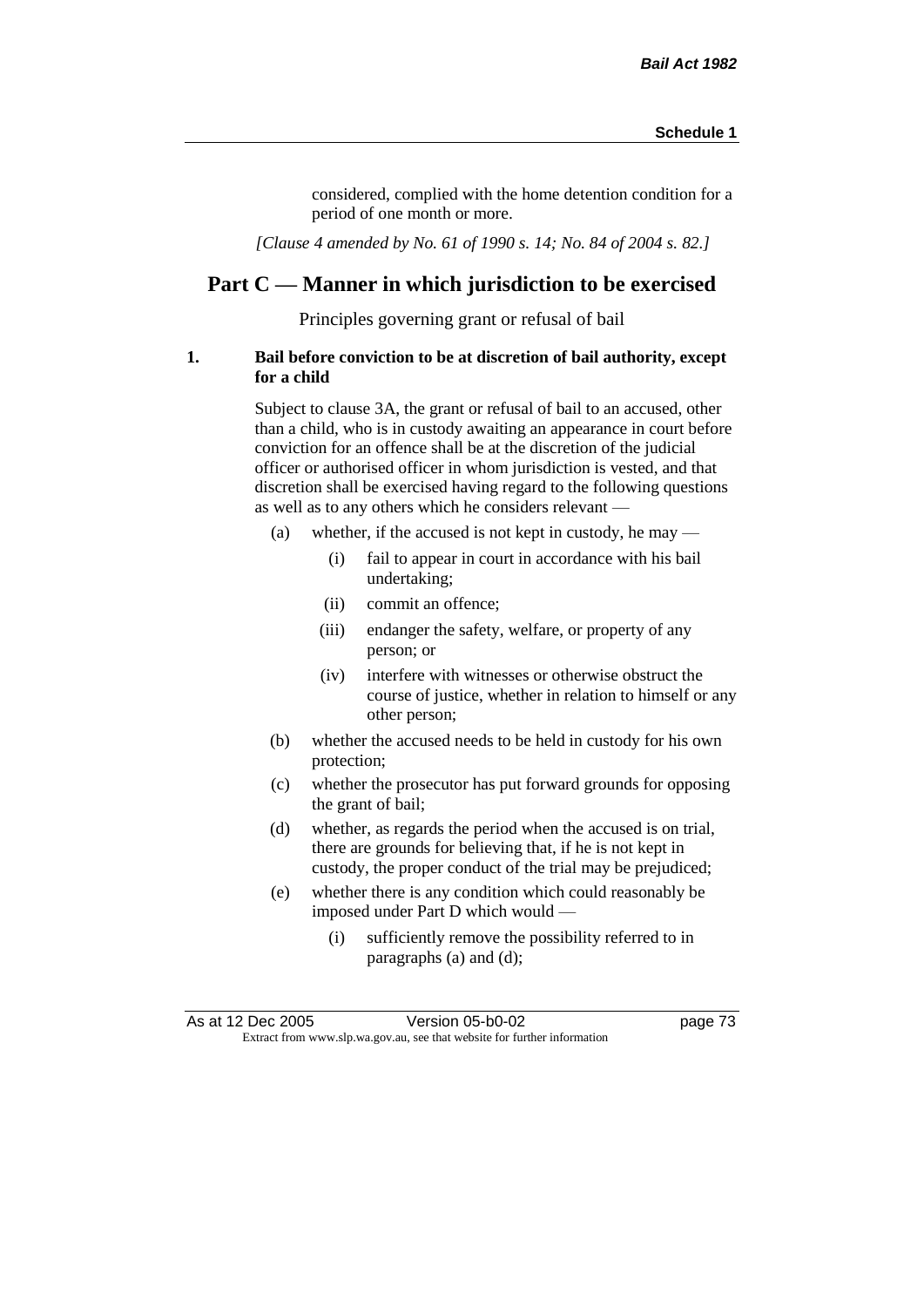considered, complied with the home detention condition for a period of one month or more.

*[Clause 4 amended by No. 61 of 1990 s. 14; No. 84 of 2004 s. 82.]*

## Part C — Manner in which jurisdiction to be exercised

Principles governing grant or refusal of bail

**1. Bail before conviction to be at discretion of bail authority, except for a child**

Subject to clause 3A, the grant or refusal of bail to an accused, other than a child, who is in custody awaiting an appearance in court before conviction for an offence shall be at the discretion of the judicial officer or authorised officer in whom jurisdiction is vested, and that discretion shall be exercised having regard to the following questions as well as to any others which he considers relevant —

- (a) whether, if the accused is not kept in custody, he may —
  - (i) fail to appear in court in accordance with his bail undertaking;
  - (ii) commit an offence;
  - (iii) endanger the safety, welfare, or property of any person; or
  - (iv) interfere with witnesses or otherwise obstruct the course of justice, whether in relation to himself or any other person;
- (b) whether the accused needs to be held in custody for his own protection;
- (c) whether the prosecutor has put forward grounds for opposing the grant of bail;
- (d) whether, as regards the period when the accused is on trial, there are grounds for believing that, if he is not kept in custody, the proper conduct of the trial may be prejudiced;
- (e) whether there is any condition which could reasonably be imposed under Part D which would —
  - (i) sufficiently remove the possibility referred to in paragraphs (a) and (d);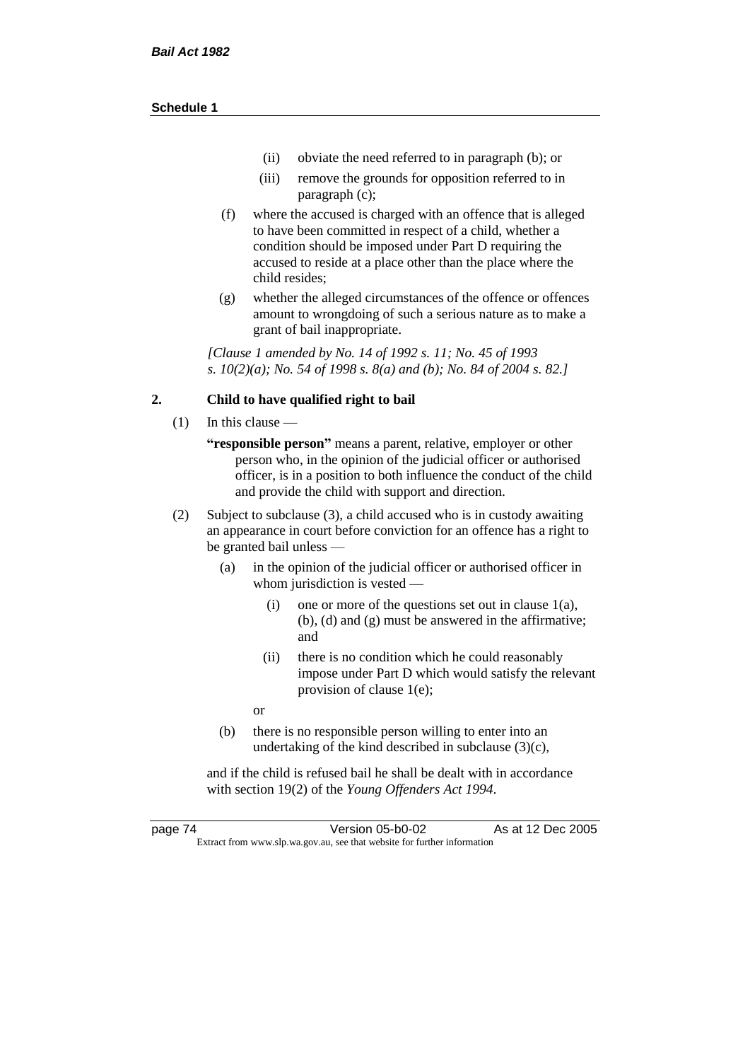(ii) obviate the need referred to in paragraph (b); or

(iii) remove the grounds for opposition referred to in paragraph (c);

(f) where the accused is charged with an offence that is alleged to have been committed in respect of a child, whether a condition should be imposed under Part D requiring the accused to reside at a place other than the place where the child resides;

(g) whether the alleged circumstances of the offence or offences amount to wrongdoing of such a serious nature as to make a grant of bail inappropriate.

*[Clause 1 amended by No. 14 of 1992 s. 11; No. 45 of 1993 s. 10(2)(a); No. 54 of 1998 s. 8(a) and (b); No. 84 of 2004 s. 82.]*

**2. Child to have qualified right to bail**

(1) In this clause —

**"responsible person"** means a parent, relative, employer or other person who, in the opinion of the judicial officer or authorised officer, is in a position to both influence the conduct of the child and provide the child with support and direction.

(2) Subject to subclause (3), a child accused who is in custody awaiting an appearance in court before conviction for an offence has a right to be granted bail unless —

(a) in the opinion of the judicial officer or authorised officer in whom jurisdiction is vested —

(i) one or more of the questions set out in clause 1(a), (b), (d) and (g) must be answered in the affirmative; and

(ii) there is no condition which he could reasonably impose under Part D which would satisfy the relevant provision of clause 1(e);

or

(b) there is no responsible person willing to enter into an undertaking of the kind described in subclause (3)(c),

and if the child is refused bail he shall be dealt with in accordance with section 19(2) of the *Young Offenders Act 1994*.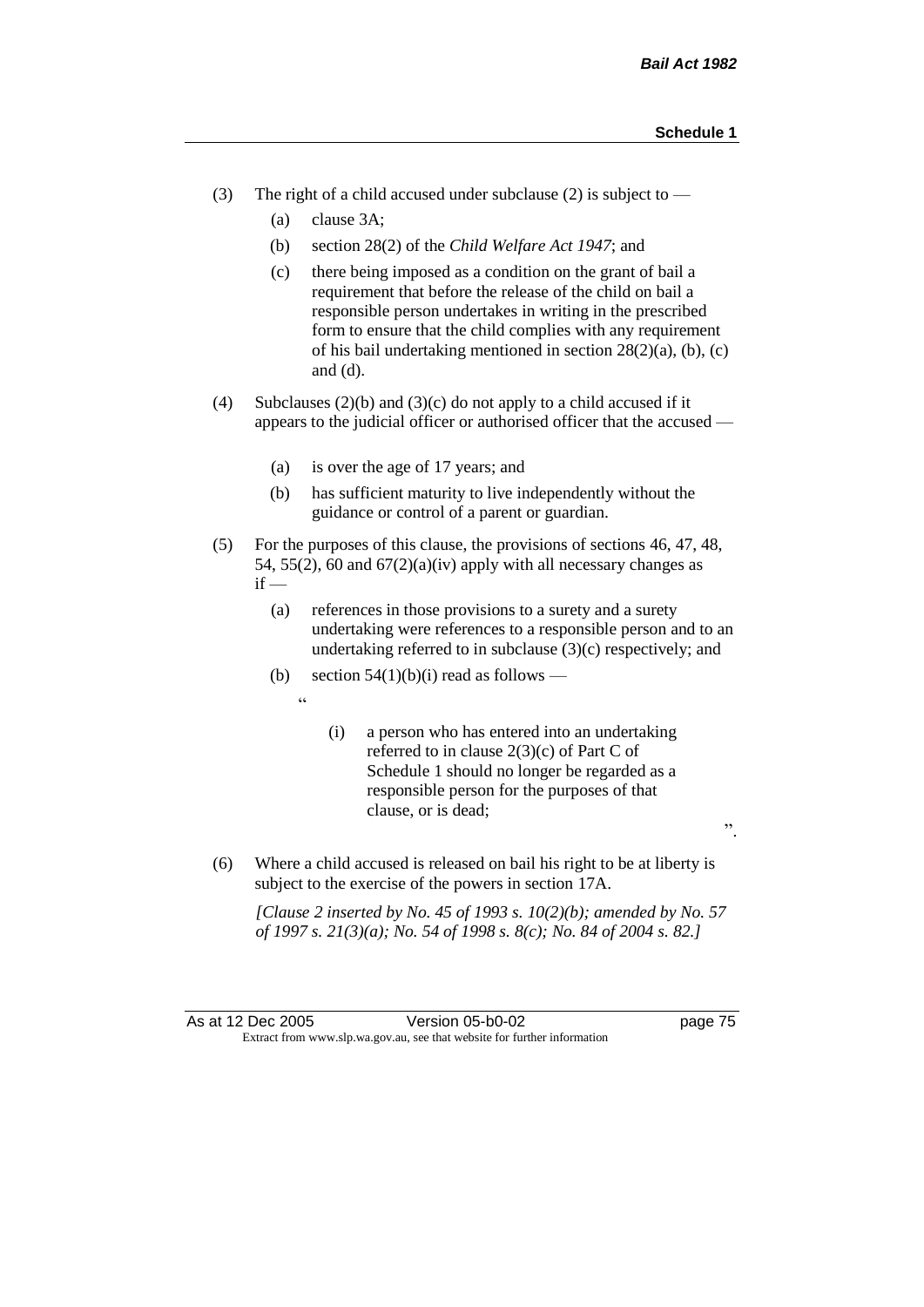(3) The right of a child accused under subclause (2) is subject to —

(a) clause 3A;

(b) section 28(2) of the *Child Welfare Act 1947*; and

(c) there being imposed as a condition on the grant of bail a requirement that before the release of the child on bail a responsible person undertakes in writing in the prescribed form to ensure that the child complies with any requirement of his bail undertaking mentioned in section 28(2)(a), (b), (c) and (d).

(4) Subclauses (2)(b) and (3)(c) do not apply to a child accused if it appears to the judicial officer or authorised officer that the accused —

(a) is over the age of 17 years; and

(b) has sufficient maturity to live independently without the guidance or control of a parent or guardian.

(5) For the purposes of this clause, the provisions of sections 46, 47, 48, 54, 55(2), 60 and 67(2)(a)(iv) apply with all necessary changes as if —

(a) references in those provisions to a surety and a surety undertaking were references to a responsible person and to an undertaking referred to in subclause (3)(c) respectively; and

(b) section 54(1)(b)(i) read as follows —

"

(i) a person who has entered into an undertaking referred to in clause 2(3)(c) of Part C of Schedule 1 should no longer be regarded as a responsible person for the purposes of that clause, or is dead;

".

(6) Where a child accused is released on bail his right to be at liberty is subject to the exercise of the powers in section 17A.

*[Clause 2 inserted by No. 45 of 1993 s. 10(2)(b); amended by No. 57 of 1997 s. 21(3)(a); No. 54 of 1998 s. 8(c); No. 84 of 2004 s. 82.]*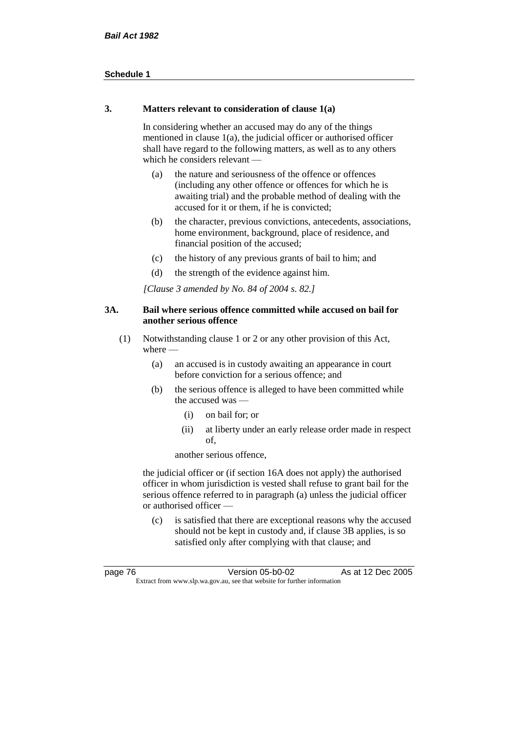### 3. Matters relevant to consideration of clause 1(a)

In considering whether an accused may do any of the things mentioned in clause 1(a), the judicial officer or authorised officer shall have regard to the following matters, as well as to any others which he considers relevant —

- (a) the nature and seriousness of the offence or offences (including any other offence or offences for which he is awaiting trial) and the probable method of dealing with the accused for it or them, if he is convicted;
- (b) the character, previous convictions, antecedents, associations, home environment, background, place of residence, and financial position of the accused;
- (c) the history of any previous grants of bail to him; and
- (d) the strength of the evidence against him.

*[Clause 3 amended by No. 84 of 2004 s. 82.]*

### 3A. Bail where serious offence committed while accused on bail for another serious offence

(1) Notwithstanding clause 1 or 2 or any other provision of this Act, where —

- (a) an accused is in custody awaiting an appearance in court before conviction for a serious offence; and
- (b) the serious offence is alleged to have been committed while the accused was —
  - (i) on bail for; or
  - (ii) at liberty under an early release order made in respect of,

  another serious offence,

the judicial officer or (if section 16A does not apply) the authorised officer in whom jurisdiction is vested shall refuse to grant bail for the serious offence referred to in paragraph (a) unless the judicial officer or authorised officer —

- (c) is satisfied that there are exceptional reasons why the accused should not be kept in custody and, if clause 3B applies, is so satisfied only after complying with that clause; and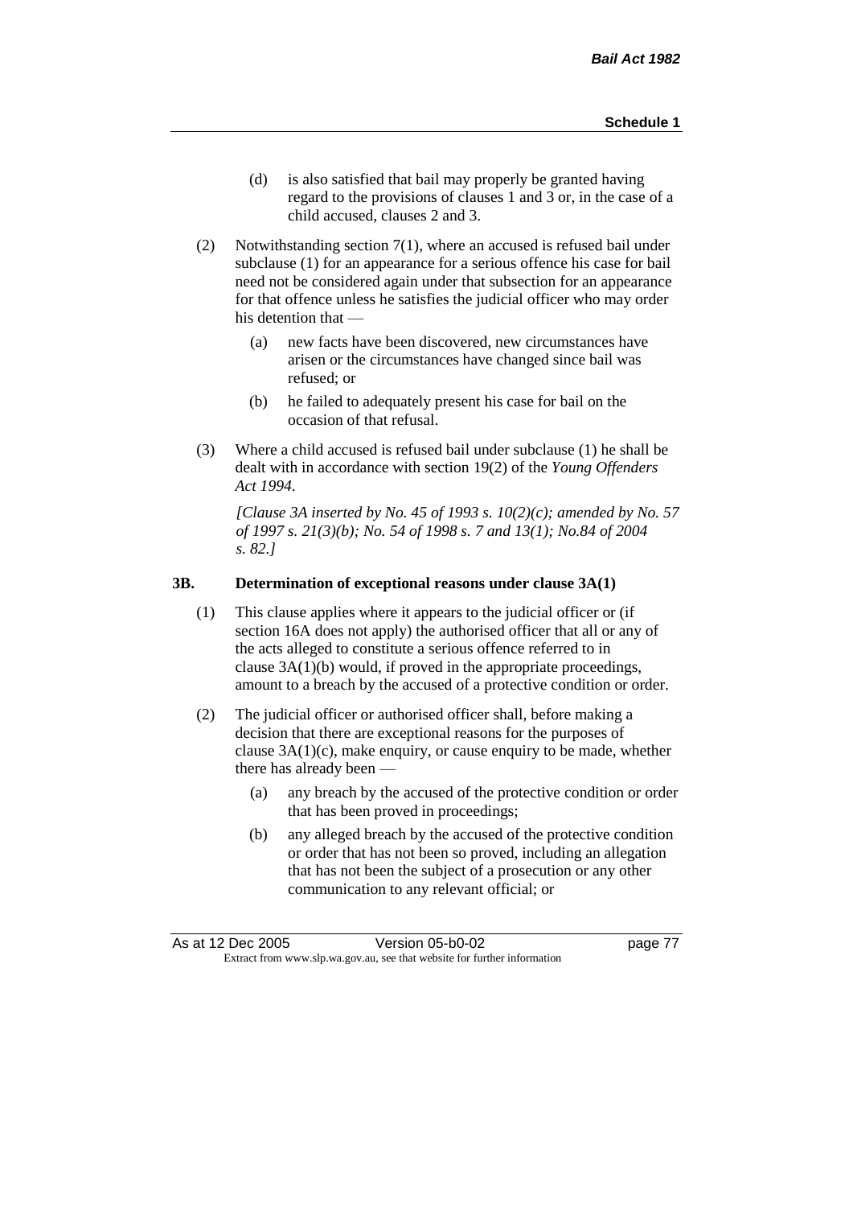(d) is also satisfied that bail may properly be granted having regard to the provisions of clauses 1 and 3 or, in the case of a child accused, clauses 2 and 3.

(2) Notwithstanding section 7(1), where an accused is refused bail under subclause (1) for an appearance for a serious offence his case for bail need not be considered again under that subsection for an appearance for that offence unless he satisfies the judicial officer who may order his detention that —

(a) new facts have been discovered, new circumstances have arisen or the circumstances have changed since bail was refused; or

(b) he failed to adequately present his case for bail on the occasion of that refusal.

(3) Where a child accused is refused bail under subclause (1) he shall be dealt with in accordance with section 19(2) of the *Young Offenders Act 1994*.

*[Clause 3A inserted by No. 45 of 1993 s. 10(2)(c); amended by No. 57 of 1997 s. 21(3)(b); No. 54 of 1998 s. 7 and 13(1); No.84 of 2004 s. 82.]*

**3B. Determination of exceptional reasons under clause 3A(1)**

(1) This clause applies where it appears to the judicial officer or (if section 16A does not apply) the authorised officer that all or any of the acts alleged to constitute a serious offence referred to in clause 3A(1)(b) would, if proved in the appropriate proceedings, amount to a breach by the accused of a protective condition or order.

(2) The judicial officer or authorised officer shall, before making a decision that there are exceptional reasons for the purposes of clause 3A(1)(c), make enquiry, or cause enquiry to be made, whether there has already been —

(a) any breach by the accused of the protective condition or order that has been proved in proceedings;

(b) any alleged breach by the accused of the protective condition or order that has not been so proved, including an allegation that has not been the subject of a prosecution or any other communication to any relevant official; or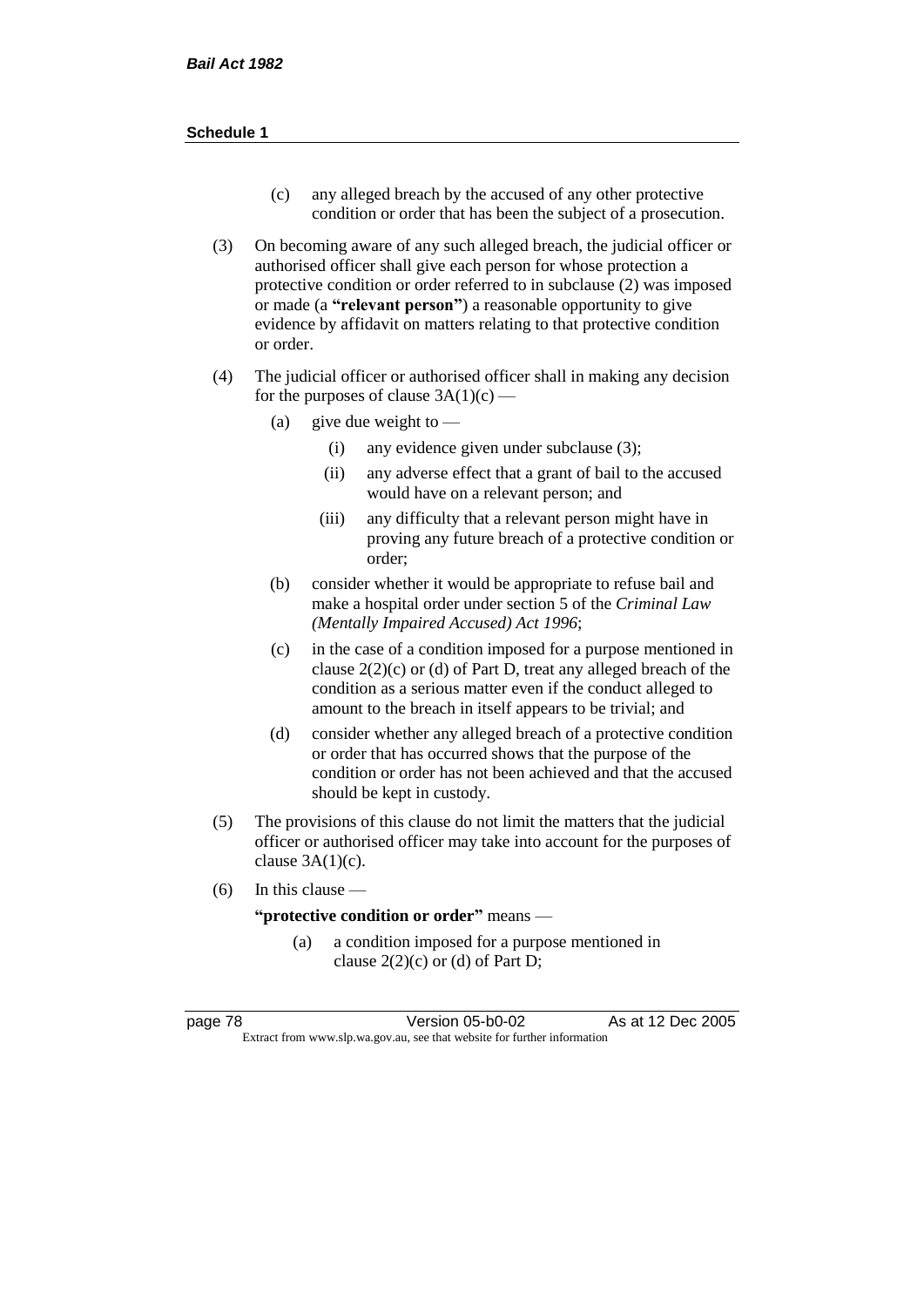(c) any alleged breach by the accused of any other protective condition or order that has been the subject of a prosecution.

(3) On becoming aware of any such alleged breach, the judicial officer or authorised officer shall give each person for whose protection a protective condition or order referred to in subclause (2) was imposed or made (a **"relevant person"**) a reasonable opportunity to give evidence by affidavit on matters relating to that protective condition or order.

(4) The judicial officer or authorised officer shall in making any decision for the purposes of clause 3A(1)(c) —

(a) give due weight to —

(i) any evidence given under subclause (3);

(ii) any adverse effect that a grant of bail to the accused would have on a relevant person; and

(iii) any difficulty that a relevant person might have in proving any future breach of a protective condition or order;

(b) consider whether it would be appropriate to refuse bail and make a hospital order under section 5 of the *Criminal Law (Mentally Impaired Accused) Act 1996*;

(c) in the case of a condition imposed for a purpose mentioned in clause 2(2)(c) or (d) of Part D, treat any alleged breach of the condition as a serious matter even if the conduct alleged to amount to the breach in itself appears to be trivial; and

(d) consider whether any alleged breach of a protective condition or order that has occurred shows that the purpose of the condition or order has not been achieved and that the accused should be kept in custody.

(5) The provisions of this clause do not limit the matters that the judicial officer or authorised officer may take into account for the purposes of clause 3A(1)(c).

(6) In this clause —

**"protective condition or order"** means —

(a) a condition imposed for a purpose mentioned in clause 2(2)(c) or (d) of Part D;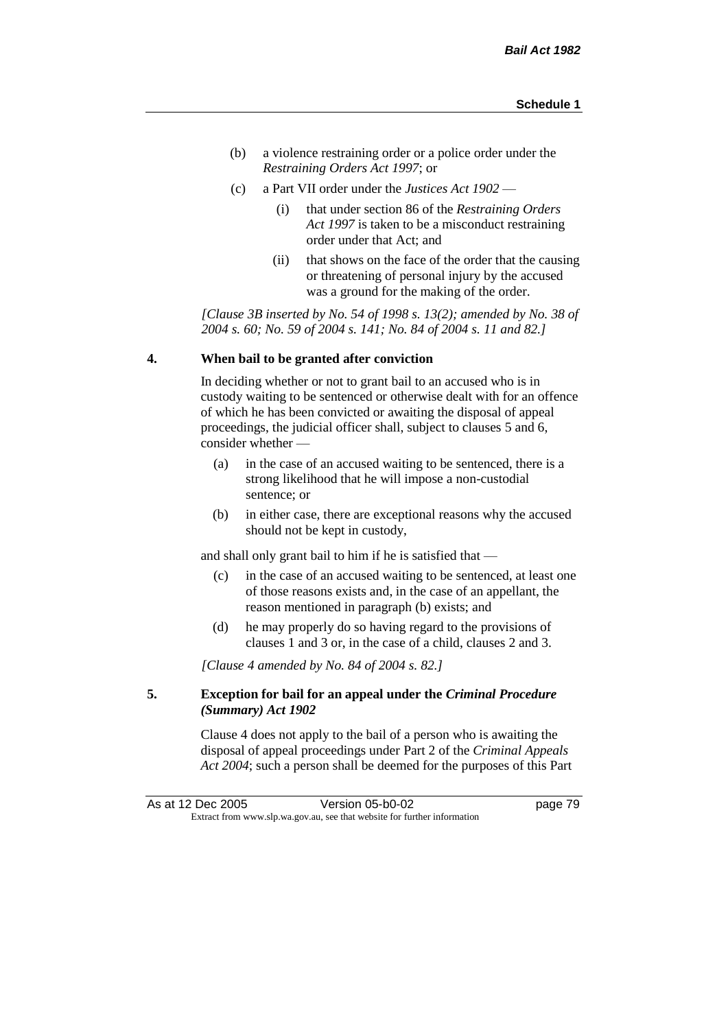(b) a violence restraining order or a police order under the *Restraining Orders Act 1997*; or

(c) a Part VII order under the *Justices Act 1902* —

   (i) that under section 86 of the *Restraining Orders Act 1997* is taken to be a misconduct restraining order under that Act; and

   (ii) that shows on the face of the order that the causing or threatening of personal injury by the accused was a ground for the making of the order.

*[Clause 3B inserted by No. 54 of 1998 s. 13(2); amended by No. 38 of 2004 s. 60; No. 59 of 2004 s. 141; No. 84 of 2004 s. 11 and 82.]*

**4. When bail to be granted after conviction**

In deciding whether or not to grant bail to an accused who is in custody waiting to be sentenced or otherwise dealt with for an offence of which he has been convicted or awaiting the disposal of appeal proceedings, the judicial officer shall, subject to clauses 5 and 6, consider whether —

(a) in the case of an accused waiting to be sentenced, there is a strong likelihood that he will impose a non-custodial sentence; or

(b) in either case, there are exceptional reasons why the accused should not be kept in custody,

and shall only grant bail to him if he is satisfied that —

(c) in the case of an accused waiting to be sentenced, at least one of those reasons exists and, in the case of an appellant, the reason mentioned in paragraph (b) exists; and

(d) he may properly do so having regard to the provisions of clauses 1 and 3 or, in the case of a child, clauses 2 and 3.

*[Clause 4 amended by No. 84 of 2004 s. 82.]*

**5. Exception for bail for an appeal under the *Criminal Procedure (Summary) Act 1902***

Clause 4 does not apply to the bail of a person who is awaiting the disposal of appeal proceedings under Part 2 of the *Criminal Appeals Act 2004*; such a person shall be deemed for the purposes of this Part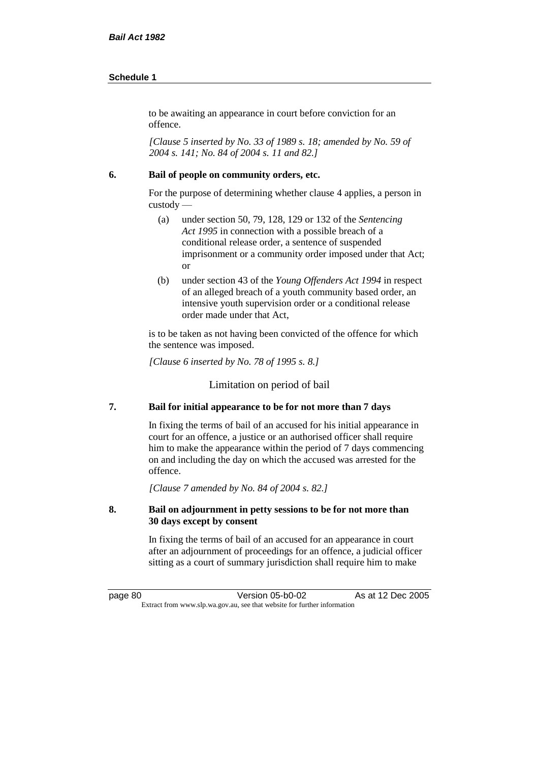to be awaiting an appearance in court before conviction for an offence.

*[Clause 5 inserted by No. 33 of 1989 s. 18; amended by No. 59 of 2004 s. 141; No. 84 of 2004 s. 11 and 82.]*

### 6. Bail of people on community orders, etc.

For the purpose of determining whether clause 4 applies, a person in custody —

(a) under section 50, 79, 128, 129 or 132 of the *Sentencing Act 1995* in connection with a possible breach of a conditional release order, a sentence of suspended imprisonment or a community order imposed under that Act; or

(b) under section 43 of the *Young Offenders Act 1994* in respect of an alleged breach of a youth community based order, an intensive youth supervision order or a conditional release order made under that Act,

is to be taken as not having been convicted of the offence for which the sentence was imposed.

*[Clause 6 inserted by No. 78 of 1995 s. 8.]*

## Limitation on period of bail

### 7. Bail for initial appearance to be for not more than 7 days

In fixing the terms of bail of an accused for his initial appearance in court for an offence, a justice or an authorised officer shall require him to make the appearance within the period of 7 days commencing on and including the day on which the accused was arrested for the offence.

*[Clause 7 amended by No. 84 of 2004 s. 82.]*

### 8. Bail on adjournment in petty sessions to be for not more than 30 days except by consent

In fixing the terms of bail of an accused for an appearance in court after an adjournment of proceedings for an offence, a judicial officer sitting as a court of summary jurisdiction shall require him to make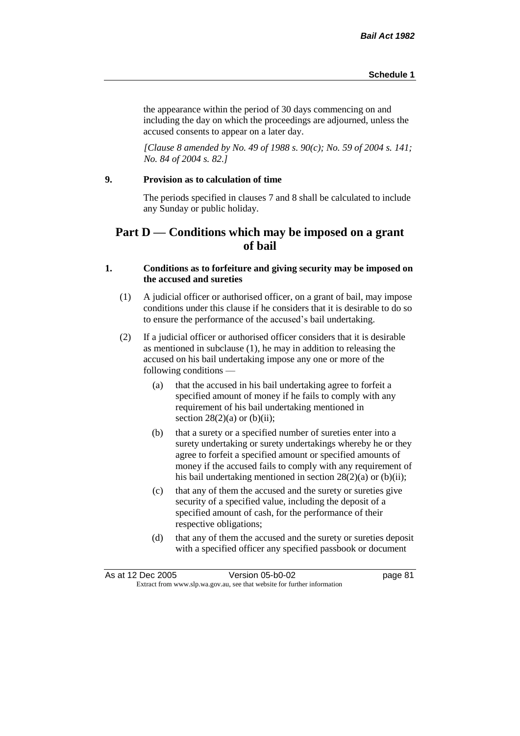the appearance within the period of 30 days commencing on and including the day on which the proceedings are adjourned, unless the accused consents to appear on a later day.

*[Clause 8 amended by No. 49 of 1988 s. 90(c); No. 59 of 2004 s. 141; No. 84 of 2004 s. 82.]*

**9. Provision as to calculation of time**

The periods specified in clauses 7 and 8 shall be calculated to include any Sunday or public holiday.

## Part D — Conditions which may be imposed on a grant of bail

**1. Conditions as to forfeiture and giving security may be imposed on the accused and sureties**

(1) A judicial officer or authorised officer, on a grant of bail, may impose conditions under this clause if he considers that it is desirable to do so to ensure the performance of the accused's bail undertaking.

(2) If a judicial officer or authorised officer considers that it is desirable as mentioned in subclause (1), he may in addition to releasing the accused on his bail undertaking impose any one or more of the following conditions —

(a) that the accused in his bail undertaking agree to forfeit a specified amount of money if he fails to comply with any requirement of his bail undertaking mentioned in section 28(2)(a) or (b)(ii);

(b) that a surety or a specified number of sureties enter into a surety undertaking or surety undertakings whereby he or they agree to forfeit a specified amount or specified amounts of money if the accused fails to comply with any requirement of his bail undertaking mentioned in section 28(2)(a) or (b)(ii);

(c) that any of them the accused and the surety or sureties give security of a specified value, including the deposit of a specified amount of cash, for the performance of their respective obligations;

(d) that any of them the accused and the surety or sureties deposit with a specified officer any specified passbook or document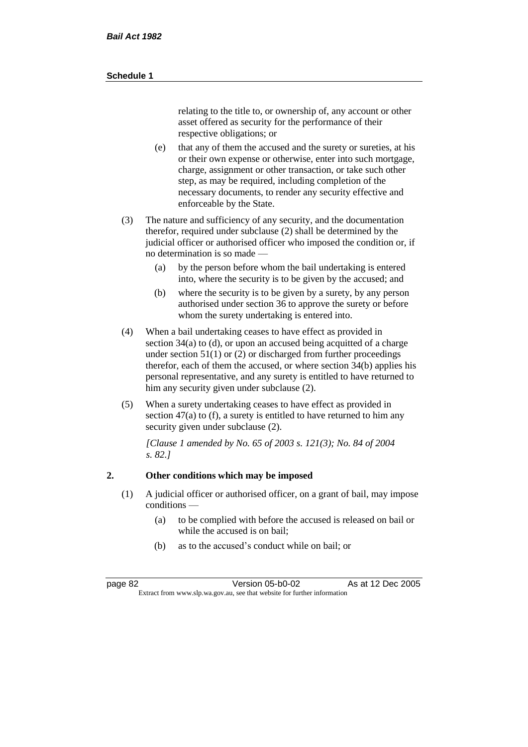relating to the title to, or ownership of, any account or other asset offered as security for the performance of their respective obligations; or

(e) that any of them the accused and the surety or sureties, at his or their own expense or otherwise, enter into such mortgage, charge, assignment or other transaction, or take such other step, as may be required, including completion of the necessary documents, to render any security effective and enforceable by the State.

(3) The nature and sufficiency of any security, and the documentation therefor, required under subclause (2) shall be determined by the judicial officer or authorised officer who imposed the condition or, if no determination is so made —

(a) by the person before whom the bail undertaking is entered into, where the security is to be given by the accused; and

(b) where the security is to be given by a surety, by any person authorised under section 36 to approve the surety or before whom the surety undertaking is entered into.

(4) When a bail undertaking ceases to have effect as provided in section 34(a) to (d), or upon an accused being acquitted of a charge under section 51(1) or (2) or discharged from further proceedings therefor, each of them the accused, or where section 34(b) applies his personal representative, and any surety is entitled to have returned to him any security given under subclause (2).

(5) When a surety undertaking ceases to have effect as provided in section 47(a) to (f), a surety is entitled to have returned to him any security given under subclause (2).

*[Clause 1 amended by No. 65 of 2003 s. 121(3); No. 84 of 2004 s. 82.]*

**2. Other conditions which may be imposed**

(1) A judicial officer or authorised officer, on a grant of bail, may impose conditions —

(a) to be complied with before the accused is released on bail or while the accused is on bail;

(b) as to the accused's conduct while on bail; or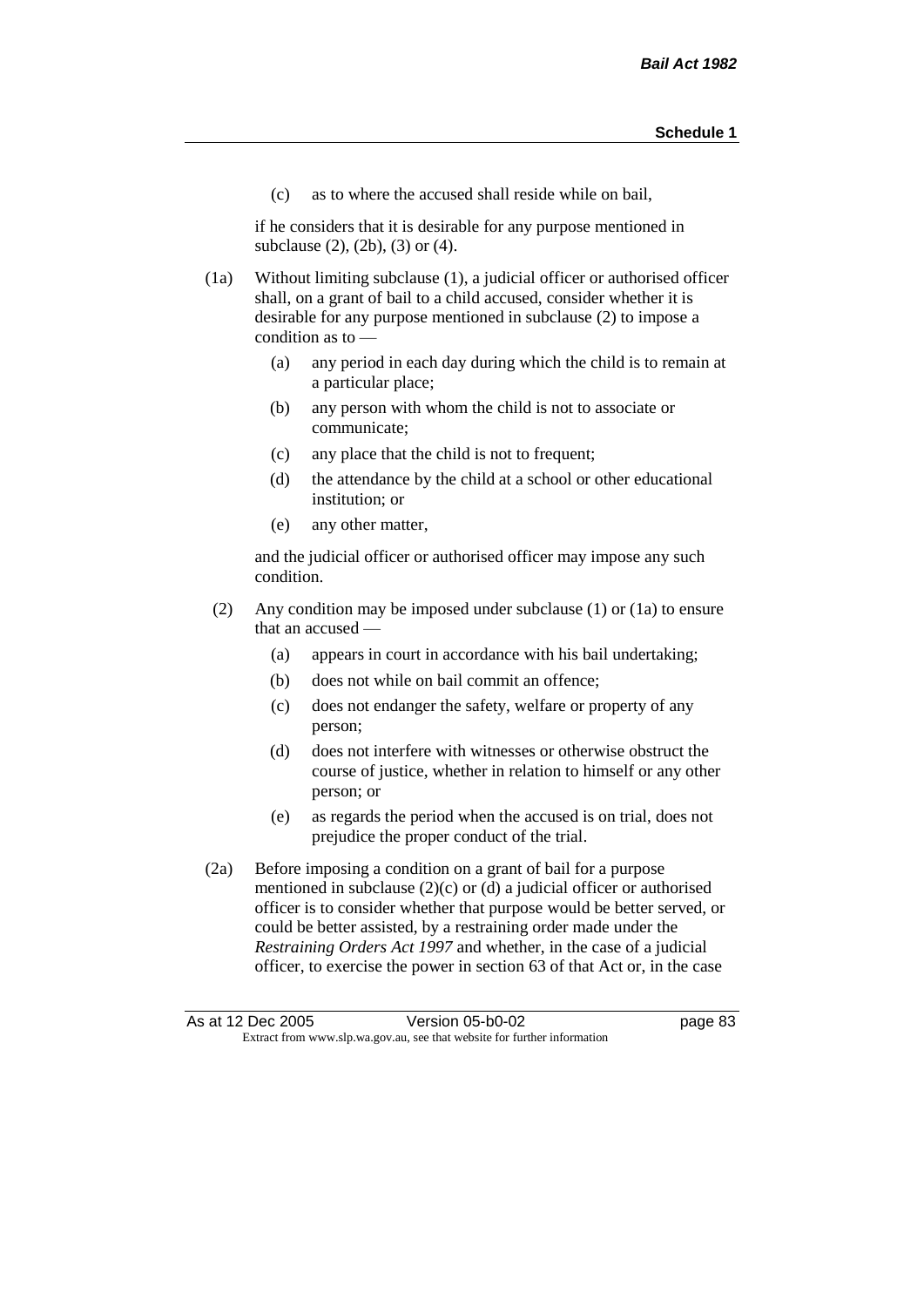(c) as to where the accused shall reside while on bail,

if he considers that it is desirable for any purpose mentioned in subclause (2), (2b), (3) or (4).

(1a) Without limiting subclause (1), a judicial officer or authorised officer shall, on a grant of bail to a child accused, consider whether it is desirable for any purpose mentioned in subclause (2) to impose a condition as to —

- (a) any period in each day during which the child is to remain at a particular place;
- (b) any person with whom the child is not to associate or communicate;
- (c) any place that the child is not to frequent;
- (d) the attendance by the child at a school or other educational institution; or
- (e) any other matter,

and the judicial officer or authorised officer may impose any such condition.

(2) Any condition may be imposed under subclause (1) or (1a) to ensure that an accused —

- (a) appears in court in accordance with his bail undertaking;
- (b) does not while on bail commit an offence;
- (c) does not endanger the safety, welfare or property of any person;
- (d) does not interfere with witnesses or otherwise obstruct the course of justice, whether in relation to himself or any other person; or
- (e) as regards the period when the accused is on trial, does not prejudice the proper conduct of the trial.

(2a) Before imposing a condition on a grant of bail for a purpose mentioned in subclause (2)(c) or (d) a judicial officer or authorised officer is to consider whether that purpose would be better served, or could be better assisted, by a restraining order made under the *Restraining Orders Act 1997* and whether, in the case of a judicial officer, to exercise the power in section 63 of that Act or, in the case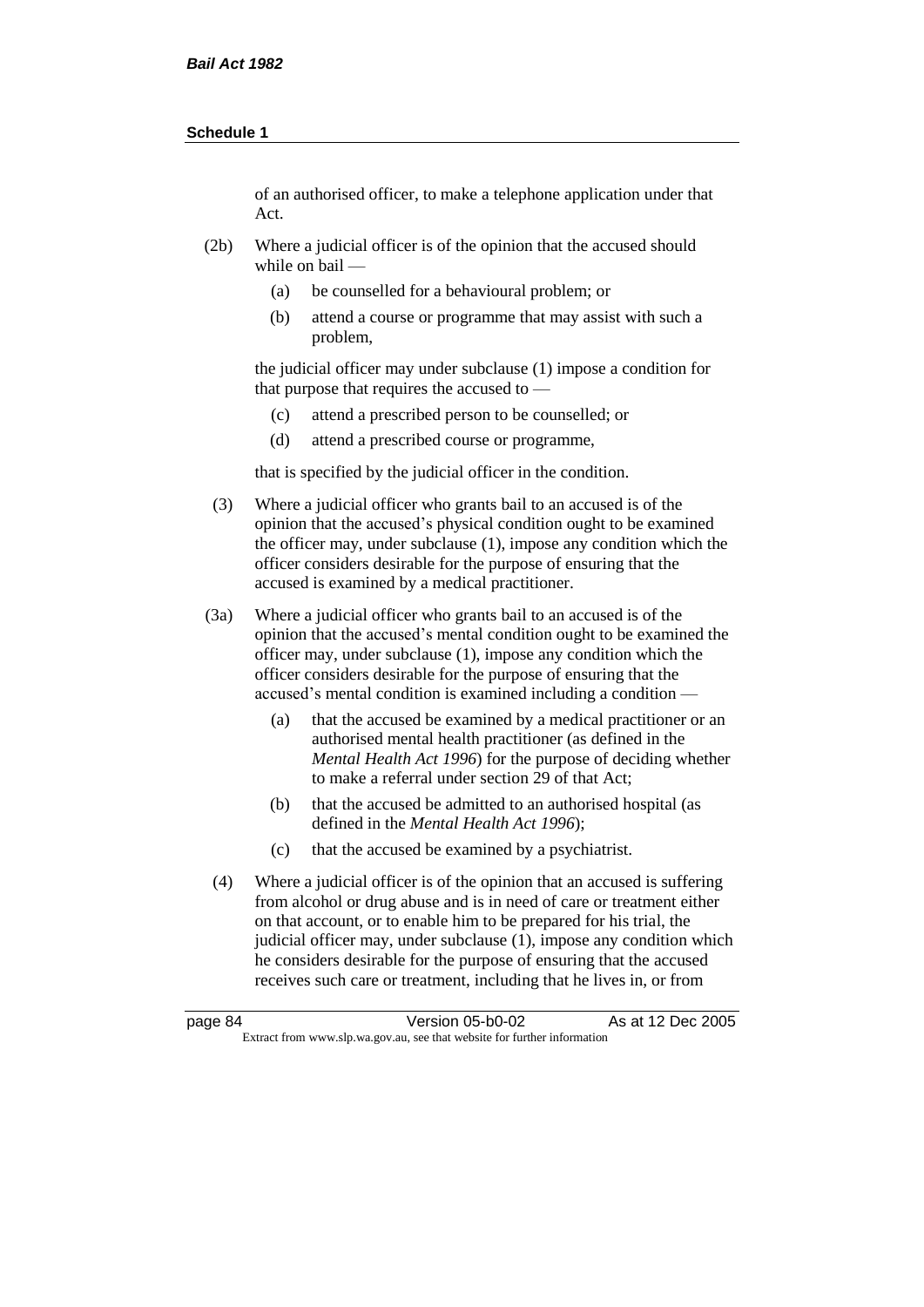of an authorised officer, to make a telephone application under that Act.

(2b) Where a judicial officer is of the opinion that the accused should while on bail —

(a) be counselled for a behavioural problem; or

(b) attend a course or programme that may assist with such a problem,

the judicial officer may under subclause (1) impose a condition for that purpose that requires the accused to —

(c) attend a prescribed person to be counselled; or

(d) attend a prescribed course or programme,

that is specified by the judicial officer in the condition.

(3) Where a judicial officer who grants bail to an accused is of the opinion that the accused's physical condition ought to be examined the officer may, under subclause (1), impose any condition which the officer considers desirable for the purpose of ensuring that the accused is examined by a medical practitioner.

(3a) Where a judicial officer who grants bail to an accused is of the opinion that the accused's mental condition ought to be examined the officer may, under subclause (1), impose any condition which the officer considers desirable for the purpose of ensuring that the accused's mental condition is examined including a condition —

(a) that the accused be examined by a medical practitioner or an authorised mental health practitioner (as defined in the *Mental Health Act 1996*) for the purpose of deciding whether to make a referral under section 29 of that Act;

(b) that the accused be admitted to an authorised hospital (as defined in the *Mental Health Act 1996*);

(c) that the accused be examined by a psychiatrist.

(4) Where a judicial officer is of the opinion that an accused is suffering from alcohol or drug abuse and is in need of care or treatment either on that account, or to enable him to be prepared for his trial, the judicial officer may, under subclause (1), impose any condition which he considers desirable for the purpose of ensuring that the accused receives such care or treatment, including that he lives in, or from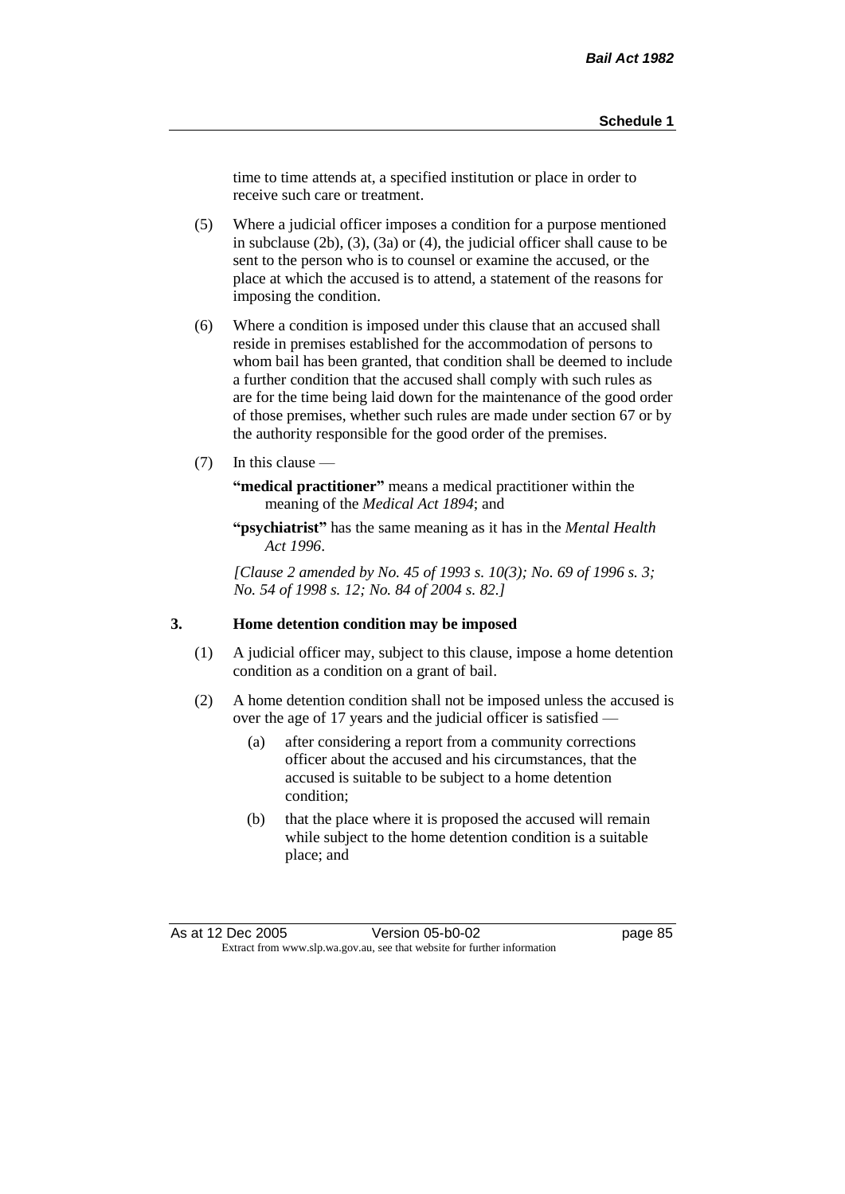time to time attends at, a specified institution or place in order to receive such care or treatment.

(5) Where a judicial officer imposes a condition for a purpose mentioned in subclause (2b), (3), (3a) or (4), the judicial officer shall cause to be sent to the person who is to counsel or examine the accused, or the place at which the accused is to attend, a statement of the reasons for imposing the condition.

(6) Where a condition is imposed under this clause that an accused shall reside in premises established for the accommodation of persons to whom bail has been granted, that condition shall be deemed to include a further condition that the accused shall comply with such rules as are for the time being laid down for the maintenance of the good order of those premises, whether such rules are made under section 67 or by the authority responsible for the good order of the premises.

(7) In this clause —

**"medical practitioner"** means a medical practitioner within the meaning of the *Medical Act 1894*; and

**"psychiatrist"** has the same meaning as it has in the *Mental Health Act 1996*.

*[Clause 2 amended by No. 45 of 1993 s. 10(3); No. 69 of 1996 s. 3; No. 54 of 1998 s. 12; No. 84 of 2004 s. 82.]*

### 3. Home detention condition may be imposed

(1) A judicial officer may, subject to this clause, impose a home detention condition as a condition on a grant of bail.

(2) A home detention condition shall not be imposed unless the accused is over the age of 17 years and the judicial officer is satisfied —

(a) after considering a report from a community corrections officer about the accused and his circumstances, that the accused is suitable to be subject to a home detention condition;

(b) that the place where it is proposed the accused will remain while subject to the home detention condition is a suitable place; and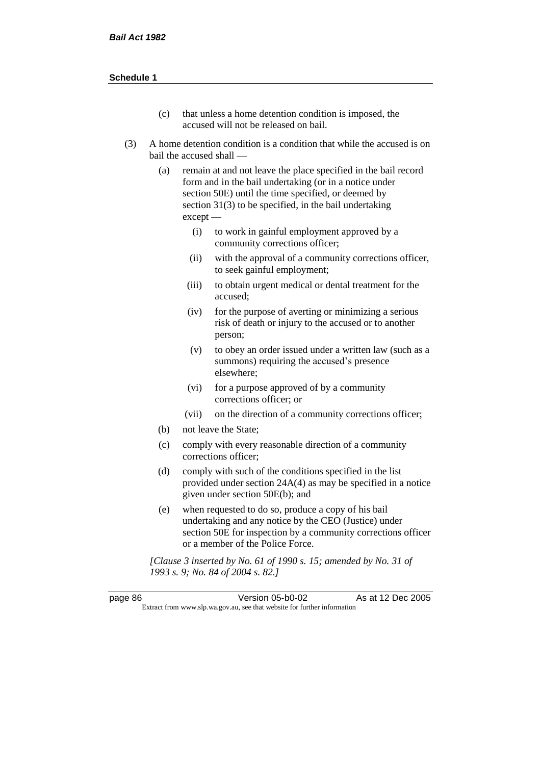(c) that unless a home detention condition is imposed, the accused will not be released on bail.

(3) A home detention condition is a condition that while the accused is on bail the accused shall —

(a) remain at and not leave the place specified in the bail record form and in the bail undertaking (or in a notice under section 50E) until the time specified, or deemed by section 31(3) to be specified, in the bail undertaking except —

(i) to work in gainful employment approved by a community corrections officer;

(ii) with the approval of a community corrections officer, to seek gainful employment;

(iii) to obtain urgent medical or dental treatment for the accused;

(iv) for the purpose of averting or minimizing a serious risk of death or injury to the accused or to another person;

(v) to obey an order issued under a written law (such as a summons) requiring the accused's presence elsewhere;

(vi) for a purpose approved of by a community corrections officer; or

(vii) on the direction of a community corrections officer;

(b) not leave the State;

(c) comply with every reasonable direction of a community corrections officer;

(d) comply with such of the conditions specified in the list provided under section 24A(4) as may be specified in a notice given under section 50E(b); and

(e) when requested to do so, produce a copy of his bail undertaking and any notice by the CEO (Justice) under section 50E for inspection by a community corrections officer or a member of the Police Force.

*[Clause 3 inserted by No. 61 of 1990 s. 15; amended by No. 31 of 1993 s. 9; No. 84 of 2004 s. 82.]*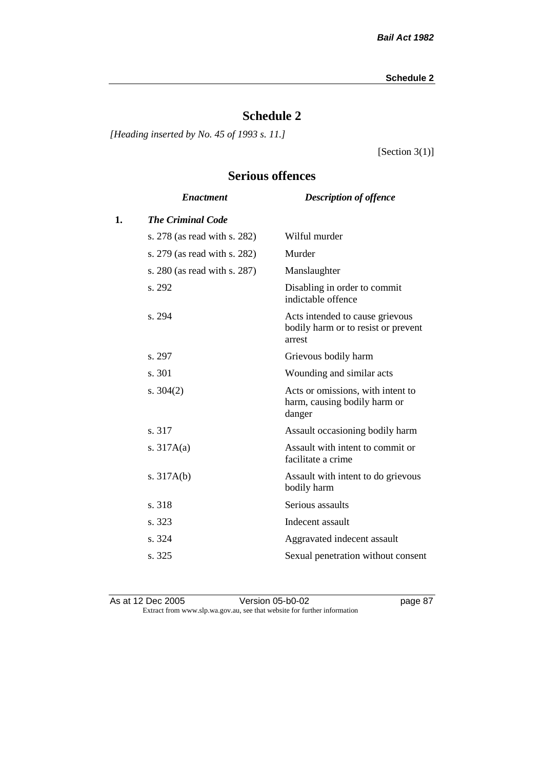# Schedule 2

*[Heading inserted by No. 45 of 1993 s. 11.]*

[Section 3(1)]

## Serious offences

| | *Enactment* | *Description of offence* |
|---|---|---|
| **1.** | ***The Criminal Code*** | |
| | s. 278 (as read with s. 282) | Wilful murder |
| | s. 279 (as read with s. 282) | Murder |
| | s. 280 (as read with s. 287) | Manslaughter |
| | s. 292 | Disabling in order to commit indictable offence |
| | s. 294 | Acts intended to cause grievous bodily harm or to resist or prevent arrest |
| | s. 297 | Grievous bodily harm |
| | s. 301 | Wounding and similar acts |
| | s. 304(2) | Acts or omissions, with intent to harm, causing bodily harm or danger |
| | s. 317 | Assault occasioning bodily harm |
| | s. 317A(a) | Assault with intent to commit or facilitate a crime |
| | s. 317A(b) | Assault with intent to do grievous bodily harm |
| | s. 318 | Serious assaults |
| | s. 323 | Indecent assault |
| | s. 324 | Aggravated indecent assault |
| | s. 325 | Sexual penetration without consent |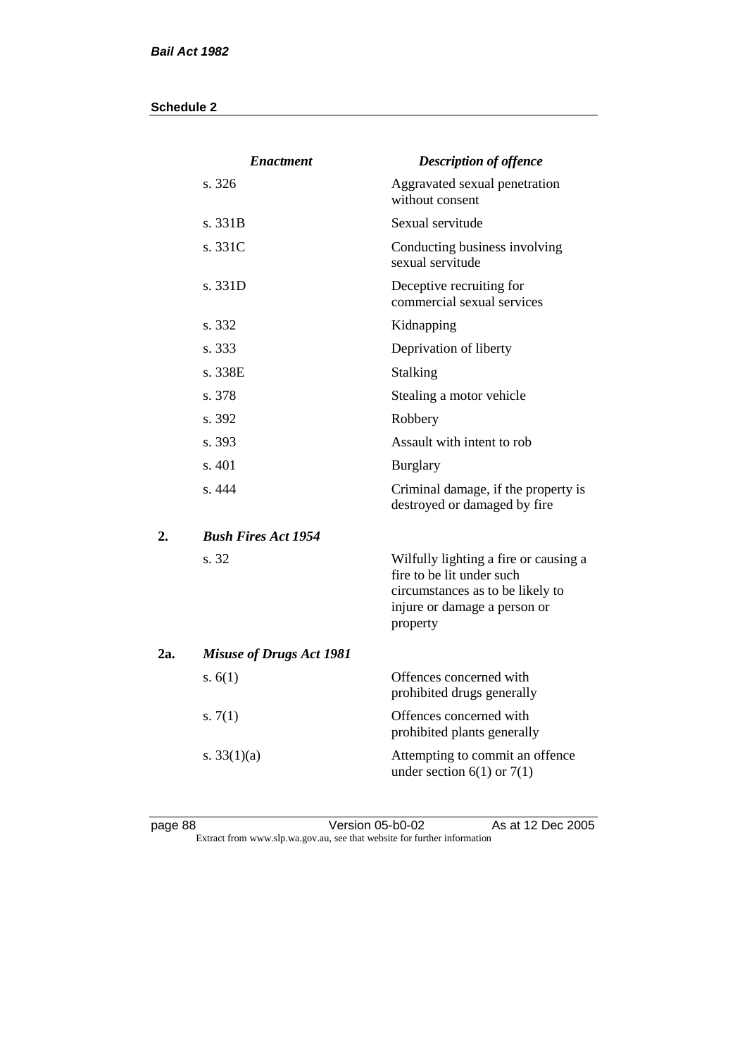| | *Enactment* | *Description of offence* |
|---|---|---|
| | s. 326 | Aggravated sexual penetration without consent |
| | s. 331B | Sexual servitude |
| | s. 331C | Conducting business involving sexual servitude |
| | s. 331D | Deceptive recruiting for commercial sexual services |
| | s. 332 | Kidnapping |
| | s. 333 | Deprivation of liberty |
| | s. 338E | Stalking |
| | s. 378 | Stealing a motor vehicle |
| | s. 392 | Robbery |
| | s. 393 | Assault with intent to rob |
| | s. 401 | Burglary |
| | s. 444 | Criminal damage, if the property is destroyed or damaged by fire |
| **2.** | ***Bush Fires Act 1954*** | |
| | s. 32 | Wilfully lighting a fire or causing a fire to be lit under such circumstances as to be likely to injure or damage a person or property |
| **2a.** | ***Misuse of Drugs Act 1981*** | |
| | s. 6(1) | Offences concerned with prohibited drugs generally |
| | s. 7(1) | Offences concerned with prohibited plants generally |
| | s. 33(1)(a) | Attempting to commit an offence under section 6(1) or 7(1) |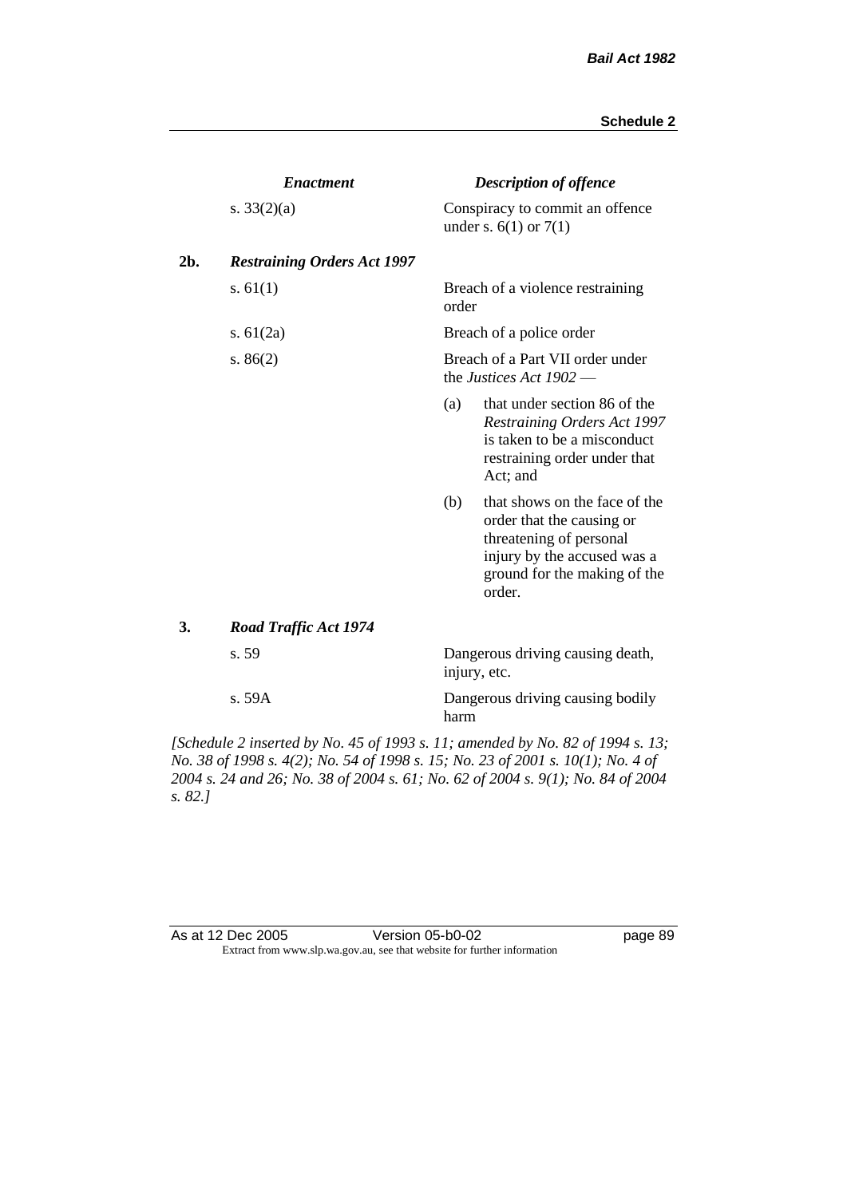| | *Enactment* | *Description of offence* |
|---|---|---|
| | s. 33(2)(a) | Conspiracy to commit an offence under s. 6(1) or 7(1) |
| **2b.** | ***Restraining Orders Act 1997*** | |
| | s. 61(1) | Breach of a violence restraining order |
| | s. 61(2a) | Breach of a police order |
| | s. 86(2) | Breach of a Part VII order under the *Justices Act 1902* —<br>(a) that under section 86 of the *Restraining Orders Act 1997* is taken to be a misconduct restraining order under that Act; and<br>(b) that shows on the face of the order that the causing or threatening of personal injury by the accused was a ground for the making of the order. |
| **3.** | ***Road Traffic Act 1974*** | |
| | s. 59 | Dangerous driving causing death, injury, etc. |
| | s. 59A | Dangerous driving causing bodily harm |

*[Schedule 2 inserted by No. 45 of 1993 s. 11; amended by No. 82 of 1994 s. 13; No. 38 of 1998 s. 4(2); No. 54 of 1998 s. 15; No. 23 of 2001 s. 10(1); No. 4 of 2004 s. 24 and 26; No. 38 of 2004 s. 61; No. 62 of 2004 s. 9(1); No. 84 of 2004 s. 82.]*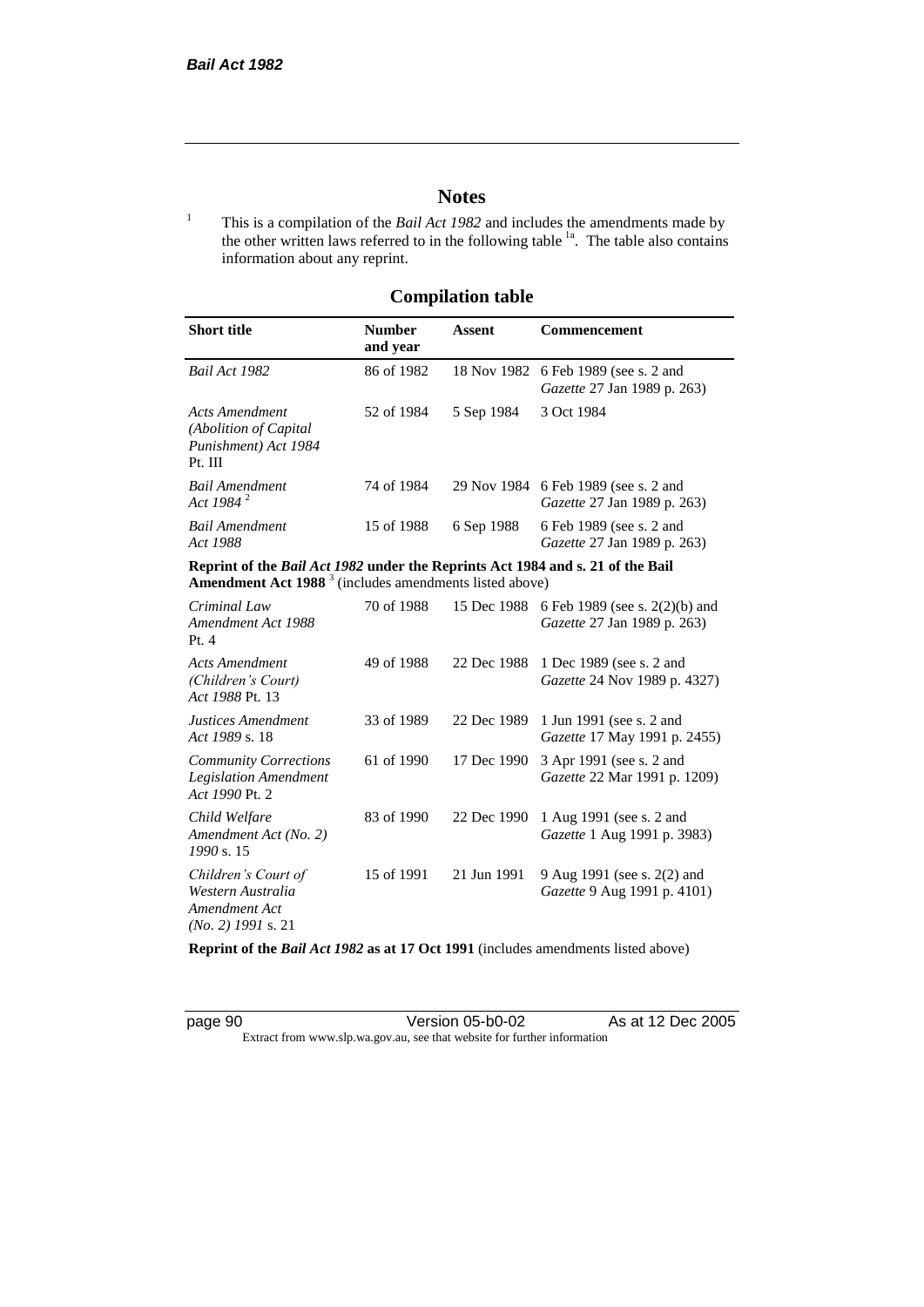## Notes

[1] This is a compilation of the *Bail Act 1982* and includes the amendments made by the other written laws referred to in the following table [1a]. The table also contains information about any reprint.

## Compilation table

| Short title | Number and year | Assent | Commencement |
|---|---|---|---|
| *Bail Act 1982* | 86 of 1982 | 18 Nov 1982 | 6 Feb 1989 (see s. 2 and *Gazette* 27 Jan 1989 p. 263) |
| *Acts Amendment (Abolition of Capital Punishment) Act 1984* Pt. III | 52 of 1984 | 5 Sep 1984 | 3 Oct 1984 |
| *Bail Amendment Act 1984* [2] | 74 of 1984 | 29 Nov 1984 | 6 Feb 1989 (see s. 2 and *Gazette* 27 Jan 1989 p. 263) |
| *Bail Amendment Act 1988* | 15 of 1988 | 6 Sep 1988 | 6 Feb 1989 (see s. 2 and *Gazette* 27 Jan 1989 p. 263) |
| **Reprint of the *Bail Act 1982* under the Reprints Act 1984 and s. 21 of the Bail Amendment Act 1988** [3] (includes amendments listed above) | | | |
| *Criminal Law Amendment Act 1988* Pt. 4 | 70 of 1988 | 15 Dec 1988 | 6 Feb 1989 (see s. 2(2)(b) and *Gazette* 27 Jan 1989 p. 263) |
| *Acts Amendment (Children's Court) Act 1988* Pt. 13 | 49 of 1988 | 22 Dec 1988 | 1 Dec 1989 (see s. 2 and *Gazette* 24 Nov 1989 p. 4327) |
| *Justices Amendment Act 1989* s. 18 | 33 of 1989 | 22 Dec 1989 | 1 Jun 1991 (see s. 2 and *Gazette* 17 May 1991 p. 2455) |
| *Community Corrections Legislation Amendment Act 1990* Pt. 2 | 61 of 1990 | 17 Dec 1990 | 3 Apr 1991 (see s. 2 and *Gazette* 22 Mar 1991 p. 1209) |
| *Child Welfare Amendment Act (No. 2) 1990* s. 15 | 83 of 1990 | 22 Dec 1990 | 1 Aug 1991 (see s. 2 and *Gazette* 1 Aug 1991 p. 3983) |
| *Children's Court of Western Australia Amendment Act (No. 2) 1991* s. 21 | 15 of 1991 | 21 Jun 1991 | 9 Aug 1991 (see s. 2(2) and *Gazette* 9 Aug 1991 p. 4101) |
| **Reprint of the *Bail Act 1982* as at 17 Oct 1991** (includes amendments listed above) | | | |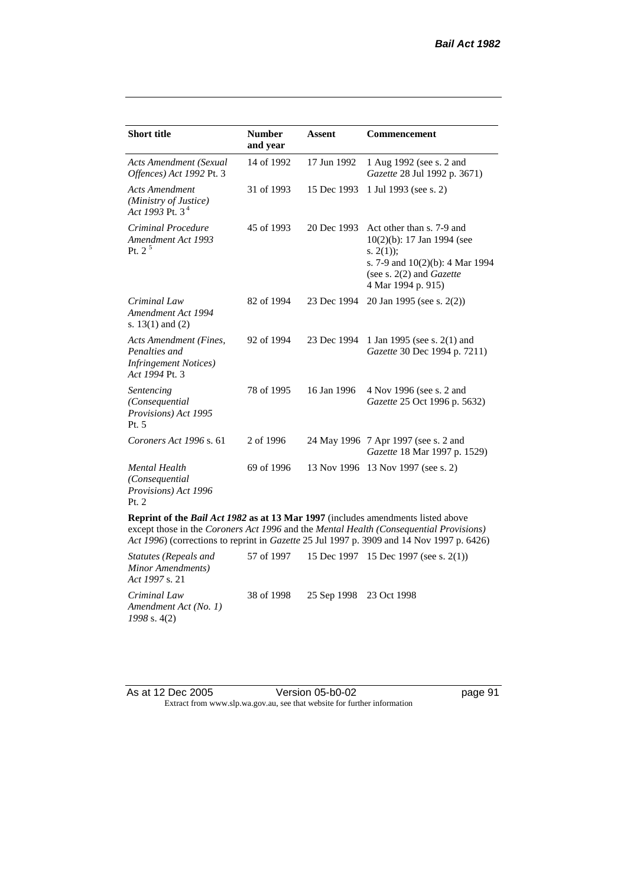| Short title | Number and year | Assent | Commencement |
|---|---|---|---|
| *Acts Amendment (Sexual Offences) Act 1992* Pt. 3 | 14 of 1992 | 17 Jun 1992 | 1 Aug 1992 (see s. 2 and *Gazette* 28 Jul 1992 p. 3671) |
| *Acts Amendment (Ministry of Justice) Act 1993* Pt. 3 [4] | 31 of 1993 | 15 Dec 1993 | 1 Jul 1993 (see s. 2) |
| *Criminal Procedure Amendment Act 1993* Pt. 2 [5] | 45 of 1993 | 20 Dec 1993 | Act other than s. 7-9 and 10(2)(b): 17 Jan 1994 (see s. 2(1)); s. 7-9 and 10(2)(b): 4 Mar 1994 (see s. 2(2) and *Gazette* 4 Mar 1994 p. 915) |
| *Criminal Law Amendment Act 1994* s. 13(1) and (2) | 82 of 1994 | 23 Dec 1994 | 20 Jan 1995 (see s. 2(2)) |
| *Acts Amendment (Fines, Penalties and Infringement Notices) Act 1994* Pt. 3 | 92 of 1994 | 23 Dec 1994 | 1 Jan 1995 (see s. 2(1) and *Gazette* 30 Dec 1994 p. 7211) |
| *Sentencing (Consequential Provisions) Act 1995* Pt. 5 | 78 of 1995 | 16 Jan 1996 | 4 Nov 1996 (see s. 2 and *Gazette* 25 Oct 1996 p. 5632) |
| *Coroners Act 1996* s. 61 | 2 of 1996 | 24 May 1996 | 7 Apr 1997 (see s. 2 and *Gazette* 18 Mar 1997 p. 1529) |
| *Mental Health (Consequential Provisions) Act 1996* Pt. 2 | 69 of 1996 | 13 Nov 1996 | 13 Nov 1997 (see s. 2) |
| **Reprint of the *Bail Act 1982* as at 13 Mar 1997** (includes amendments listed above except those in the *Coroners Act 1996* and the *Mental Health (Consequential Provisions) Act 1996*) (corrections to reprint in *Gazette* 25 Jul 1997 p. 3909 and 14 Nov 1997 p. 6426) | | | |
| *Statutes (Repeals and Minor Amendments) Act 1997* s. 21 | 57 of 1997 | 15 Dec 1997 | 15 Dec 1997 (see s. 2(1)) |
| *Criminal Law Amendment Act (No. 1) 1998* s. 4(2) | 38 of 1998 | 25 Sep 1998 | 23 Oct 1998 |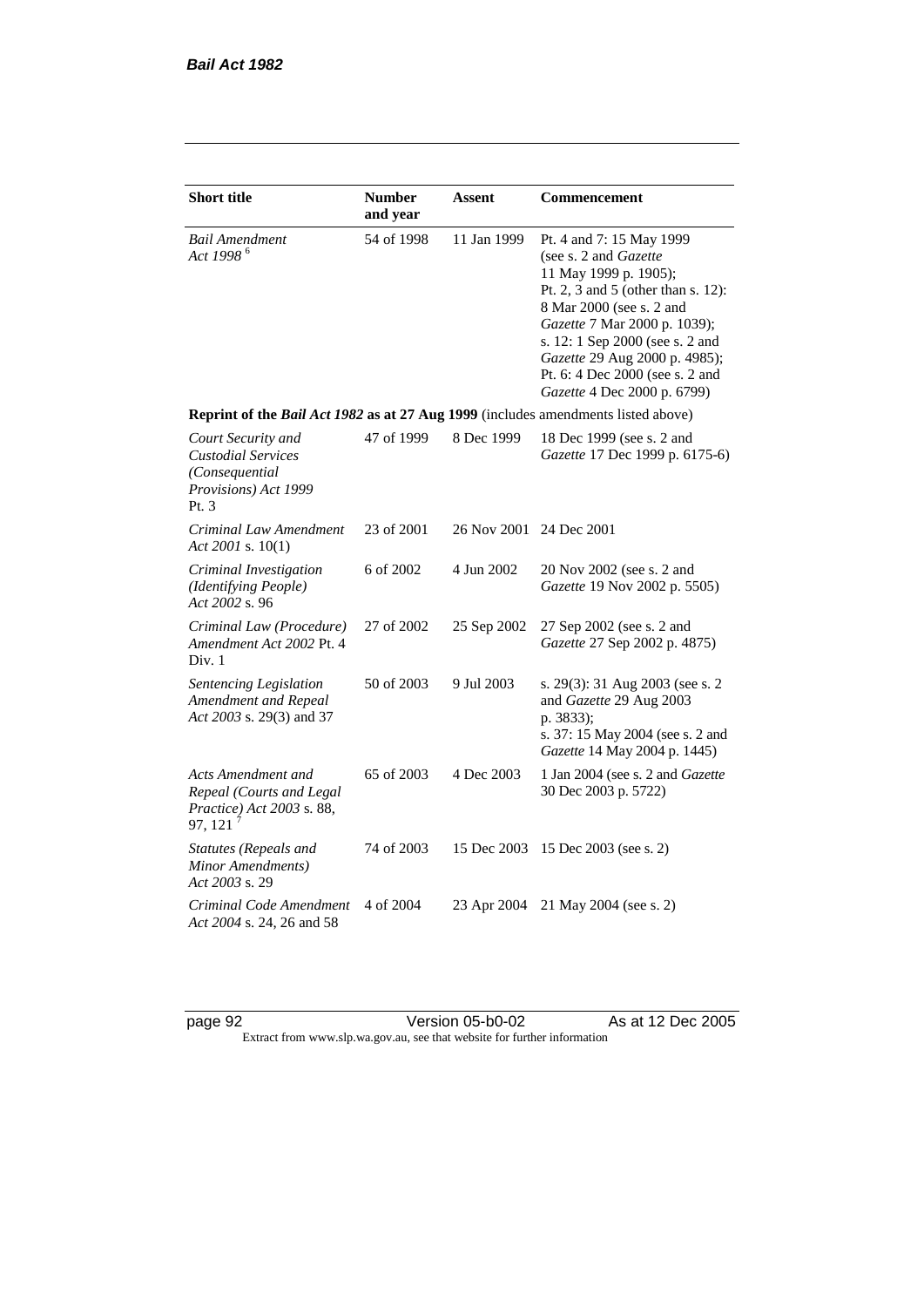| Short title | Number and year | Assent | Commencement |
|---|---|---|---|
| *Bail Amendment Act 1998* [6] | 54 of 1998 | 11 Jan 1999 | Pt. 4 and 7: 15 May 1999 (see s. 2 and *Gazette* 11 May 1999 p. 1905); Pt. 2, 3 and 5 (other than s. 12): 8 Mar 2000 (see s. 2 and *Gazette* 7 Mar 2000 p. 1039); s. 12: 1 Sep 2000 (see s. 2 and *Gazette* 29 Aug 2000 p. 4985); Pt. 6: 4 Dec 2000 (see s. 2 and *Gazette* 4 Dec 2000 p. 6799) |
| **Reprint of the *Bail Act 1982* as at 27 Aug 1999** (includes amendments listed above) | | | |
| *Court Security and Custodial Services (Consequential Provisions) Act 1999* Pt. 3 | 47 of 1999 | 8 Dec 1999 | 18 Dec 1999 (see s. 2 and *Gazette* 17 Dec 1999 p. 6175-6) |
| *Criminal Law Amendment Act 2001* s. 10(1) | 23 of 2001 | 26 Nov 2001 | 24 Dec 2001 |
| *Criminal Investigation (Identifying People) Act 2002* s. 96 | 6 of 2002 | 4 Jun 2002 | 20 Nov 2002 (see s. 2 and *Gazette* 19 Nov 2002 p. 5505) |
| *Criminal Law (Procedure) Amendment Act 2002* Pt. 4 Div. 1 | 27 of 2002 | 25 Sep 2002 | 27 Sep 2002 (see s. 2 and *Gazette* 27 Sep 2002 p. 4875) |
| *Sentencing Legislation Amendment and Repeal Act 2003* s. 29(3) and 37 | 50 of 2003 | 9 Jul 2003 | s. 29(3): 31 Aug 2003 (see s. 2 and *Gazette* 29 Aug 2003 p. 3833); s. 37: 15 May 2004 (see s. 2 and *Gazette* 14 May 2004 p. 1445) |
| *Acts Amendment and Repeal (Courts and Legal Practice) Act 2003* s. 88, 97, 121 [7] | 65 of 2003 | 4 Dec 2003 | 1 Jan 2004 (see s. 2 and *Gazette* 30 Dec 2003 p. 5722) |
| *Statutes (Repeals and Minor Amendments) Act 2003* s. 29 | 74 of 2003 | 15 Dec 2003 | 15 Dec 2003 (see s. 2) |
| *Criminal Code Amendment Act 2004* s. 24, 26 and 58 | 4 of 2004 | 23 Apr 2004 | 21 May 2004 (see s. 2) |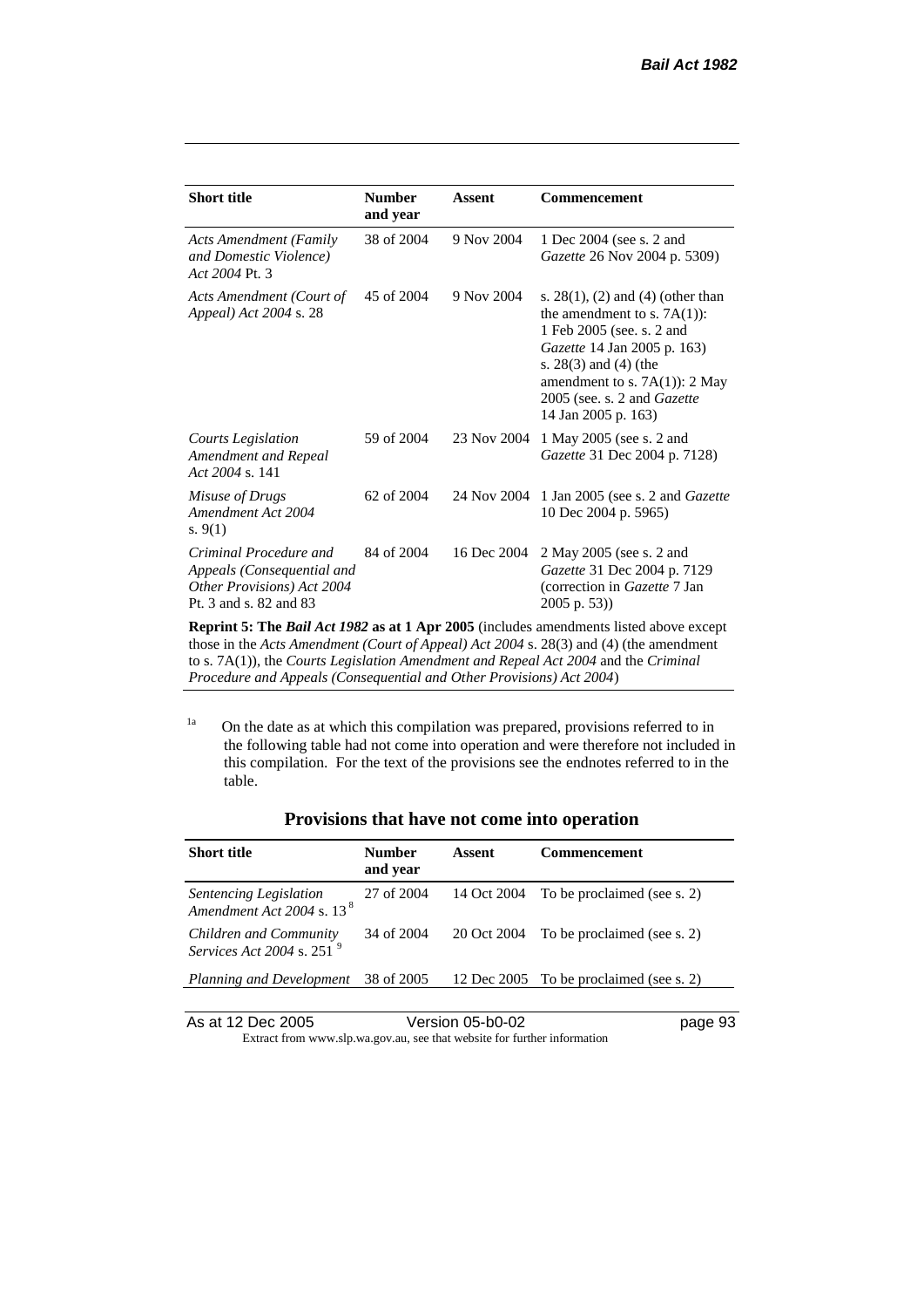| Short title | Number and year | Assent | Commencement |
|---|---|---|---|
| *Acts Amendment (Family and Domestic Violence) Act 2004* Pt. 3 | 38 of 2004 | 9 Nov 2004 | 1 Dec 2004 (see s. 2 and *Gazette* 26 Nov 2004 p. 5309) |
| *Acts Amendment (Court of Appeal) Act 2004* s. 28 | 45 of 2004 | 9 Nov 2004 | s. 28(1), (2) and (4) (other than the amendment to s. 7A(1)): 1 Feb 2005 (see. s. 2 and *Gazette* 14 Jan 2005 p. 163) s. 28(3) and (4) (the amendment to s. 7A(1)): 2 May 2005 (see. s. 2 and *Gazette* 14 Jan 2005 p. 163) |
| *Courts Legislation Amendment and Repeal Act 2004* s. 141 | 59 of 2004 | 23 Nov 2004 | 1 May 2005 (see s. 2 and *Gazette* 31 Dec 2004 p. 7128) |
| *Misuse of Drugs Amendment Act 2004* s. 9(1) | 62 of 2004 | 24 Nov 2004 | 1 Jan 2005 (see s. 2 and *Gazette* 10 Dec 2004 p. 5965) |
| *Criminal Procedure and Appeals (Consequential and Other Provisions) Act 2004* Pt. 3 and s. 82 and 83 | 84 of 2004 | 16 Dec 2004 | 2 May 2005 (see s. 2 and *Gazette* 31 Dec 2004 p. 7129 (correction in *Gazette* 7 Jan 2005 p. 53)) |
| **Reprint 5: The *Bail Act 1982* as at 1 Apr 2005** (includes amendments listed above except those in the *Acts Amendment (Court of Appeal) Act 2004* s. 28(3) and (4) (the amendment to s. 7A(1)), the *Courts Legislation Amendment and Repeal Act 2004* and the *Criminal Procedure and Appeals (Consequential and Other Provisions) Act 2004*) | | | |

[1a] On the date as at which this compilation was prepared, provisions referred to in the following table had not come into operation and were therefore not included in this compilation. For the text of the provisions see the endnotes referred to in the table.

## Provisions that have not come into operation

| Short title | Number and year | Assent | Commencement |
|---|---|---|---|
| *Sentencing Legislation Amendment Act 2004* s. 13 [8] | 27 of 2004 | 14 Oct 2004 | To be proclaimed (see s. 2) |
| *Children and Community Services Act 2004* s. 251 [9] | 34 of 2004 | 20 Oct 2004 | To be proclaimed (see s. 2) |
| *Planning and Development* | 38 of 2005 | 12 Dec 2005 | To be proclaimed (see s. 2) |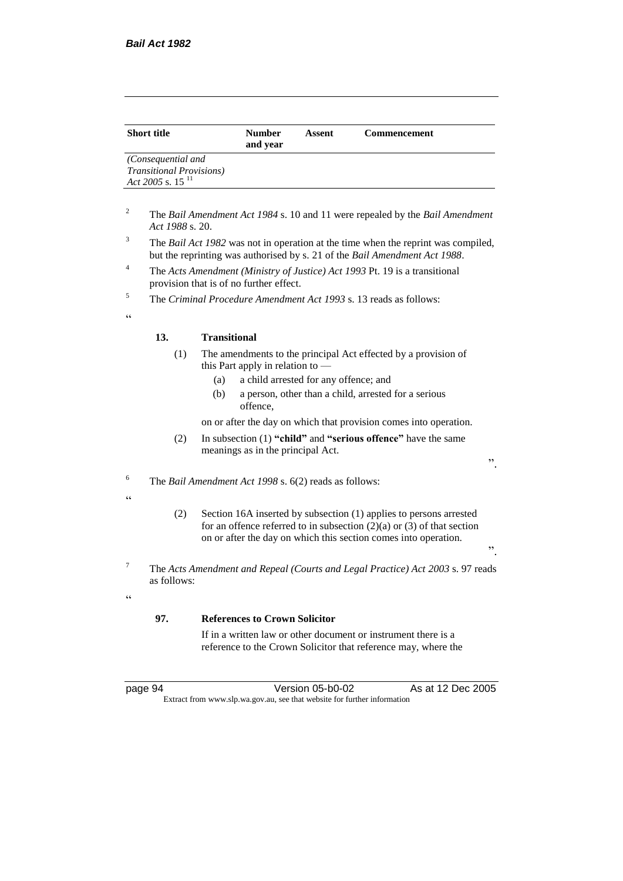| Short title | Number and year | Assent | Commencement |
|---|---|---|---|
| *(Consequential and Transitional Provisions) Act 2005* s. 15 [11] | | | |

[2] The *Bail Amendment Act 1984* s. 10 and 11 were repealed by the *Bail Amendment Act 1988* s. 20.

[3] The *Bail Act 1982* was not in operation at the time when the reprint was compiled, but the reprinting was authorised by s. 21 of the *Bail Amendment Act 1988*.

[4] The *Acts Amendment (Ministry of Justice) Act 1993* Pt. 19 is a transitional provision that is of no further effect.

[5] The *Criminal Procedure Amendment Act 1993* s. 13 reads as follows:

"

**13. Transitional**

(1) The amendments to the principal Act effected by a provision of this Part apply in relation to —

(a) a child arrested for any offence; and

(b) a person, other than a child, arrested for a serious offence,

on or after the day on which that provision comes into operation.

(2) In subsection (1) **"child"** and **"serious offence"** have the same meanings as in the principal Act.

".

[6] The *Bail Amendment Act 1998* s. 6(2) reads as follows:

"

(2) Section 16A inserted by subsection (1) applies to persons arrested for an offence referred to in subsection (2)(a) or (3) of that section on or after the day on which this section comes into operation.

".

[7] The *Acts Amendment and Repeal (Courts and Legal Practice) Act 2003* s. 97 reads as follows:

"

**97. References to Crown Solicitor**

If in a written law or other document or instrument there is a reference to the Crown Solicitor that reference may, where the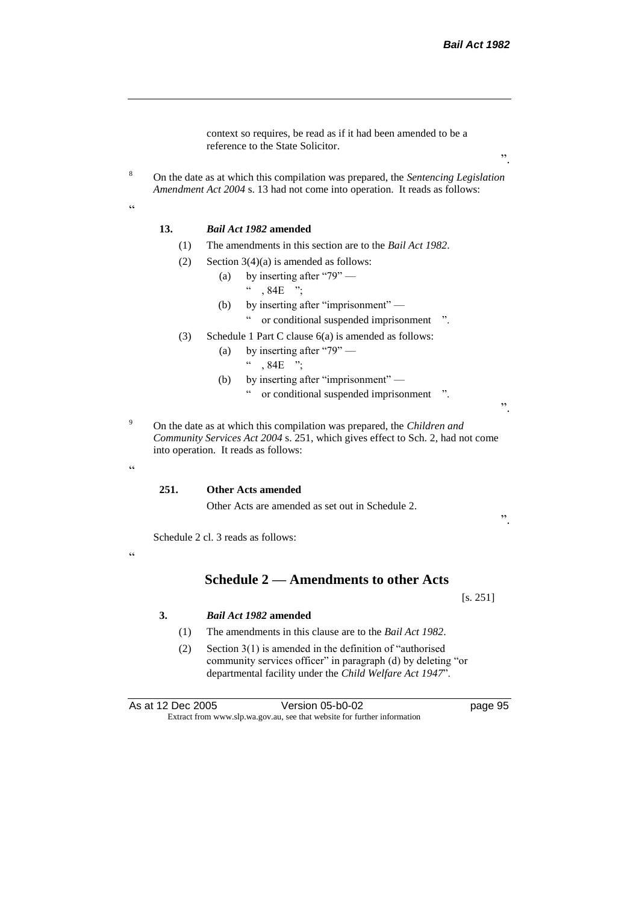context so requires, be read as if it had been amended to be a reference to the State Solicitor.

".

[8] On the date as at which this compilation was prepared, the *Sentencing Legislation Amendment Act 2004* s. 13 had not come into operation. It reads as follows:

"

**13. *Bail Act 1982* amended**

(1) The amendments in this section are to the *Bail Act 1982*.

(2) Section 3(4)(a) is amended as follows:

(a) by inserting after "79" —

" , 84E ";

(b) by inserting after "imprisonment" —

" or conditional suspended imprisonment ".

(3) Schedule 1 Part C clause 6(a) is amended as follows:

(a) by inserting after "79" —

" , 84E ";

(b) by inserting after "imprisonment" —

" or conditional suspended imprisonment ".

".

[9] On the date as at which this compilation was prepared, the *Children and Community Services Act 2004* s. 251, which gives effect to Sch. 2, had not come into operation. It reads as follows:

"

**251. Other Acts amended**

Other Acts are amended as set out in Schedule 2.

".

Schedule 2 cl. 3 reads as follows:

"

## Schedule 2 — Amendments to other Acts

[s. 251]

**3. *Bail Act 1982* amended**

(1) The amendments in this clause are to the *Bail Act 1982*.

(2) Section 3(1) is amended in the definition of "authorised community services officer" in paragraph (d) by deleting "or departmental facility under the *Child Welfare Act 1947*".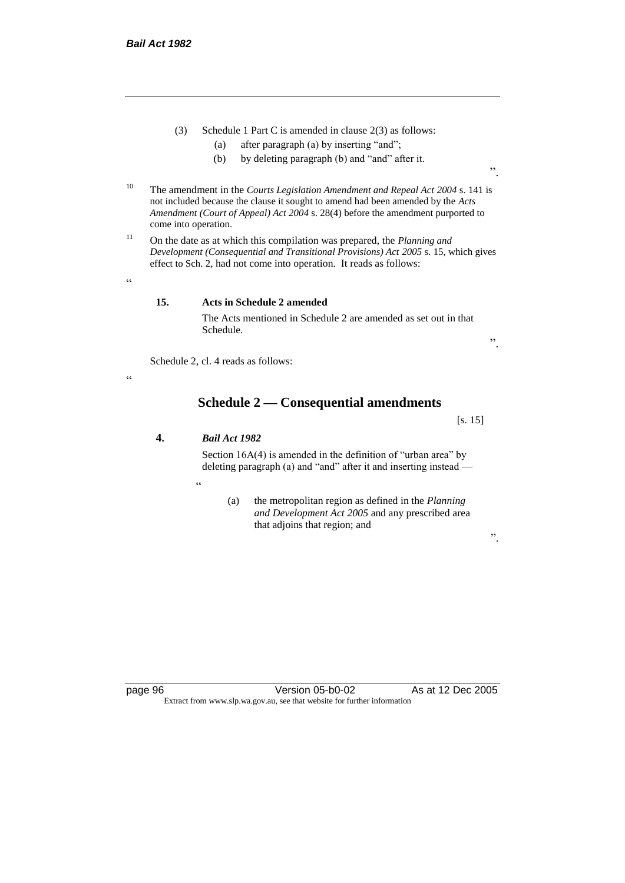(3) Schedule 1 Part C is amended in clause 2(3) as follows:

(a) after paragraph (a) by inserting "and";

(b) by deleting paragraph (b) and "and" after it.

".

[10] The amendment in the *Courts Legislation Amendment and Repeal Act 2004* s. 141 is not included because the clause it sought to amend had been amended by the *Acts Amendment (Court of Appeal) Act 2004* s. 28(4) before the amendment purported to come into operation.

[11] On the date as at which this compilation was prepared, the *Planning and Development (Consequential and Transitional Provisions) Act 2005* s. 15, which gives effect to Sch. 2, had not come into operation. It reads as follows:

"

**15. Acts in Schedule 2 amended**

The Acts mentioned in Schedule 2 are amended as set out in that Schedule.

".

Schedule 2, cl. 4 reads as follows:

"

## Schedule 2 — Consequential amendments

[s. 15]

**4. *Bail Act 1982***

Section 16A(4) is amended in the definition of "urban area" by deleting paragraph (a) and "and" after it and inserting instead —

"

(a) the metropolitan region as defined in the *Planning and Development Act 2005* and any prescribed area that adjoins that region; and

".